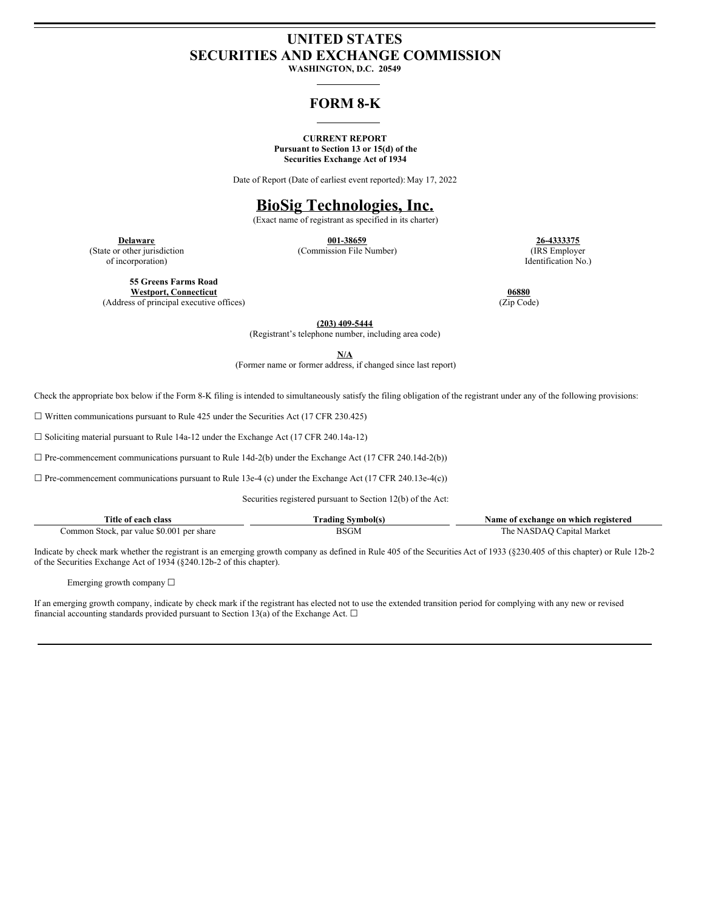# UNITED STATES
# SECURITIES AND EXCHANGE COMMISSION

**WASHINGTON, D.C. 20549**

## FORM 8-K

**CURRENT REPORT**
**Pursuant to Section 13 or 15(d) of the**
**Securities Exchange Act of 1934**

Date of Report (Date of earliest event reported): May 17, 2022

# BioSig Technologies, Inc.

(Exact name of registrant as specified in its charter)

| **Delaware** | **001-38659** | **26-4333375** |
|---|---|---|
| (State or other jurisdiction of incorporation) | (Commission File Number) | (IRS Employer Identification No.) |

| **55 Greens Farms Road Westport, Connecticut** | **06880** |
|---|---|
| (Address of principal executive offices) | (Zip Code) |

**(203) 409-5444**
(Registrant's telephone number, including area code)

**N/A**
(Former name or former address, if changed since last report)

Check the appropriate box below if the Form 8-K filing is intended to simultaneously satisfy the filing obligation of the registrant under any of the following provisions:

☐ Written communications pursuant to Rule 425 under the Securities Act (17 CFR 230.425)

☐ Soliciting material pursuant to Rule 14a-12 under the Exchange Act (17 CFR 240.14a-12)

☐ Pre-commencement communications pursuant to Rule 14d-2(b) under the Exchange Act (17 CFR 240.14d-2(b))

☐ Pre-commencement communications pursuant to Rule 13e-4 (c) under the Exchange Act (17 CFR 240.13e-4(c))

Securities registered pursuant to Section 12(b) of the Act:

| Title of each class | Trading Symbol(s) | Name of exchange on which registered |
|---|---|---|
| Common Stock, par value $0.001 per share | BSGM | The NASDAQ Capital Market |

Indicate by check mark whether the registrant is an emerging growth company as defined in Rule 405 of the Securities Act of 1933 (§230.405 of this chapter) or Rule 12b-2 of the Securities Exchange Act of 1934 (§240.12b-2 of this chapter).

Emerging growth company ☐

If an emerging growth company, indicate by check mark if the registrant has elected not to use the extended transition period for complying with any new or revised financial accounting standards provided pursuant to Section 13(a) of the Exchange Act. ☐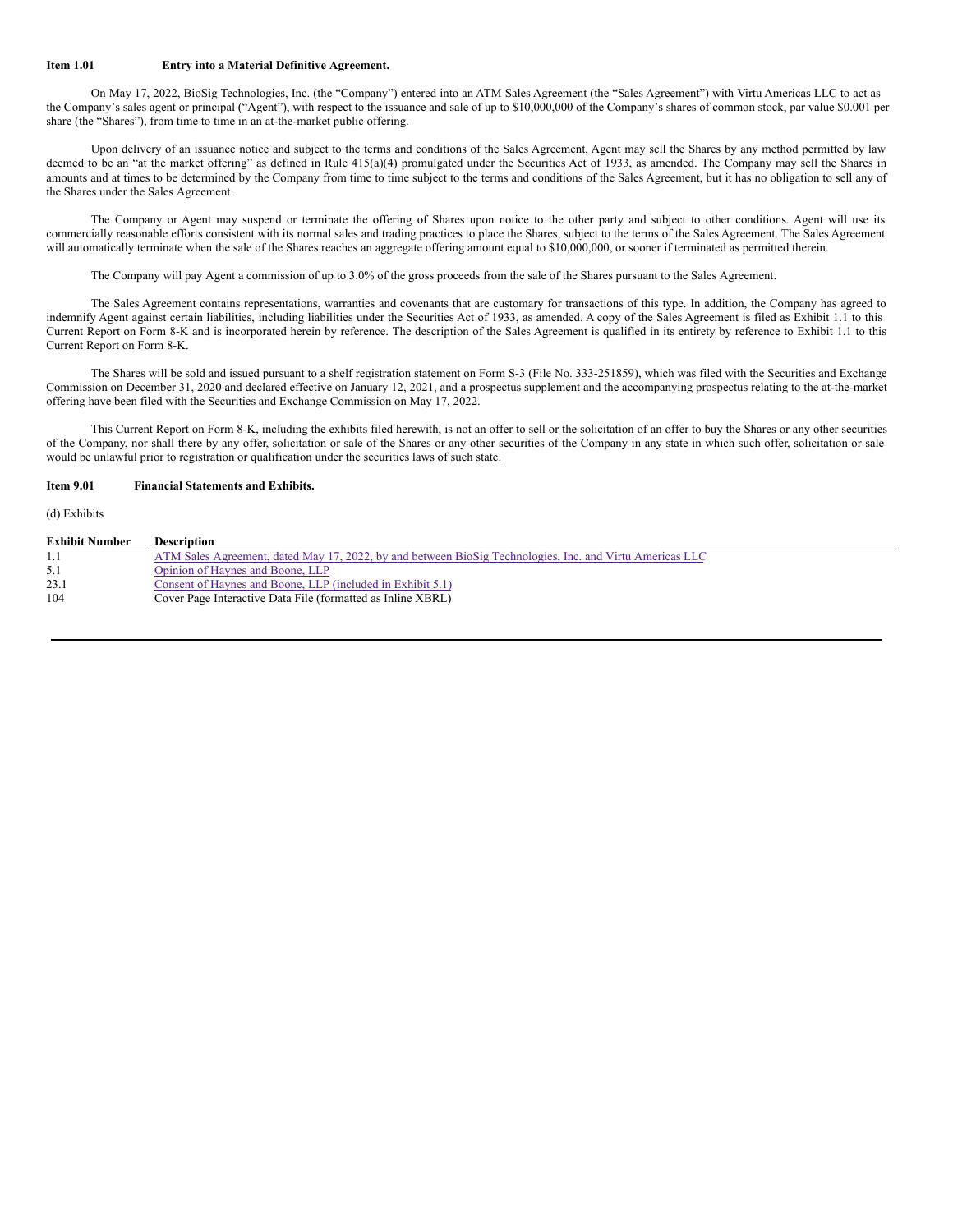**Item 1.01 Entry into a Material Definitive Agreement.**

On May 17, 2022, BioSig Technologies, Inc. (the "Company") entered into an ATM Sales Agreement (the "Sales Agreement") with Virtu Americas LLC to act as the Company's sales agent or principal ("Agent"), with respect to the issuance and sale of up to $10,000,000 of the Company's shares of common stock, par value $0.001 per share (the "Shares"), from time to time in an at-the-market public offering.

Upon delivery of an issuance notice and subject to the terms and conditions of the Sales Agreement, Agent may sell the Shares by any method permitted by law deemed to be an "at the market offering" as defined in Rule 415(a)(4) promulgated under the Securities Act of 1933, as amended. The Company may sell the Shares in amounts and at times to be determined by the Company from time to time subject to the terms and conditions of the Sales Agreement, but it has no obligation to sell any of the Shares under the Sales Agreement.

The Company or Agent may suspend or terminate the offering of Shares upon notice to the other party and subject to other conditions. Agent will use its commercially reasonable efforts consistent with its normal sales and trading practices to place the Shares, subject to the terms of the Sales Agreement. The Sales Agreement will automatically terminate when the sale of the Shares reaches an aggregate offering amount equal to $10,000,000, or sooner if terminated as permitted therein.

The Company will pay Agent a commission of up to 3.0% of the gross proceeds from the sale of the Shares pursuant to the Sales Agreement.

The Sales Agreement contains representations, warranties and covenants that are customary for transactions of this type. In addition, the Company has agreed to indemnify Agent against certain liabilities, including liabilities under the Securities Act of 1933, as amended. A copy of the Sales Agreement is filed as Exhibit 1.1 to this Current Report on Form 8-K and is incorporated herein by reference. The description of the Sales Agreement is qualified in its entirety by reference to Exhibit 1.1 to this Current Report on Form 8-K.

The Shares will be sold and issued pursuant to a shelf registration statement on Form S-3 (File No. 333-251859), which was filed with the Securities and Exchange Commission on December 31, 2020 and declared effective on January 12, 2021, and a prospectus supplement and the accompanying prospectus relating to the at-the-market offering have been filed with the Securities and Exchange Commission on May 17, 2022.

This Current Report on Form 8-K, including the exhibits filed herewith, is not an offer to sell or the solicitation of an offer to buy the Shares or any other securities of the Company, nor shall there by any offer, solicitation or sale of the Shares or any other securities of the Company in any state in which such offer, solicitation or sale would be unlawful prior to registration or qualification under the securities laws of such state.

**Item 9.01 Financial Statements and Exhibits.**

(d) Exhibits

| Exhibit Number | Description |
|---|---|
| 1.1 | ATM Sales Agreement, dated May 17, 2022, by and between BioSig Technologies, Inc. and Virtu Americas LLC |
| 5.1 | Opinion of Haynes and Boone, LLP |
| 23.1 | Consent of Haynes and Boone, LLP (included in Exhibit 5.1) |
| 104 | Cover Page Interactive Data File (formatted as Inline XBRL) |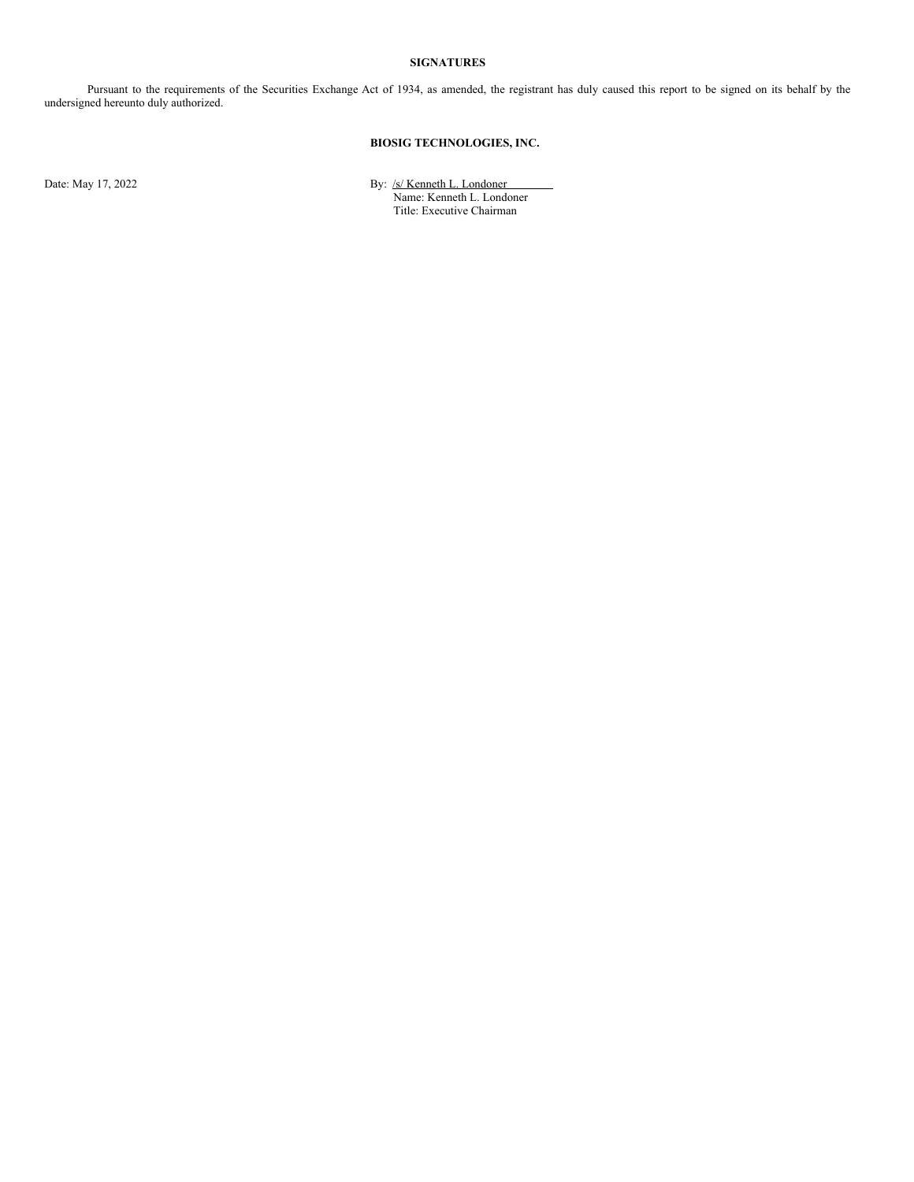**SIGNATURES**

Pursuant to the requirements of the Securities Exchange Act of 1934, as amended, the registrant has duly caused this report to be signed on its behalf by the undersigned hereunto duly authorized.

**BIOSIG TECHNOLOGIES, INC.**

Date: May 17, 2022

By: /s/ Kenneth L. Londoner
Name: Kenneth L. Londoner
Title: Executive Chairman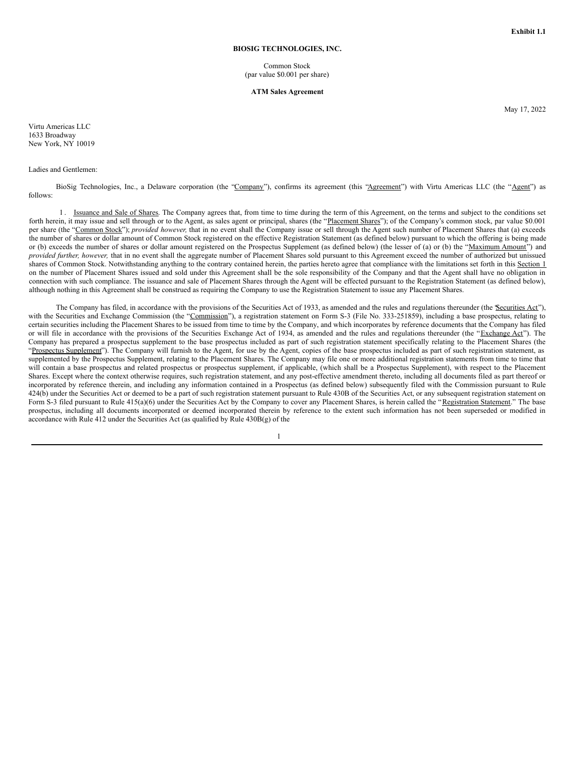**Exhibit 1.1**

**BIOSIG TECHNOLOGIES, INC.**

Common Stock
(par value $0.001 per share)

**ATM Sales Agreement**

May 17, 2022

Virtu Americas LLC
1633 Broadway
New York, NY 10019

Ladies and Gentlemen:

BioSig Technologies, Inc., a Delaware corporation (the "Company"), confirms its agreement (this "Agreement") with Virtu Americas LLC (the "Agent") as follows:

1. Issuance and Sale of Shares. The Company agrees that, from time to time during the term of this Agreement, on the terms and subject to the conditions set forth herein, it may issue and sell through or to the Agent, as sales agent or principal, shares (the "Placement Shares"); of the Company's common stock, par value $0.001 per share (the "Common Stock"); *provided however,* that in no event shall the Company issue or sell through the Agent such number of Placement Shares that (a) exceeds the number of shares or dollar amount of Common Stock registered on the effective Registration Statement (as defined below) pursuant to which the offering is being made or (b) exceeds the number of shares or dollar amount registered on the Prospectus Supplement (as defined below) (the lesser of (a) or (b) the "Maximum Amount") and *provided further, however,* that in no event shall the aggregate number of Placement Shares sold pursuant to this Agreement exceed the number of authorized but unissued shares of Common Stock. Notwithstanding anything to the contrary contained herein, the parties hereto agree that compliance with the limitations set forth in this Section 1 on the number of Placement Shares issued and sold under this Agreement shall be the sole responsibility of the Company and that the Agent shall have no obligation in connection with such compliance. The issuance and sale of Placement Shares through the Agent will be effected pursuant to the Registration Statement (as defined below), although nothing in this Agreement shall be construed as requiring the Company to use the Registration Statement to issue any Placement Shares.

The Company has filed, in accordance with the provisions of the Securities Act of 1933, as amended and the rules and regulations thereunder (the "Securities Act"), with the Securities and Exchange Commission (the "Commission"), a registration statement on Form S-3 (File No. 333-251859), including a base prospectus, relating to certain securities including the Placement Shares to be issued from time to time by the Company, and which incorporates by reference documents that the Company has filed or will file in accordance with the provisions of the Securities Exchange Act of 1934, as amended and the rules and regulations thereunder (the "Exchange Act"). The Company has prepared a prospectus supplement to the base prospectus included as part of such registration statement specifically relating to the Placement Shares (the "Prospectus Supplement"). The Company will furnish to the Agent, for use by the Agent, copies of the base prospectus included as part of such registration statement, as supplemented by the Prospectus Supplement, relating to the Placement Shares. The Company may file one or more additional registration statements from time to time that will contain a base prospectus and related prospectus or prospectus supplement, if applicable, (which shall be a Prospectus Supplement), with respect to the Placement Shares. Except where the context otherwise requires, such registration statement, and any post-effective amendment thereto, including all documents filed as part thereof or incorporated by reference therein, and including any information contained in a Prospectus (as defined below) subsequently filed with the Commission pursuant to Rule 424(b) under the Securities Act or deemed to be a part of such registration statement pursuant to Rule 430B of the Securities Act, or any subsequent registration statement on Form S-3 filed pursuant to Rule 415(a)(6) under the Securities Act by the Company to cover any Placement Shares, is herein called the "Registration Statement." The base prospectus, including all documents incorporated or deemed incorporated therein by reference to the extent such information has not been superseded or modified in accordance with Rule 412 under the Securities Act (as qualified by Rule 430B(g) of the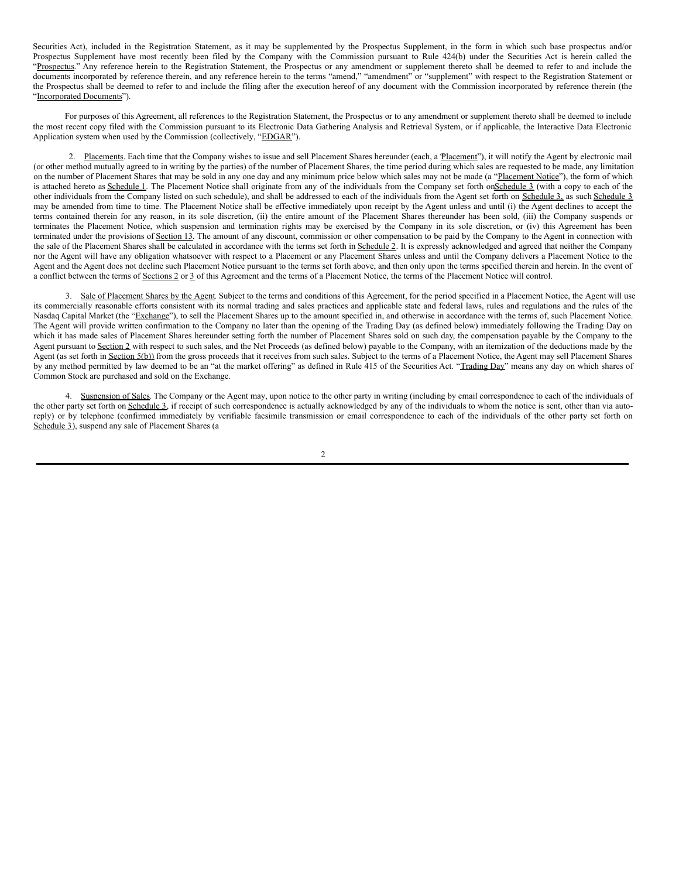Securities Act), included in the Registration Statement, as it may be supplemented by the Prospectus Supplement, in the form in which such base prospectus and/or Prospectus Supplement have most recently been filed by the Company with the Commission pursuant to Rule 424(b) under the Securities Act is herein called the "Prospectus." Any reference herein to the Registration Statement, the Prospectus or any amendment or supplement thereto shall be deemed to refer to and include the documents incorporated by reference therein, and any reference herein to the terms "amend," "amendment" or "supplement" with respect to the Registration Statement or the Prospectus shall be deemed to refer to and include the filing after the execution hereof of any document with the Commission incorporated by reference therein (the "Incorporated Documents").

For purposes of this Agreement, all references to the Registration Statement, the Prospectus or to any amendment or supplement thereto shall be deemed to include the most recent copy filed with the Commission pursuant to its Electronic Data Gathering Analysis and Retrieval System, or if applicable, the Interactive Data Electronic Application system when used by the Commission (collectively, "EDGAR").

2. Placements. Each time that the Company wishes to issue and sell Placement Shares hereunder (each, a "Placement"), it will notify the Agent by electronic mail (or other method mutually agreed to in writing by the parties) of the number of Placement Shares, the time period during which sales are requested to be made, any limitation on the number of Placement Shares that may be sold in any one day and any minimum price below which sales may not be made (a "Placement Notice"), the form of which is attached hereto as Schedule 1. The Placement Notice shall originate from any of the individuals from the Company set forth on Schedule 3 (with a copy to each of the other individuals from the Company listed on such schedule), and shall be addressed to each of the individuals from the Agent set forth on Schedule 3, as such Schedule 3 may be amended from time to time. The Placement Notice shall be effective immediately upon receipt by the Agent unless and until (i) the Agent declines to accept the terms contained therein for any reason, in its sole discretion, (ii) the entire amount of the Placement Shares thereunder has been sold, (iii) the Company suspends or terminates the Placement Notice, which suspension and termination rights may be exercised by the Company in its sole discretion, or (iv) this Agreement has been terminated under the provisions of Section 13. The amount of any discount, commission or other compensation to be paid by the Company to the Agent in connection with the sale of the Placement Shares shall be calculated in accordance with the terms set forth in Schedule 2. It is expressly acknowledged and agreed that neither the Company nor the Agent will have any obligation whatsoever with respect to a Placement or any Placement Shares unless and until the Company delivers a Placement Notice to the Agent and the Agent does not decline such Placement Notice pursuant to the terms set forth above, and then only upon the terms specified therein and herein. In the event of a conflict between the terms of Sections 2 or 3 of this Agreement and the terms of a Placement Notice, the terms of the Placement Notice will control.

3. Sale of Placement Shares by the Agent. Subject to the terms and conditions of this Agreement, for the period specified in a Placement Notice, the Agent will use its commercially reasonable efforts consistent with its normal trading and sales practices and applicable state and federal laws, rules and regulations and the rules of the Nasdaq Capital Market (the "Exchange"), to sell the Placement Shares up to the amount specified in, and otherwise in accordance with the terms of, such Placement Notice. The Agent will provide written confirmation to the Company no later than the opening of the Trading Day (as defined below) immediately following the Trading Day on which it has made sales of Placement Shares hereunder setting forth the number of Placement Shares sold on such day, the compensation payable by the Company to the Agent pursuant to Section 2 with respect to such sales, and the Net Proceeds (as defined below) payable to the Company, with an itemization of the deductions made by the Agent (as set forth in Section 5(b)) from the gross proceeds that it receives from such sales. Subject to the terms of a Placement Notice, the Agent may sell Placement Shares by any method permitted by law deemed to be an "at the market offering" as defined in Rule 415 of the Securities Act. "Trading Day" means any day on which shares of Common Stock are purchased and sold on the Exchange.

4. Suspension of Sales. The Company or the Agent may, upon notice to the other party in writing (including by email correspondence to each of the individuals of the other party set forth on Schedule 3, if receipt of such correspondence is actually acknowledged by any of the individuals to whom the notice is sent, other than via auto-reply) or by telephone (confirmed immediately by verifiable facsimile transmission or email correspondence to each of the individuals of the other party set forth on Schedule 3), suspend any sale of Placement Shares (a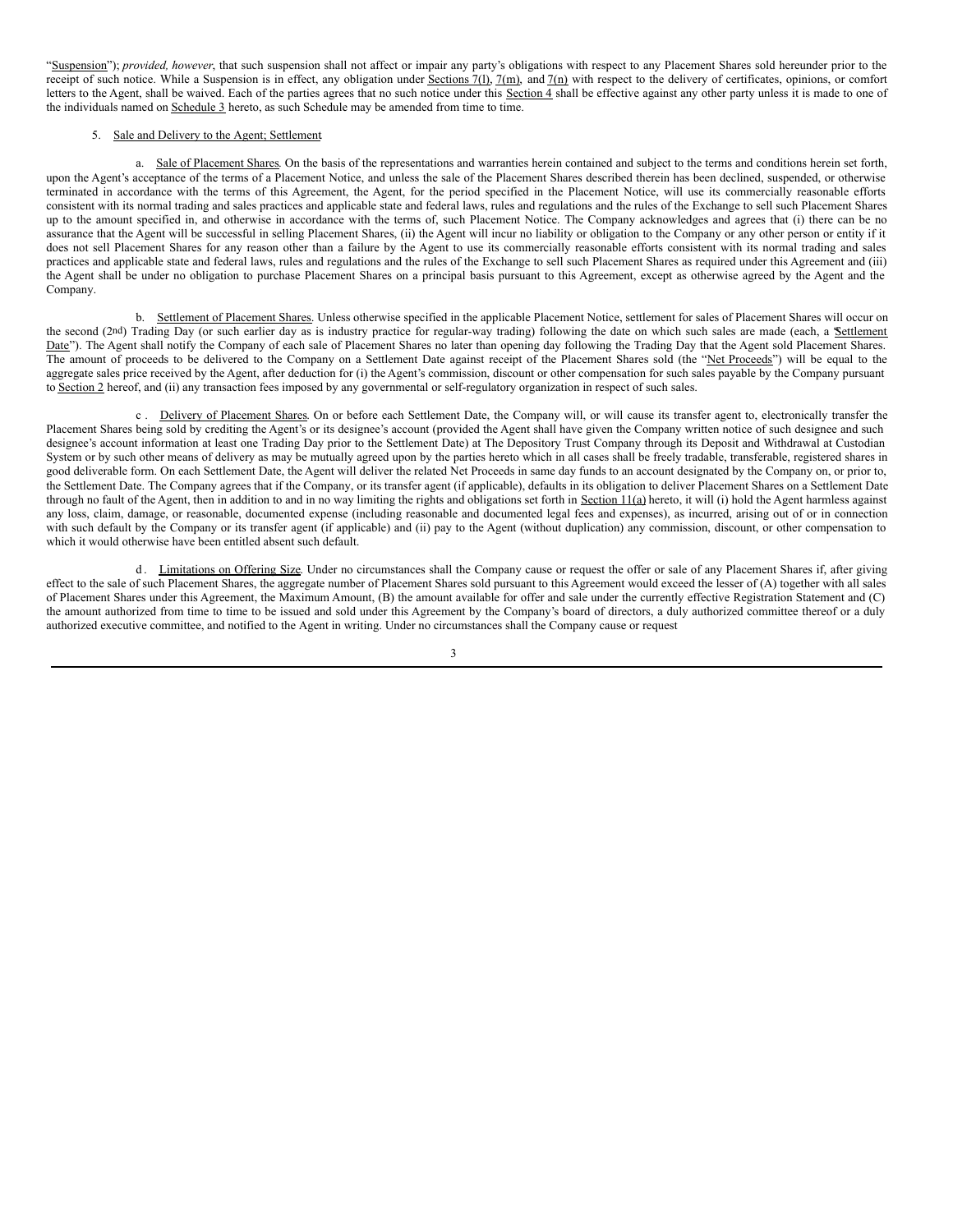"Suspension"); *provided, however*, that such suspension shall not affect or impair any party's obligations with respect to any Placement Shares sold hereunder prior to the receipt of such notice. While a Suspension is in effect, any obligation under Sections 7(l), 7(m), and 7(n) with respect to the delivery of certificates, opinions, or comfort letters to the Agent, shall be waived. Each of the parties agrees that no such notice under this Section 4 shall be effective against any other party unless it is made to one of the individuals named on Schedule 3 hereto, as such Schedule may be amended from time to time.

5. Sale and Delivery to the Agent; Settlement.

a. Sale of Placement Shares. On the basis of the representations and warranties herein contained and subject to the terms and conditions herein set forth, upon the Agent's acceptance of the terms of a Placement Notice, and unless the sale of the Placement Shares described therein has been declined, suspended, or otherwise terminated in accordance with the terms of this Agreement, the Agent, for the period specified in the Placement Notice, will use its commercially reasonable efforts consistent with its normal trading and sales practices and applicable state and federal laws, rules and regulations and the rules of the Exchange to sell such Placement Shares up to the amount specified in, and otherwise in accordance with the terms of, such Placement Notice. The Company acknowledges and agrees that (i) there can be no assurance that the Agent will be successful in selling Placement Shares, (ii) the Agent will incur no liability or obligation to the Company or any other person or entity if it does not sell Placement Shares for any reason other than a failure by the Agent to use its commercially reasonable efforts consistent with its normal trading and sales practices and applicable state and federal laws, rules and regulations and the rules of the Exchange to sell such Placement Shares as required under this Agreement and (iii) the Agent shall be under no obligation to purchase Placement Shares on a principal basis pursuant to this Agreement, except as otherwise agreed by the Agent and the Company.

b. Settlement of Placement Shares. Unless otherwise specified in the applicable Placement Notice, settlement for sales of Placement Shares will occur on the second (2nd) Trading Day (or such earlier day as is industry practice for regular-way trading) following the date on which such sales are made (each, a "Settlement Date"). The Agent shall notify the Company of each sale of Placement Shares no later than opening day following the Trading Day that the Agent sold Placement Shares. The amount of proceeds to be delivered to the Company on a Settlement Date against receipt of the Placement Shares sold (the "Net Proceeds") will be equal to the aggregate sales price received by the Agent, after deduction for (i) the Agent's commission, discount or other compensation for such sales payable by the Company pursuant to Section 2 hereof, and (ii) any transaction fees imposed by any governmental or self-regulatory organization in respect of such sales.

c. Delivery of Placement Shares. On or before each Settlement Date, the Company will, or will cause its transfer agent to, electronically transfer the Placement Shares being sold by crediting the Agent's or its designee's account (provided the Agent shall have given the Company written notice of such designee and such designee's account information at least one Trading Day prior to the Settlement Date) at The Depository Trust Company through its Deposit and Withdrawal at Custodian System or by such other means of delivery as may be mutually agreed upon by the parties hereto which in all cases shall be freely tradable, transferable, registered shares in good deliverable form. On each Settlement Date, the Agent will deliver the related Net Proceeds in same day funds to an account designated by the Company on, or prior to, the Settlement Date. The Company agrees that if the Company, or its transfer agent (if applicable), defaults in its obligation to deliver Placement Shares on a Settlement Date through no fault of the Agent, then in addition to and in no way limiting the rights and obligations set forth in Section 11(a) hereto, it will (i) hold the Agent harmless against any loss, claim, damage, or reasonable, documented expense (including reasonable and documented legal fees and expenses), as incurred, arising out of or in connection with such default by the Company or its transfer agent (if applicable) and (ii) pay to the Agent (without duplication) any commission, discount, or other compensation to which it would otherwise have been entitled absent such default.

d. Limitations on Offering Size. Under no circumstances shall the Company cause or request the offer or sale of any Placement Shares if, after giving effect to the sale of such Placement Shares, the aggregate number of Placement Shares sold pursuant to this Agreement would exceed the lesser of (A) together with all sales of Placement Shares under this Agreement, the Maximum Amount, (B) the amount available for offer and sale under the currently effective Registration Statement and (C) the amount authorized from time to time to be issued and sold under this Agreement by the Company's board of directors, a duly authorized committee thereof or a duly authorized executive committee, and notified to the Agent in writing. Under no circumstances shall the Company cause or request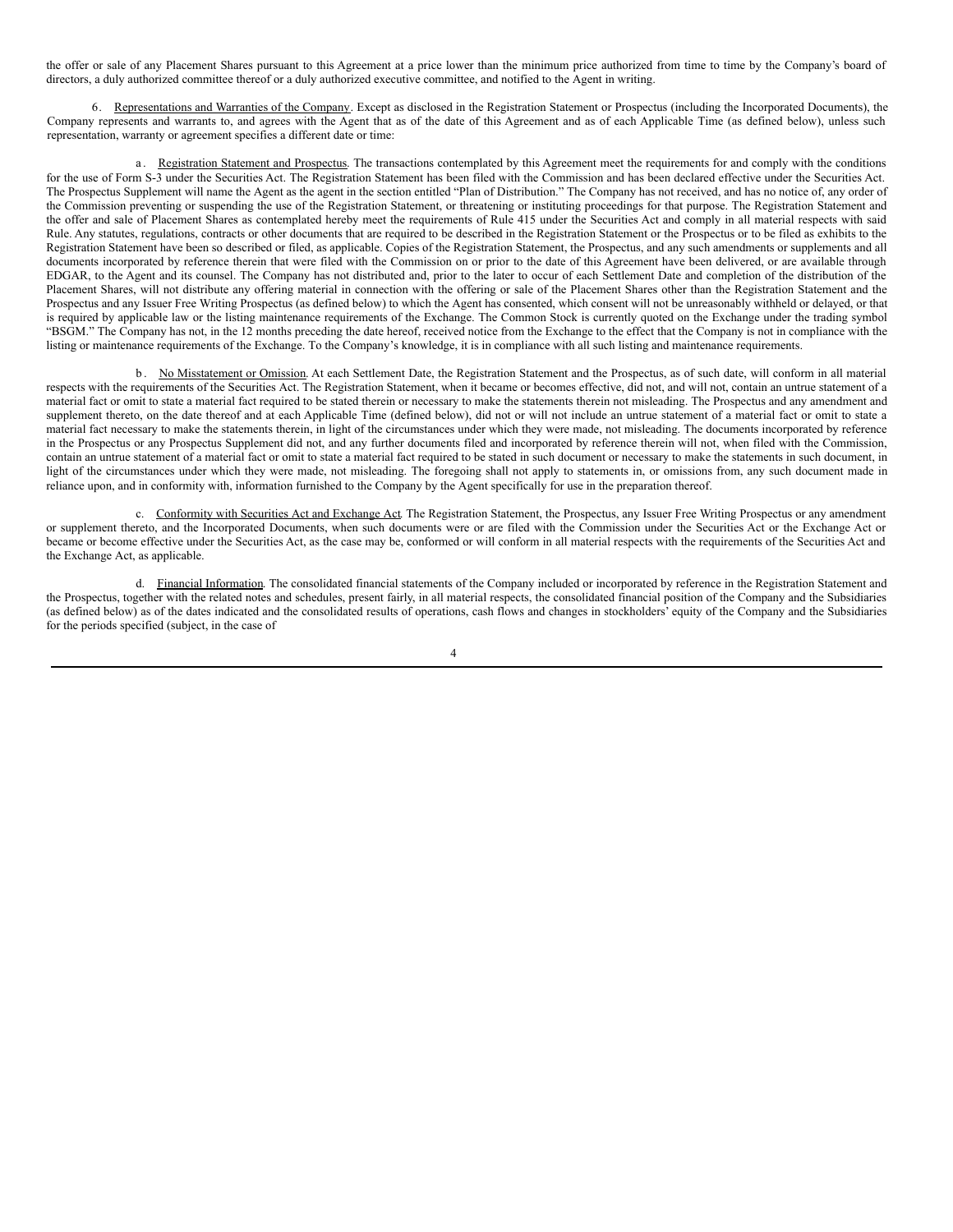the offer or sale of any Placement Shares pursuant to this Agreement at a price lower than the minimum price authorized from time to time by the Company's board of directors, a duly authorized committee thereof or a duly authorized executive committee, and notified to the Agent in writing.

6. Representations and Warranties of the Company. Except as disclosed in the Registration Statement or Prospectus (including the Incorporated Documents), the Company represents and warrants to, and agrees with the Agent that as of the date of this Agreement and as of each Applicable Time (as defined below), unless such representation, warranty or agreement specifies a different date or time:

a. Registration Statement and Prospectus. The transactions contemplated by this Agreement meet the requirements for and comply with the conditions for the use of Form S-3 under the Securities Act. The Registration Statement has been filed with the Commission and has been declared effective under the Securities Act. The Prospectus Supplement will name the Agent as the agent in the section entitled "Plan of Distribution." The Company has not received, and has no notice of, any order of the Commission preventing or suspending the use of the Registration Statement, or threatening or instituting proceedings for that purpose. The Registration Statement and the offer and sale of Placement Shares as contemplated hereby meet the requirements of Rule 415 under the Securities Act and comply in all material respects with said Rule. Any statutes, regulations, contracts or other documents that are required to be described in the Registration Statement or the Prospectus or to be filed as exhibits to the Registration Statement have been so described or filed, as applicable. Copies of the Registration Statement, the Prospectus, and any such amendments or supplements and all documents incorporated by reference therein that were filed with the Commission on or prior to the date of this Agreement have been delivered, or are available through EDGAR, to the Agent and its counsel. The Company has not distributed and, prior to the later to occur of each Settlement Date and completion of the distribution of the Placement Shares, will not distribute any offering material in connection with the offering or sale of the Placement Shares other than the Registration Statement and the Prospectus and any Issuer Free Writing Prospectus (as defined below) to which the Agent has consented, which consent will not be unreasonably withheld or delayed, or that is required by applicable law or the listing maintenance requirements of the Exchange. The Common Stock is currently quoted on the Exchange under the trading symbol "BSGM." The Company has not, in the 12 months preceding the date hereof, received notice from the Exchange to the effect that the Company is not in compliance with the listing or maintenance requirements of the Exchange. To the Company's knowledge, it is in compliance with all such listing and maintenance requirements.

b. No Misstatement or Omission. At each Settlement Date, the Registration Statement and the Prospectus, as of such date, will conform in all material respects with the requirements of the Securities Act. The Registration Statement, when it became or becomes effective, did not, and will not, contain an untrue statement of a material fact or omit to state a material fact required to be stated therein or necessary to make the statements therein not misleading. The Prospectus and any amendment and supplement thereto, on the date thereof and at each Applicable Time (defined below), did not or will not include an untrue statement of a material fact or omit to state a material fact necessary to make the statements therein, in light of the circumstances under which they were made, not misleading. The documents incorporated by reference in the Prospectus or any Prospectus Supplement did not, and any further documents filed and incorporated by reference therein will not, when filed with the Commission, contain an untrue statement of a material fact or omit to state a material fact required to be stated in such document or necessary to make the statements in such document, in light of the circumstances under which they were made, not misleading. The foregoing shall not apply to statements in, or omissions from, any such document made in reliance upon, and in conformity with, information furnished to the Company by the Agent specifically for use in the preparation thereof.

c. Conformity with Securities Act and Exchange Act. The Registration Statement, the Prospectus, any Issuer Free Writing Prospectus or any amendment or supplement thereto, and the Incorporated Documents, when such documents were or are filed with the Commission under the Securities Act or the Exchange Act or became or become effective under the Securities Act, as the case may be, conformed or will conform in all material respects with the requirements of the Securities Act and the Exchange Act, as applicable.

d. Financial Information. The consolidated financial statements of the Company included or incorporated by reference in the Registration Statement and the Prospectus, together with the related notes and schedules, present fairly, in all material respects, the consolidated financial position of the Company and the Subsidiaries (as defined below) as of the dates indicated and the consolidated results of operations, cash flows and changes in stockholders' equity of the Company and the Subsidiaries for the periods specified (subject, in the case of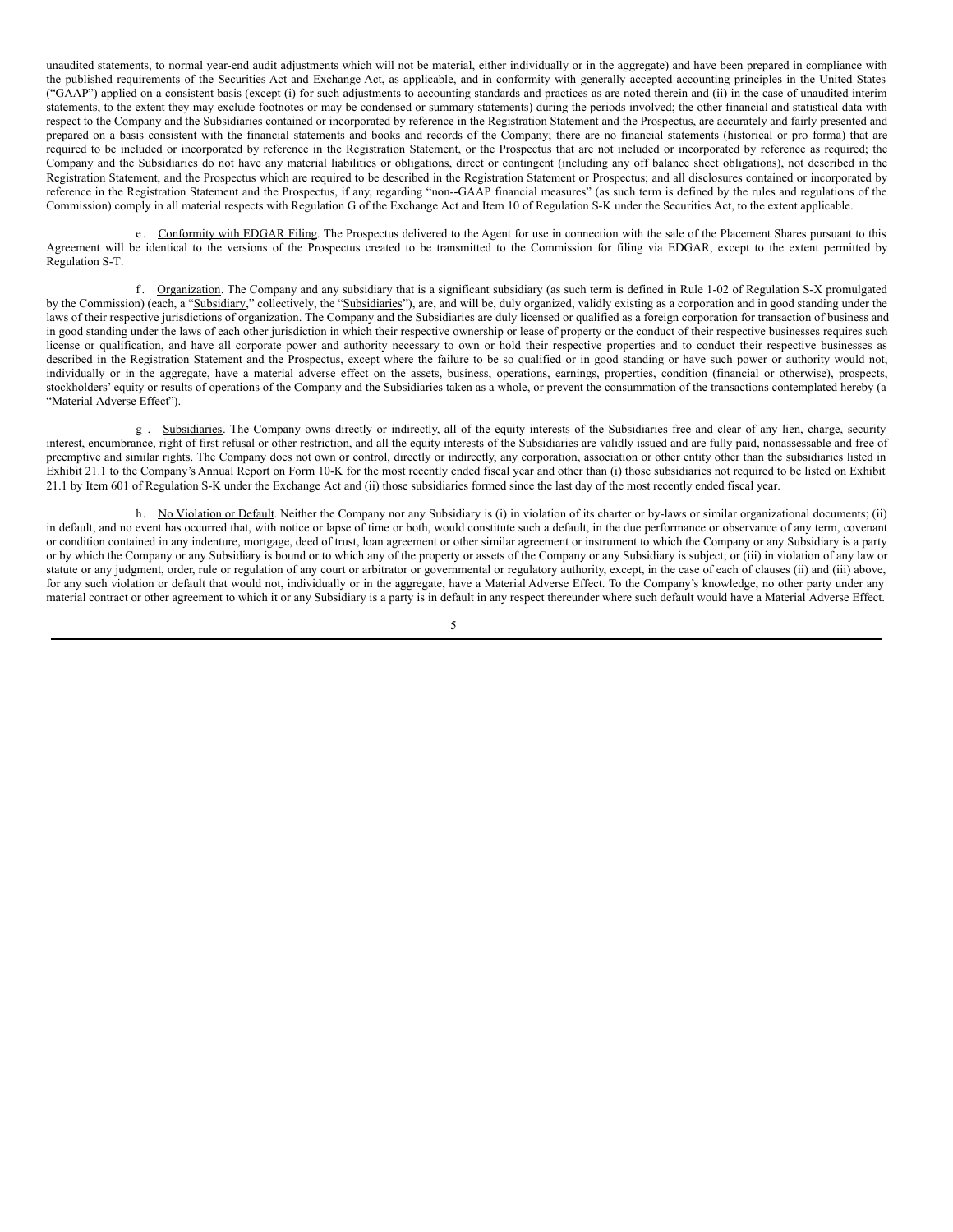unaudited statements, to normal year-end audit adjustments which will not be material, either individually or in the aggregate) and have been prepared in compliance with the published requirements of the Securities Act and Exchange Act, as applicable, and in conformity with generally accepted accounting principles in the United States ("<u>GAAP</u>") applied on a consistent basis (except (i) for such adjustments to accounting standards and practices as are noted therein and (ii) in the case of unaudited interim statements, to the extent they may exclude footnotes or may be condensed or summary statements) during the periods involved; the other financial and statistical data with respect to the Company and the Subsidiaries contained or incorporated by reference in the Registration Statement and the Prospectus, are accurately and fairly presented and prepared on a basis consistent with the financial statements and books and records of the Company; there are no financial statements (historical or pro forma) that are required to be included or incorporated by reference in the Registration Statement, or the Prospectus that are not included or incorporated by reference as required; the Company and the Subsidiaries do not have any material liabilities or obligations, direct or contingent (including any off balance sheet obligations), not described in the Registration Statement, and the Prospectus which are required to be described in the Registration Statement or Prospectus; and all disclosures contained or incorporated by reference in the Registration Statement and the Prospectus, if any, regarding "non--GAAP financial measures" (as such term is defined by the rules and regulations of the Commission) comply in all material respects with Regulation G of the Exchange Act and Item 10 of Regulation S-K under the Securities Act, to the extent applicable.

e. <u>Conformity with EDGAR Filing</u>. The Prospectus delivered to the Agent for use in connection with the sale of the Placement Shares pursuant to this Agreement will be identical to the versions of the Prospectus created to be transmitted to the Commission for filing via EDGAR, except to the extent permitted by Regulation S-T.

f. <u>Organization</u>. The Company and any subsidiary that is a significant subsidiary (as such term is defined in Rule 1-02 of Regulation S-X promulgated by the Commission) (each, a "<u>Subsidiary</u>," collectively, the "<u>Subsidiaries</u>"), are, and will be, duly organized, validly existing as a corporation and in good standing under the laws of their respective jurisdictions of organization. The Company and the Subsidiaries are duly licensed or qualified as a foreign corporation for transaction of business and in good standing under the laws of each other jurisdiction in which their respective ownership or lease of property or the conduct of their respective businesses requires such license or qualification, and have all corporate power and authority necessary to own or hold their respective properties and to conduct their respective businesses as described in the Registration Statement and the Prospectus, except where the failure to be so qualified or in good standing or have such power or authority would not, individually or in the aggregate, have a material adverse effect on the assets, business, operations, earnings, properties, condition (financial or otherwise), prospects, stockholders' equity or results of operations of the Company and the Subsidiaries taken as a whole, or prevent the consummation of the transactions contemplated hereby (a "<u>Material Adverse Effect</u>").

g. <u>Subsidiaries</u>. The Company owns directly or indirectly, all of the equity interests of the Subsidiaries free and clear of any lien, charge, security interest, encumbrance, right of first refusal or other restriction, and all the equity interests of the Subsidiaries are validly issued and are fully paid, nonassessable and free of preemptive and similar rights. The Company does not own or control, directly or indirectly, any corporation, association or other entity other than the subsidiaries listed in Exhibit 21.1 to the Company's Annual Report on Form 10-K for the most recently ended fiscal year and other than (i) those subsidiaries not required to be listed on Exhibit 21.1 by Item 601 of Regulation S-K under the Exchange Act and (ii) those subsidiaries formed since the last day of the most recently ended fiscal year.

h. <u>No Violation or Default</u>. Neither the Company nor any Subsidiary is (i) in violation of its charter or by-laws or similar organizational documents; (ii) in default, and no event has occurred that, with notice or lapse of time or both, would constitute such a default, in the due performance or observance of any term, covenant or condition contained in any indenture, mortgage, deed of trust, loan agreement or other similar agreement or instrument to which the Company or any Subsidiary is a party or by which the Company or any Subsidiary is bound or to which any of the property or assets of the Company or any Subsidiary is subject; or (iii) in violation of any law or statute or any judgment, order, rule or regulation of any court or arbitrator or governmental or regulatory authority, except, in the case of each of clauses (ii) and (iii) above, for any such violation or default that would not, individually or in the aggregate, have a Material Adverse Effect. To the Company's knowledge, no other party under any material contract or other agreement to which it or any Subsidiary is a party is in default in any respect thereunder where such default would have a Material Adverse Effect.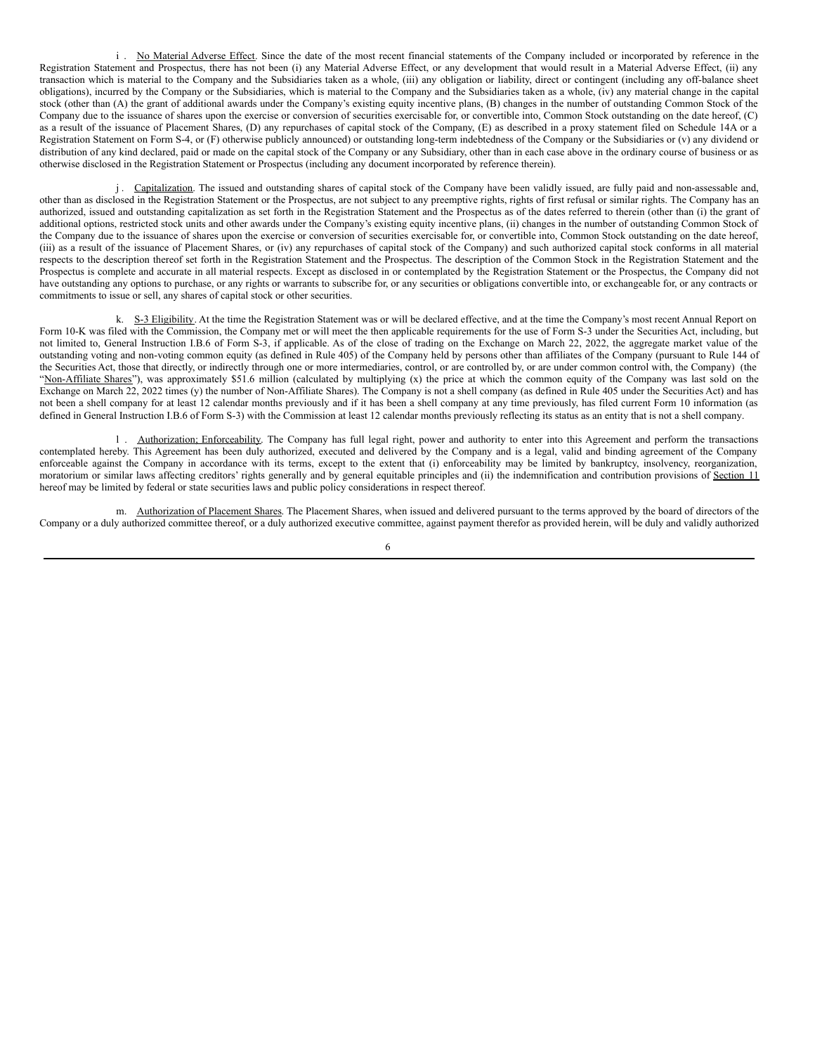i. <u>No Material Adverse Effect</u>. Since the date of the most recent financial statements of the Company included or incorporated by reference in the Registration Statement and Prospectus, there has not been (i) any Material Adverse Effect, or any development that would result in a Material Adverse Effect, (ii) any transaction which is material to the Company and the Subsidiaries taken as a whole, (iii) any obligation or liability, direct or contingent (including any off-balance sheet obligations), incurred by the Company or the Subsidiaries, which is material to the Company and the Subsidiaries taken as a whole, (iv) any material change in the capital stock (other than (A) the grant of additional awards under the Company's existing equity incentive plans, (B) changes in the number of outstanding Common Stock of the Company due to the issuance of shares upon the exercise or conversion of securities exercisable for, or convertible into, Common Stock outstanding on the date hereof, (C) as a result of the issuance of Placement Shares, (D) any repurchases of capital stock of the Company, (E) as described in a proxy statement filed on Schedule 14A or a Registration Statement on Form S-4, or (F) otherwise publicly announced) or outstanding long-term indebtedness of the Company or the Subsidiaries or (v) any dividend or distribution of any kind declared, paid or made on the capital stock of the Company or any Subsidiary, other than in each case above in the ordinary course of business or as otherwise disclosed in the Registration Statement or Prospectus (including any document incorporated by reference therein).

j. <u>Capitalization</u>. The issued and outstanding shares of capital stock of the Company have been validly issued, are fully paid and non-assessable and, other than as disclosed in the Registration Statement or the Prospectus, are not subject to any preemptive rights, rights of first refusal or similar rights. The Company has an authorized, issued and outstanding capitalization as set forth in the Registration Statement and the Prospectus as of the dates referred to therein (other than (i) the grant of additional options, restricted stock units and other awards under the Company's existing equity incentive plans, (ii) changes in the number of outstanding Common Stock of the Company due to the issuance of shares upon the exercise or conversion of securities exercisable for, or convertible into, Common Stock outstanding on the date hereof, (iii) as a result of the issuance of Placement Shares, or (iv) any repurchases of capital stock of the Company) and such authorized capital stock conforms in all material respects to the description thereof set forth in the Registration Statement and the Prospectus. The description of the Common Stock in the Registration Statement and the Prospectus is complete and accurate in all material respects. Except as disclosed in or contemplated by the Registration Statement or the Prospectus, the Company did not have outstanding any options to purchase, or any rights or warrants to subscribe for, or any securities or obligations convertible into, or exchangeable for, or any contracts or commitments to issue or sell, any shares of capital stock or other securities.

k. <u>S-3 Eligibility</u>. At the time the Registration Statement was or will be declared effective, and at the time the Company's most recent Annual Report on Form 10-K was filed with the Commission, the Company met or will meet the then applicable requirements for the use of Form S-3 under the Securities Act, including, but not limited to, General Instruction I.B.6 of Form S-3, if applicable. As of the close of trading on the Exchange on March 22, 2022, the aggregate market value of the outstanding voting and non-voting common equity (as defined in Rule 405) of the Company held by persons other than affiliates of the Company (pursuant to Rule 144 of the Securities Act, those that directly, or indirectly through one or more intermediaries, control, or are controlled by, or are under common control with, the Company) (the "<u>Non-Affiliate Shares</u>"), was approximately $51.6 million (calculated by multiplying (x) the price at which the common equity of the Company was last sold on the Exchange on March 22, 2022 times (y) the number of Non-Affiliate Shares). The Company is not a shell company (as defined in Rule 405 under the Securities Act) and has not been a shell company for at least 12 calendar months previously and if it has been a shell company at any time previously, has filed current Form 10 information (as defined in General Instruction I.B.6 of Form S-3) with the Commission at least 12 calendar months previously reflecting its status as an entity that is not a shell company.

l. <u>Authorization; Enforceability</u>. The Company has full legal right, power and authority to enter into this Agreement and perform the transactions contemplated hereby. This Agreement has been duly authorized, executed and delivered by the Company and is a legal, valid and binding agreement of the Company enforceable against the Company in accordance with its terms, except to the extent that (i) enforceability may be limited by bankruptcy, insolvency, reorganization, moratorium or similar laws affecting creditors' rights generally and by general equitable principles and (ii) the indemnification and contribution provisions of <u>Section 11</u> hereof may be limited by federal or state securities laws and public policy considerations in respect thereof.

m. <u>Authorization of Placement Shares</u>. The Placement Shares, when issued and delivered pursuant to the terms approved by the board of directors of the Company or a duly authorized committee thereof, or a duly authorized executive committee, against payment therefor as provided herein, will be duly and validly authorized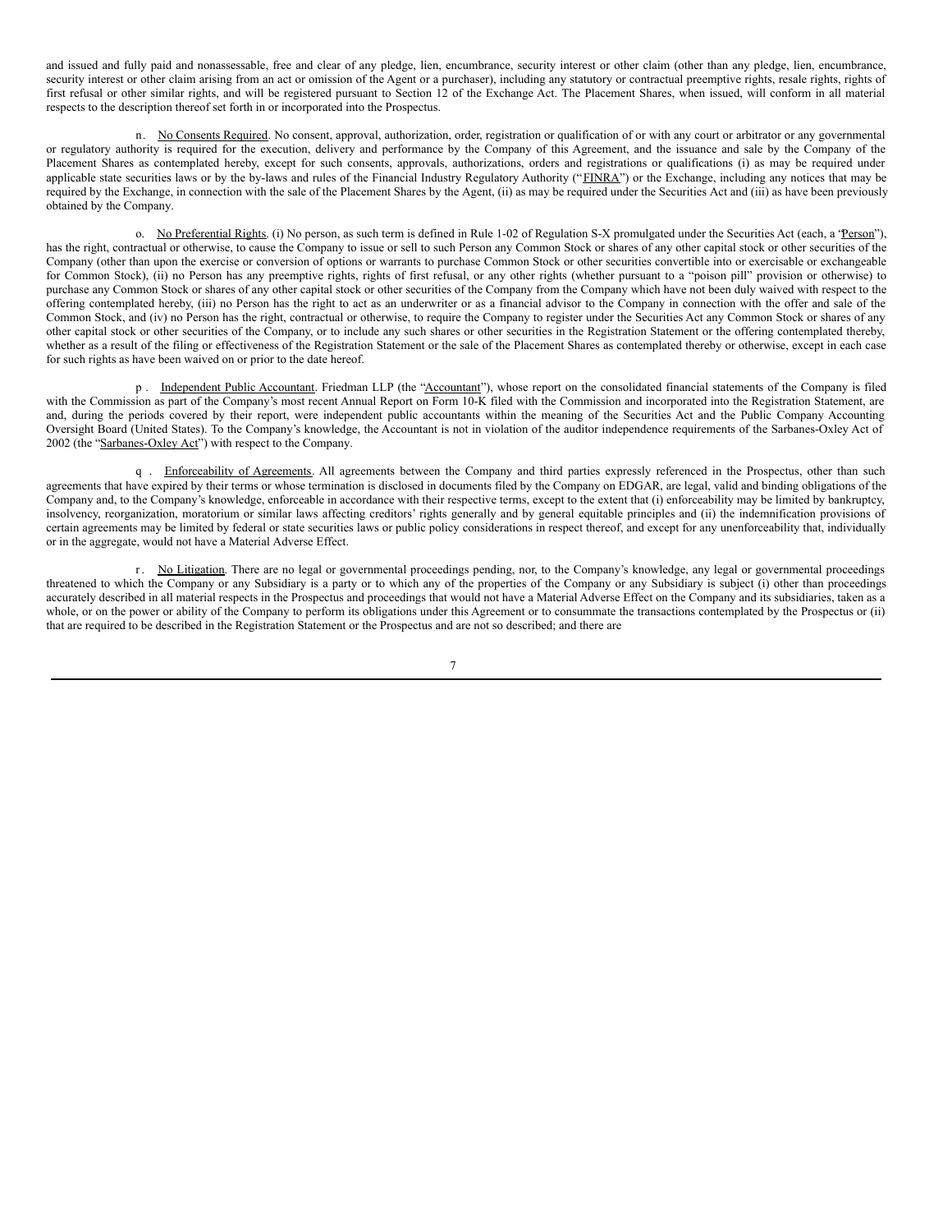and issued and fully paid and nonassessable, free and clear of any pledge, lien, encumbrance, security interest or other claim (other than any pledge, lien, encumbrance, security interest or other claim arising from an act or omission of the Agent or a purchaser), including any statutory or contractual preemptive rights, resale rights, rights of first refusal or other similar rights, and will be registered pursuant to Section 12 of the Exchange Act. The Placement Shares, when issued, will conform in all material respects to the description thereof set forth in or incorporated into the Prospectus.

n. No Consents Required. No consent, approval, authorization, order, registration or qualification of or with any court or arbitrator or any governmental or regulatory authority is required for the execution, delivery and performance by the Company of this Agreement, and the issuance and sale by the Company of the Placement Shares as contemplated hereby, except for such consents, approvals, authorizations, orders and registrations or qualifications (i) as may be required under applicable state securities laws or by the by-laws and rules of the Financial Industry Regulatory Authority ("FINRA") or the Exchange, including any notices that may be required by the Exchange, in connection with the sale of the Placement Shares by the Agent, (ii) as may be required under the Securities Act and (iii) as have been previously obtained by the Company.

o. No Preferential Rights. (i) No person, as such term is defined in Rule 1-02 of Regulation S-X promulgated under the Securities Act (each, a "Person"), has the right, contractual or otherwise, to cause the Company to issue or sell to such Person any Common Stock or shares of any other capital stock or other securities of the Company (other than upon the exercise or conversion of options or warrants to purchase Common Stock or other securities convertible into or exercisable or exchangeable for Common Stock), (ii) no Person has any preemptive rights, rights of first refusal, or any other rights (whether pursuant to a "poison pill" provision or otherwise) to purchase any Common Stock or shares of any other capital stock or other securities of the Company from the Company which have not been duly waived with respect to the offering contemplated hereby, (iii) no Person has the right to act as an underwriter or as a financial advisor to the Company in connection with the offer and sale of the Common Stock, and (iv) no Person has the right, contractual or otherwise, to require the Company to register under the Securities Act any Common Stock or shares of any other capital stock or other securities of the Company, or to include any such shares or other securities in the Registration Statement or the offering contemplated thereby, whether as a result of the filing or effectiveness of the Registration Statement or the sale of the Placement Shares as contemplated thereby or otherwise, except in each case for such rights as have been waived on or prior to the date hereof.

p. Independent Public Accountant. Friedman LLP (the "Accountant"), whose report on the consolidated financial statements of the Company is filed with the Commission as part of the Company's most recent Annual Report on Form 10-K filed with the Commission and incorporated into the Registration Statement, are and, during the periods covered by their report, were independent public accountants within the meaning of the Securities Act and the Public Company Accounting Oversight Board (United States). To the Company's knowledge, the Accountant is not in violation of the auditor independence requirements of the Sarbanes-Oxley Act of 2002 (the "Sarbanes-Oxley Act") with respect to the Company.

q. Enforceability of Agreements. All agreements between the Company and third parties expressly referenced in the Prospectus, other than such agreements that have expired by their terms or whose termination is disclosed in documents filed by the Company on EDGAR, are legal, valid and binding obligations of the Company and, to the Company's knowledge, enforceable in accordance with their respective terms, except to the extent that (i) enforceability may be limited by bankruptcy, insolvency, reorganization, moratorium or similar laws affecting creditors' rights generally and by general equitable principles and (ii) the indemnification provisions of certain agreements may be limited by federal or state securities laws or public policy considerations in respect thereof, and except for any unenforceability that, individually or in the aggregate, would not have a Material Adverse Effect.

r. No Litigation. There are no legal or governmental proceedings pending, nor, to the Company's knowledge, any legal or governmental proceedings threatened to which the Company or any Subsidiary is a party or to which any of the properties of the Company or any Subsidiary is subject (i) other than proceedings accurately described in all material respects in the Prospectus and proceedings that would not have a Material Adverse Effect on the Company and its subsidiaries, taken as a whole, or on the power or ability of the Company to perform its obligations under this Agreement or to consummate the transactions contemplated by the Prospectus or (ii) that are required to be described in the Registration Statement or the Prospectus and are not so described; and there are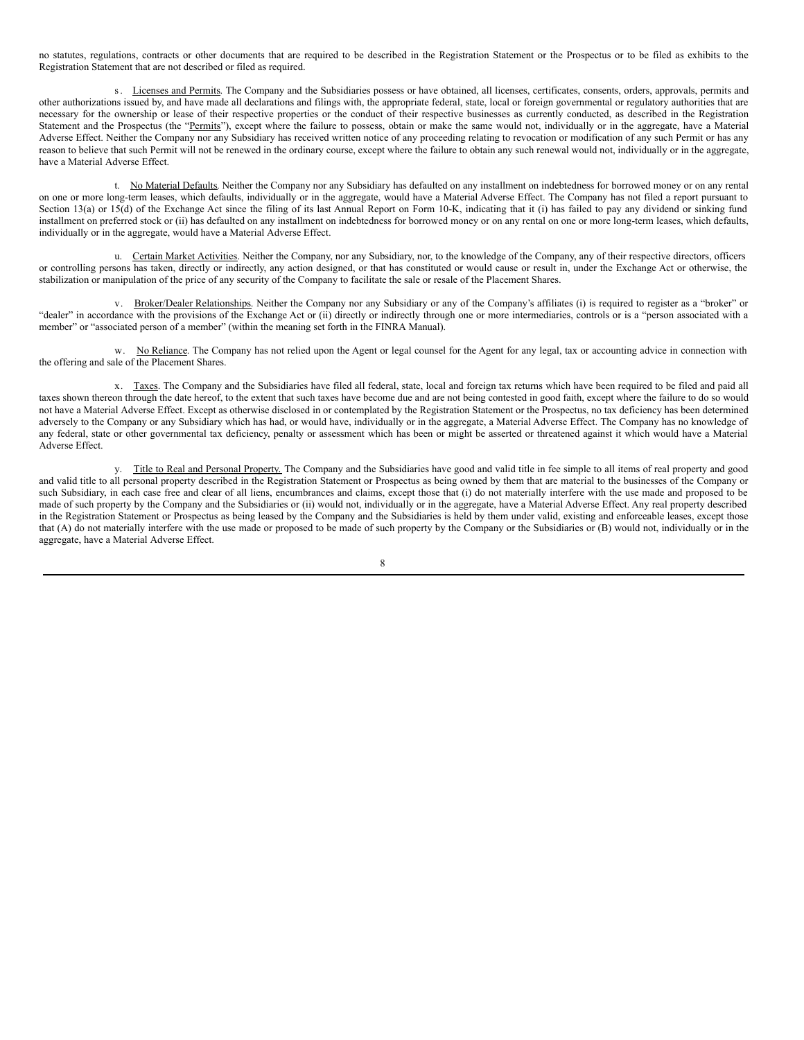no statutes, regulations, contracts or other documents that are required to be described in the Registration Statement or the Prospectus or to be filed as exhibits to the Registration Statement that are not described or filed as required.

s. Licenses and Permits. The Company and the Subsidiaries possess or have obtained, all licenses, certificates, consents, orders, approvals, permits and other authorizations issued by, and have made all declarations and filings with, the appropriate federal, state, local or foreign governmental or regulatory authorities that are necessary for the ownership or lease of their respective properties or the conduct of their respective businesses as currently conducted, as described in the Registration Statement and the Prospectus (the "Permits"), except where the failure to possess, obtain or make the same would not, individually or in the aggregate, have a Material Adverse Effect. Neither the Company nor any Subsidiary has received written notice of any proceeding relating to revocation or modification of any such Permit or has any reason to believe that such Permit will not be renewed in the ordinary course, except where the failure to obtain any such renewal would not, individually or in the aggregate, have a Material Adverse Effect.

t. No Material Defaults. Neither the Company nor any Subsidiary has defaulted on any installment on indebtedness for borrowed money or on any rental on one or more long-term leases, which defaults, individually or in the aggregate, would have a Material Adverse Effect. The Company has not filed a report pursuant to Section 13(a) or 15(d) of the Exchange Act since the filing of its last Annual Report on Form 10-K, indicating that it (i) has failed to pay any dividend or sinking fund installment on preferred stock or (ii) has defaulted on any installment on indebtedness for borrowed money or on any rental on one or more long-term leases, which defaults, individually or in the aggregate, would have a Material Adverse Effect.

u. Certain Market Activities. Neither the Company, nor any Subsidiary, nor, to the knowledge of the Company, any of their respective directors, officers or controlling persons has taken, directly or indirectly, any action designed, or that has constituted or would cause or result in, under the Exchange Act or otherwise, the stabilization or manipulation of the price of any security of the Company to facilitate the sale or resale of the Placement Shares.

v. Broker/Dealer Relationships. Neither the Company nor any Subsidiary or any of the Company's affiliates (i) is required to register as a "broker" or "dealer" in accordance with the provisions of the Exchange Act or (ii) directly or indirectly through one or more intermediaries, controls or is a "person associated with a member" or "associated person of a member" (within the meaning set forth in the FINRA Manual).

w. No Reliance. The Company has not relied upon the Agent or legal counsel for the Agent for any legal, tax or accounting advice in connection with the offering and sale of the Placement Shares.

x. Taxes. The Company and the Subsidiaries have filed all federal, state, local and foreign tax returns which have been required to be filed and paid all taxes shown thereon through the date hereof, to the extent that such taxes have become due and are not being contested in good faith, except where the failure to do so would not have a Material Adverse Effect. Except as otherwise disclosed in or contemplated by the Registration Statement or the Prospectus, no tax deficiency has been determined adversely to the Company or any Subsidiary which has had, or would have, individually or in the aggregate, a Material Adverse Effect. The Company has no knowledge of any federal, state or other governmental tax deficiency, penalty or assessment which has been or might be asserted or threatened against it which would have a Material Adverse Effect.

y. Title to Real and Personal Property. The Company and the Subsidiaries have good and valid title in fee simple to all items of real property and good and valid title to all personal property described in the Registration Statement or Prospectus as being owned by them that are material to the businesses of the Company or such Subsidiary, in each case free and clear of all liens, encumbrances and claims, except those that (i) do not materially interfere with the use made and proposed to be made of such property by the Company and the Subsidiaries or (ii) would not, individually or in the aggregate, have a Material Adverse Effect. Any real property described in the Registration Statement or Prospectus as being leased by the Company and the Subsidiaries is held by them under valid, existing and enforceable leases, except those that (A) do not materially interfere with the use made or proposed to be made of such property by the Company or the Subsidiaries or (B) would not, individually or in the aggregate, have a Material Adverse Effect.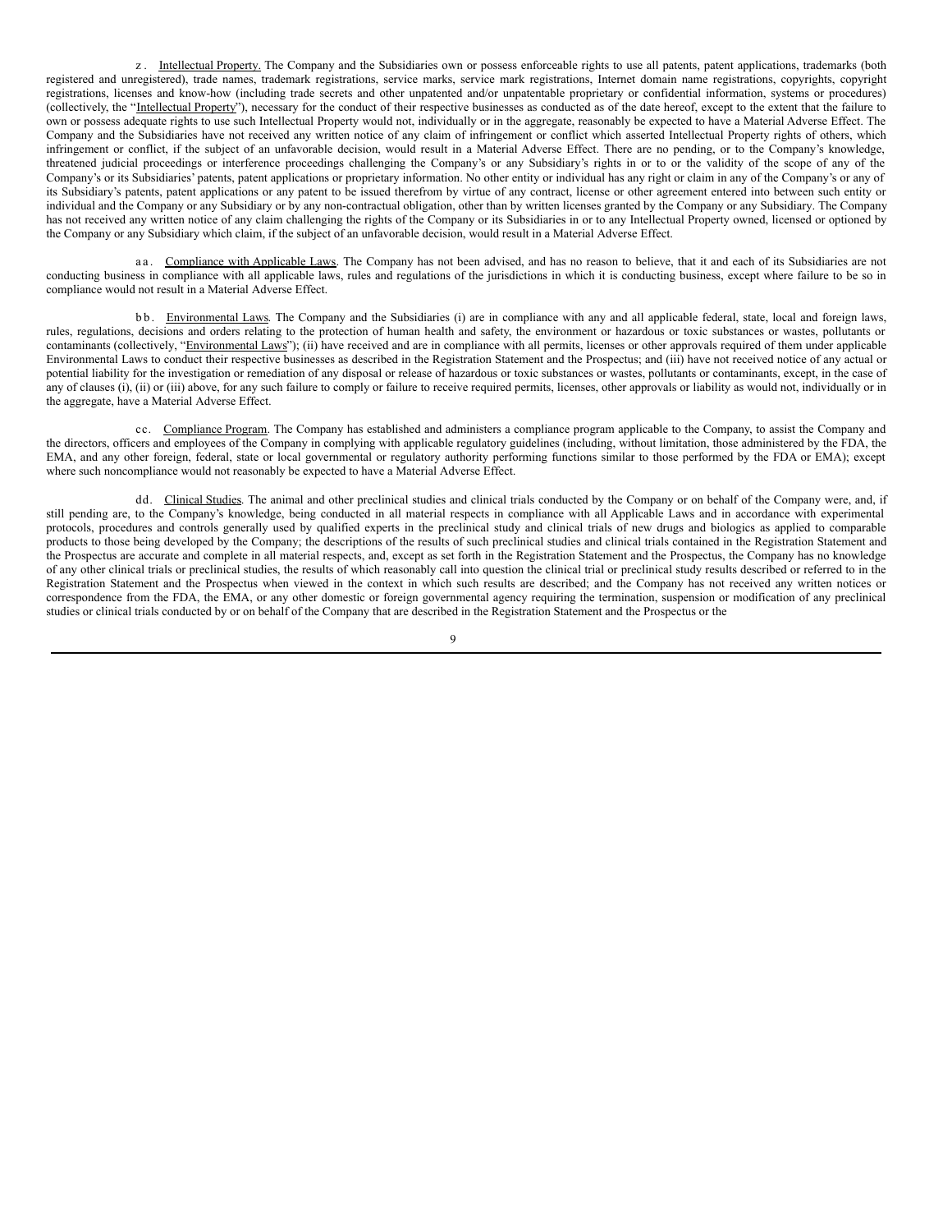z. Intellectual Property. The Company and the Subsidiaries own or possess enforceable rights to use all patents, patent applications, trademarks (both registered and unregistered), trade names, trademark registrations, service marks, service mark registrations, Internet domain name registrations, copyrights, copyright registrations, licenses and know-how (including trade secrets and other unpatented and/or unpatentable proprietary or confidential information, systems or procedures) (collectively, the "Intellectual Property"), necessary for the conduct of their respective businesses as conducted as of the date hereof, except to the extent that the failure to own or possess adequate rights to use such Intellectual Property would not, individually or in the aggregate, reasonably be expected to have a Material Adverse Effect. The Company and the Subsidiaries have not received any written notice of any claim of infringement or conflict which asserted Intellectual Property rights of others, which infringement or conflict, if the subject of an unfavorable decision, would result in a Material Adverse Effect. There are no pending, or to the Company's knowledge, threatened judicial proceedings or interference proceedings challenging the Company's or any Subsidiary's rights in or to or the validity of the scope of any of the Company's or its Subsidiaries' patents, patent applications or proprietary information. No other entity or individual has any right or claim in any of the Company's or any of its Subsidiary's patents, patent applications or any patent to be issued therefrom by virtue of any contract, license or other agreement entered into between such entity or individual and the Company or any Subsidiary or by any non-contractual obligation, other than by written licenses granted by the Company or any Subsidiary. The Company has not received any written notice of any claim challenging the rights of the Company or its Subsidiaries in or to any Intellectual Property owned, licensed or optioned by the Company or any Subsidiary which claim, if the subject of an unfavorable decision, would result in a Material Adverse Effect.

aa. Compliance with Applicable Laws. The Company has not been advised, and has no reason to believe, that it and each of its Subsidiaries are not conducting business in compliance with all applicable laws, rules and regulations of the jurisdictions in which it is conducting business, except where failure to be so in compliance would not result in a Material Adverse Effect.

bb. Environmental Laws. The Company and the Subsidiaries (i) are in compliance with any and all applicable federal, state, local and foreign laws, rules, regulations, decisions and orders relating to the protection of human health and safety, the environment or hazardous or toxic substances or wastes, pollutants or contaminants (collectively, "Environmental Laws"); (ii) have received and are in compliance with all permits, licenses or other approvals required of them under applicable Environmental Laws to conduct their respective businesses as described in the Registration Statement and the Prospectus; and (iii) have not received notice of any actual or potential liability for the investigation or remediation of any disposal or release of hazardous or toxic substances or wastes, pollutants or contaminants, except, in the case of any of clauses (i), (ii) or (iii) above, for any such failure to comply or failure to receive required permits, licenses, other approvals or liability as would not, individually or in the aggregate, have a Material Adverse Effect.

cc. Compliance Program. The Company has established and administers a compliance program applicable to the Company, to assist the Company and the directors, officers and employees of the Company in complying with applicable regulatory guidelines (including, without limitation, those administered by the FDA, the EMA, and any other foreign, federal, state or local governmental or regulatory authority performing functions similar to those performed by the FDA or EMA); except where such noncompliance would not reasonably be expected to have a Material Adverse Effect.

dd. Clinical Studies. The animal and other preclinical studies and clinical trials conducted by the Company or on behalf of the Company were, and, if still pending are, to the Company's knowledge, being conducted in all material respects in compliance with all Applicable Laws and in accordance with experimental protocols, procedures and controls generally used by qualified experts in the preclinical study and clinical trials of new drugs and biologics as applied to comparable products to those being developed by the Company; the descriptions of the results of such preclinical studies and clinical trials contained in the Registration Statement and the Prospectus are accurate and complete in all material respects, and, except as set forth in the Registration Statement and the Prospectus, the Company has no knowledge of any other clinical trials or preclinical studies, the results of which reasonably call into question the clinical trial or preclinical study results described or referred to in the Registration Statement and the Prospectus when viewed in the context in which such results are described; and the Company has not received any written notices or correspondence from the FDA, the EMA, or any other domestic or foreign governmental agency requiring the termination, suspension or modification of any preclinical studies or clinical trials conducted by or on behalf of the Company that are described in the Registration Statement and the Prospectus or the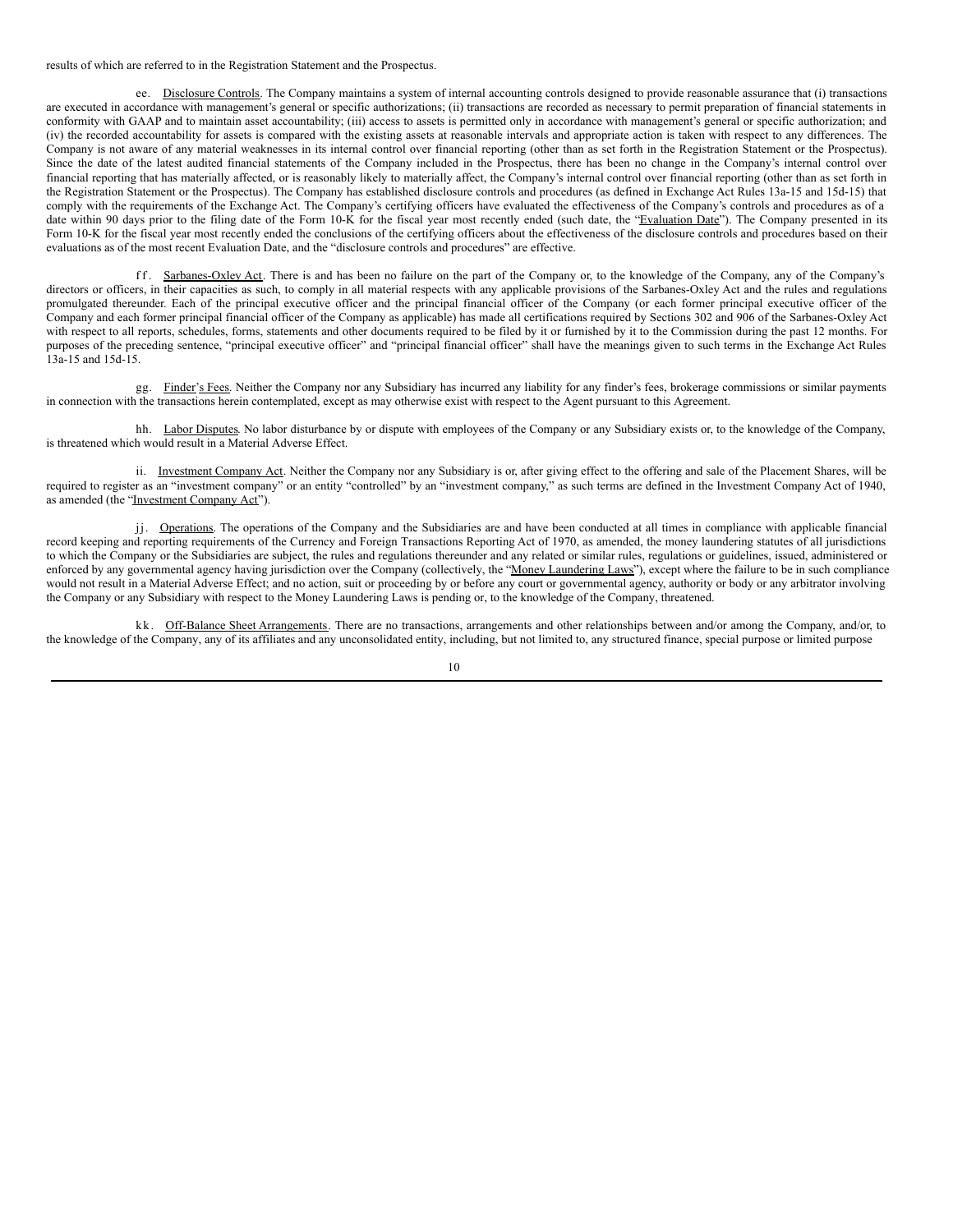results of which are referred to in the Registration Statement and the Prospectus.

ee. Disclosure Controls. The Company maintains a system of internal accounting controls designed to provide reasonable assurance that (i) transactions are executed in accordance with management's general or specific authorizations; (ii) transactions are recorded as necessary to permit preparation of financial statements in conformity with GAAP and to maintain asset accountability; (iii) access to assets is permitted only in accordance with management's general or specific authorization; and (iv) the recorded accountability for assets is compared with the existing assets at reasonable intervals and appropriate action is taken with respect to any differences. The Company is not aware of any material weaknesses in its internal control over financial reporting (other than as set forth in the Registration Statement or the Prospectus). Since the date of the latest audited financial statements of the Company included in the Prospectus, there has been no change in the Company's internal control over financial reporting that has materially affected, or is reasonably likely to materially affect, the Company's internal control over financial reporting (other than as set forth in the Registration Statement or the Prospectus). The Company has established disclosure controls and procedures (as defined in Exchange Act Rules 13a-15 and 15d-15) that comply with the requirements of the Exchange Act. The Company's certifying officers have evaluated the effectiveness of the Company's controls and procedures as of a date within 90 days prior to the filing date of the Form 10-K for the fiscal year most recently ended (such date, the "Evaluation Date"). The Company presented in its Form 10-K for the fiscal year most recently ended the conclusions of the certifying officers about the effectiveness of the disclosure controls and procedures based on their evaluations as of the most recent Evaluation Date, and the "disclosure controls and procedures" are effective.

ff. Sarbanes-Oxley Act. There is and has been no failure on the part of the Company or, to the knowledge of the Company, any of the Company's directors or officers, in their capacities as such, to comply in all material respects with any applicable provisions of the Sarbanes-Oxley Act and the rules and regulations promulgated thereunder. Each of the principal executive officer and the principal financial officer of the Company (or each former principal executive officer of the Company and each former principal financial officer of the Company as applicable) has made all certifications required by Sections 302 and 906 of the Sarbanes-Oxley Act with respect to all reports, schedules, forms, statements and other documents required to be filed by it or furnished by it to the Commission during the past 12 months. For purposes of the preceding sentence, "principal executive officer" and "principal financial officer" shall have the meanings given to such terms in the Exchange Act Rules 13a-15 and 15d-15.

gg. Finder's Fees. Neither the Company nor any Subsidiary has incurred any liability for any finder's fees, brokerage commissions or similar payments in connection with the transactions herein contemplated, except as may otherwise exist with respect to the Agent pursuant to this Agreement.

hh. Labor Disputes. No labor disturbance by or dispute with employees of the Company or any Subsidiary exists or, to the knowledge of the Company, is threatened which would result in a Material Adverse Effect.

ii. Investment Company Act. Neither the Company nor any Subsidiary is or, after giving effect to the offering and sale of the Placement Shares, will be required to register as an "investment company" or an entity "controlled" by an "investment company," as such terms are defined in the Investment Company Act of 1940, as amended (the "Investment Company Act").

jj. Operations. The operations of the Company and the Subsidiaries are and have been conducted at all times in compliance with applicable financial record keeping and reporting requirements of the Currency and Foreign Transactions Reporting Act of 1970, as amended, the money laundering statutes of all jurisdictions to which the Company or the Subsidiaries are subject, the rules and regulations thereunder and any related or similar rules, regulations or guidelines, issued, administered or enforced by any governmental agency having jurisdiction over the Company (collectively, the "Money Laundering Laws"), except where the failure to be in such compliance would not result in a Material Adverse Effect; and no action, suit or proceeding by or before any court or governmental agency, authority or body or any arbitrator involving the Company or any Subsidiary with respect to the Money Laundering Laws is pending or, to the knowledge of the Company, threatened.

kk. Off-Balance Sheet Arrangements. There are no transactions, arrangements and other relationships between and/or among the Company, and/or, to the knowledge of the Company, any of its affiliates and any unconsolidated entity, including, but not limited to, any structured finance, special purpose or limited purpose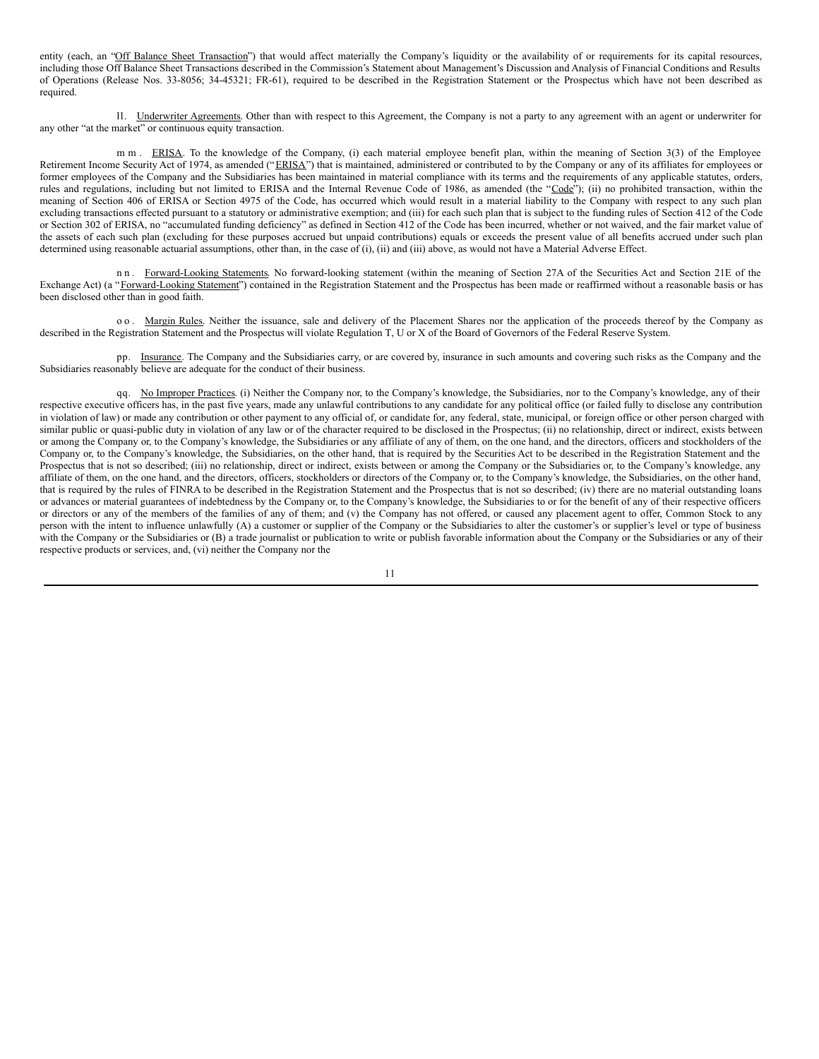entity (each, an "Off Balance Sheet Transaction") that would affect materially the Company's liquidity or the availability of or requirements for its capital resources, including those Off Balance Sheet Transactions described in the Commission's Statement about Management's Discussion and Analysis of Financial Conditions and Results of Operations (Release Nos. 33-8056; 34-45321; FR-61), required to be described in the Registration Statement or the Prospectus which have not been described as required.

ll. Underwriter Agreements. Other than with respect to this Agreement, the Company is not a party to any agreement with an agent or underwriter for any other "at the market" or continuous equity transaction.

mm. ERISA. To the knowledge of the Company, (i) each material employee benefit plan, within the meaning of Section 3(3) of the Employee Retirement Income Security Act of 1974, as amended ("ERISA") that is maintained, administered or contributed to by the Company or any of its affiliates for employees or former employees of the Company and the Subsidiaries has been maintained in material compliance with its terms and the requirements of any applicable statutes, orders, rules and regulations, including but not limited to ERISA and the Internal Revenue Code of 1986, as amended (the "Code"); (ii) no prohibited transaction, within the meaning of Section 406 of ERISA or Section 4975 of the Code, has occurred which would result in a material liability to the Company with respect to any such plan excluding transactions effected pursuant to a statutory or administrative exemption; and (iii) for each such plan that is subject to the funding rules of Section 412 of the Code or Section 302 of ERISA, no "accumulated funding deficiency" as defined in Section 412 of the Code has been incurred, whether or not waived, and the fair market value of the assets of each such plan (excluding for these purposes accrued but unpaid contributions) equals or exceeds the present value of all benefits accrued under such plan determined using reasonable actuarial assumptions, other than, in the case of (i), (ii) and (iii) above, as would not have a Material Adverse Effect.

nn. Forward-Looking Statements. No forward-looking statement (within the meaning of Section 27A of the Securities Act and Section 21E of the Exchange Act) (a "Forward-Looking Statement") contained in the Registration Statement and the Prospectus has been made or reaffirmed without a reasonable basis or has been disclosed other than in good faith.

oo. Margin Rules. Neither the issuance, sale and delivery of the Placement Shares nor the application of the proceeds thereof by the Company as described in the Registration Statement and the Prospectus will violate Regulation T, U or X of the Board of Governors of the Federal Reserve System.

pp. Insurance. The Company and the Subsidiaries carry, or are covered by, insurance in such amounts and covering such risks as the Company and the Subsidiaries reasonably believe are adequate for the conduct of their business.

qq. No Improper Practices. (i) Neither the Company nor, to the Company's knowledge, the Subsidiaries, nor to the Company's knowledge, any of their respective executive officers has, in the past five years, made any unlawful contributions to any candidate for any political office (or failed fully to disclose any contribution in violation of law) or made any contribution or other payment to any official of, or candidate for, any federal, state, municipal, or foreign office or other person charged with similar public or quasi-public duty in violation of any law or of the character required to be disclosed in the Prospectus; (ii) no relationship, direct or indirect, exists between or among the Company or, to the Company's knowledge, the Subsidiaries or any affiliate of any of them, on the one hand, and the directors, officers and stockholders of the Company or, to the Company's knowledge, the Subsidiaries, on the other hand, that is required by the Securities Act to be described in the Registration Statement and the Prospectus that is not so described; (iii) no relationship, direct or indirect, exists between or among the Company or the Subsidiaries or, to the Company's knowledge, any affiliate of them, on the one hand, and the directors, officers, stockholders or directors of the Company or, to the Company's knowledge, the Subsidiaries, on the other hand, that is required by the rules of FINRA to be described in the Registration Statement and the Prospectus that is not so described; (iv) there are no material outstanding loans or advances or material guarantees of indebtedness by the Company or, to the Company's knowledge, the Subsidiaries to or for the benefit of any of their respective officers or directors or any of the members of the families of any of them; and (v) the Company has not offered, or caused any placement agent to offer, Common Stock to any person with the intent to influence unlawfully (A) a customer or supplier of the Company or the Subsidiaries to alter the customer's or supplier's level or type of business with the Company or the Subsidiaries or (B) a trade journalist or publication to write or publish favorable information about the Company or the Subsidiaries or any of their respective products or services, and, (vi) neither the Company nor the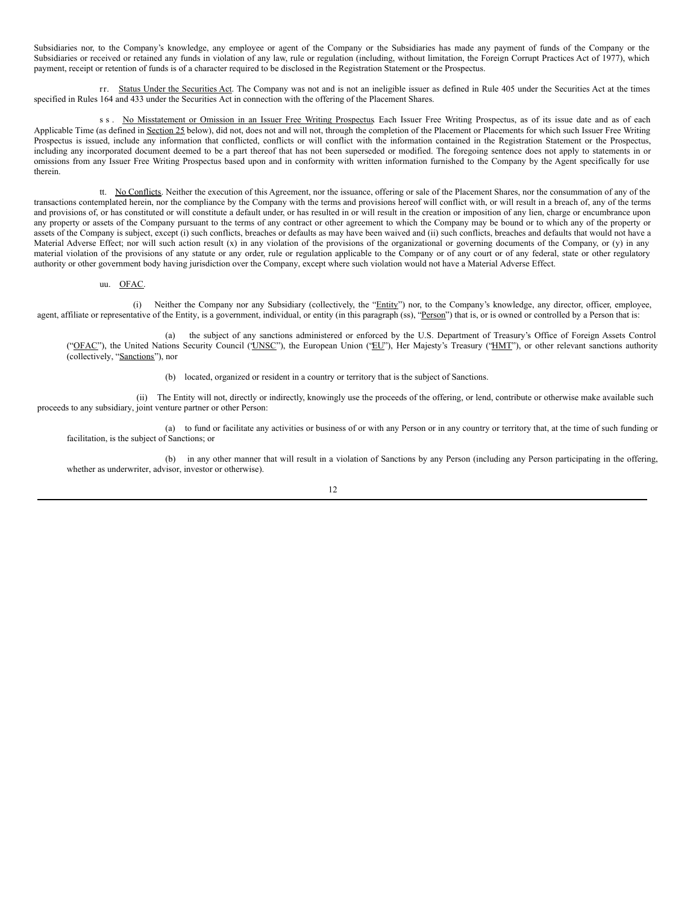Subsidiaries nor, to the Company's knowledge, any employee or agent of the Company or the Subsidiaries has made any payment of funds of the Company or the Subsidiaries or received or retained any funds in violation of any law, rule or regulation (including, without limitation, the Foreign Corrupt Practices Act of 1977), which payment, receipt or retention of funds is of a character required to be disclosed in the Registration Statement or the Prospectus.

rr. Status Under the Securities Act. The Company was not and is not an ineligible issuer as defined in Rule 405 under the Securities Act at the times specified in Rules 164 and 433 under the Securities Act in connection with the offering of the Placement Shares.

ss. No Misstatement or Omission in an Issuer Free Writing Prospectus. Each Issuer Free Writing Prospectus, as of its issue date and as of each Applicable Time (as defined in Section 25 below), did not, does not and will not, through the completion of the Placement or Placements for which such Issuer Free Writing Prospectus is issued, include any information that conflicted, conflicts or will conflict with the information contained in the Registration Statement or the Prospectus, including any incorporated document deemed to be a part thereof that has not been superseded or modified. The foregoing sentence does not apply to statements in or omissions from any Issuer Free Writing Prospectus based upon and in conformity with written information furnished to the Company by the Agent specifically for use therein.

tt. No Conflicts. Neither the execution of this Agreement, nor the issuance, offering or sale of the Placement Shares, nor the consummation of any of the transactions contemplated herein, nor the compliance by the Company with the terms and provisions hereof will conflict with, or will result in a breach of, any of the terms and provisions of, or has constituted or will constitute a default under, or has resulted in or will result in the creation or imposition of any lien, charge or encumbrance upon any property or assets of the Company pursuant to the terms of any contract or other agreement to which the Company may be bound or to which any of the property or assets of the Company is subject, except (i) such conflicts, breaches or defaults as may have been waived and (ii) such conflicts, breaches and defaults that would not have a Material Adverse Effect; nor will such action result (x) in any violation of the provisions of the organizational or governing documents of the Company, or (y) in any material violation of the provisions of any statute or any order, rule or regulation applicable to the Company or of any court or of any federal, state or other regulatory authority or other government body having jurisdiction over the Company, except where such violation would not have a Material Adverse Effect.

uu. OFAC.

(i) Neither the Company nor any Subsidiary (collectively, the "Entity") nor, to the Company's knowledge, any director, officer, employee, agent, affiliate or representative of the Entity, is a government, individual, or entity (in this paragraph (ss), "Person") that is, or is owned or controlled by a Person that is:

(a) the subject of any sanctions administered or enforced by the U.S. Department of Treasury's Office of Foreign Assets Control ("OFAC"), the United Nations Security Council ("UNSC"), the European Union ("EU"), Her Majesty's Treasury ("HMT"), or other relevant sanctions authority (collectively, "Sanctions"), nor

(b) located, organized or resident in a country or territory that is the subject of Sanctions.

(ii) The Entity will not, directly or indirectly, knowingly use the proceeds of the offering, or lend, contribute or otherwise make available such proceeds to any subsidiary, joint venture partner or other Person:

(a) to fund or facilitate any activities or business of or with any Person or in any country or territory that, at the time of such funding or facilitation, is the subject of Sanctions; or

(b) in any other manner that will result in a violation of Sanctions by any Person (including any Person participating in the offering, whether as underwriter, advisor, investor or otherwise).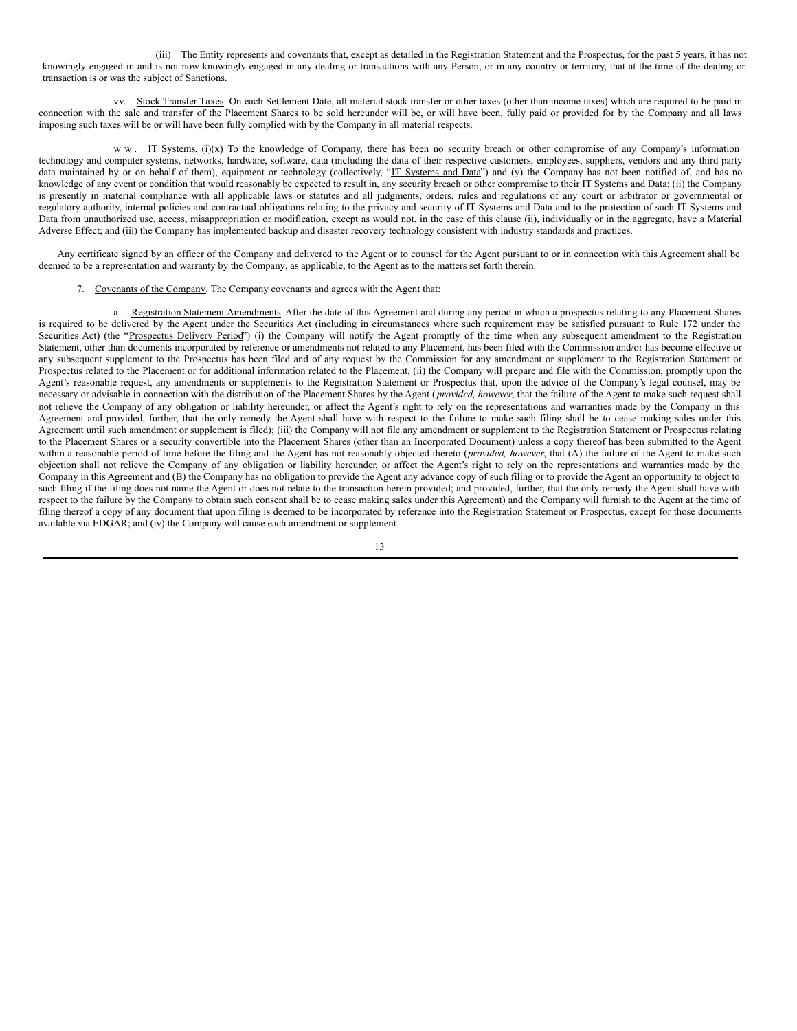(iii) The Entity represents and covenants that, except as detailed in the Registration Statement and the Prospectus, for the past 5 years, it has not knowingly engaged in and is not now knowingly engaged in any dealing or transactions with any Person, or in any country or territory, that at the time of the dealing or transaction is or was the subject of Sanctions.

vv. Stock Transfer Taxes. On each Settlement Date, all material stock transfer or other taxes (other than income taxes) which are required to be paid in connection with the sale and transfer of the Placement Shares to be sold hereunder will be, or will have been, fully paid or provided for by the Company and all laws imposing such taxes will be or will have been fully complied with by the Company in all material respects.

ww. IT Systems. (i)(x) To the knowledge of Company, there has been no security breach or other compromise of any Company's information technology and computer systems, networks, hardware, software, data (including the data of their respective customers, employees, suppliers, vendors and any third party data maintained by or on behalf of them), equipment or technology (collectively, "IT Systems and Data") and (y) the Company has not been notified of, and has no knowledge of any event or condition that would reasonably be expected to result in, any security breach or other compromise to their IT Systems and Data; (ii) the Company is presently in material compliance with all applicable laws or statutes and all judgments, orders, rules and regulations of any court or arbitrator or governmental or regulatory authority, internal policies and contractual obligations relating to the privacy and security of IT Systems and Data and to the protection of such IT Systems and Data from unauthorized use, access, misappropriation or modification, except as would not, in the case of this clause (ii), individually or in the aggregate, have a Material Adverse Effect; and (iii) the Company has implemented backup and disaster recovery technology consistent with industry standards and practices.

Any certificate signed by an officer of the Company and delivered to the Agent or to counsel for the Agent pursuant to or in connection with this Agreement shall be deemed to be a representation and warranty by the Company, as applicable, to the Agent as to the matters set forth therein.

7. Covenants of the Company. The Company covenants and agrees with the Agent that:

a. Registration Statement Amendments. After the date of this Agreement and during any period in which a prospectus relating to any Placement Shares is required to be delivered by the Agent under the Securities Act (including in circumstances where such requirement may be satisfied pursuant to Rule 172 under the Securities Act) (the "Prospectus Delivery Period") (i) the Company will notify the Agent promptly of the time when any subsequent amendment to the Registration Statement, other than documents incorporated by reference or amendments not related to any Placement, has been filed with the Commission and/or has become effective or any subsequent supplement to the Prospectus has been filed and of any request by the Commission for any amendment or supplement to the Registration Statement or Prospectus related to the Placement or for additional information related to the Placement, (ii) the Company will prepare and file with the Commission, promptly upon the Agent's reasonable request, any amendments or supplements to the Registration Statement or Prospectus that, upon the advice of the Company's legal counsel, may be necessary or advisable in connection with the distribution of the Placement Shares by the Agent (*provided, however*, that the failure of the Agent to make such request shall not relieve the Company of any obligation or liability hereunder, or affect the Agent's right to rely on the representations and warranties made by the Company in this Agreement and provided, further, that the only remedy the Agent shall have with respect to the failure to make such filing shall be to cease making sales under this Agreement until such amendment or supplement is filed); (iii) the Company will not file any amendment or supplement to the Registration Statement or Prospectus relating to the Placement Shares or a security convertible into the Placement Shares (other than an Incorporated Document) unless a copy thereof has been submitted to the Agent within a reasonable period of time before the filing and the Agent has not reasonably objected thereto (*provided, however*, that (A) the failure of the Agent to make such objection shall not relieve the Company of any obligation or liability hereunder, or affect the Agent's right to rely on the representations and warranties made by the Company in this Agreement and (B) the Company has no obligation to provide the Agent any advance copy of such filing or to provide the Agent an opportunity to object to such filing if the filing does not name the Agent or does not relate to the transaction herein provided; and provided, further, that the only remedy the Agent shall have with respect to the failure by the Company to obtain such consent shall be to cease making sales under this Agreement) and the Company will furnish to the Agent at the time of filing thereof a copy of any document that upon filing is deemed to be incorporated by reference into the Registration Statement or Prospectus, except for those documents available via EDGAR; and (iv) the Company will cause each amendment or supplement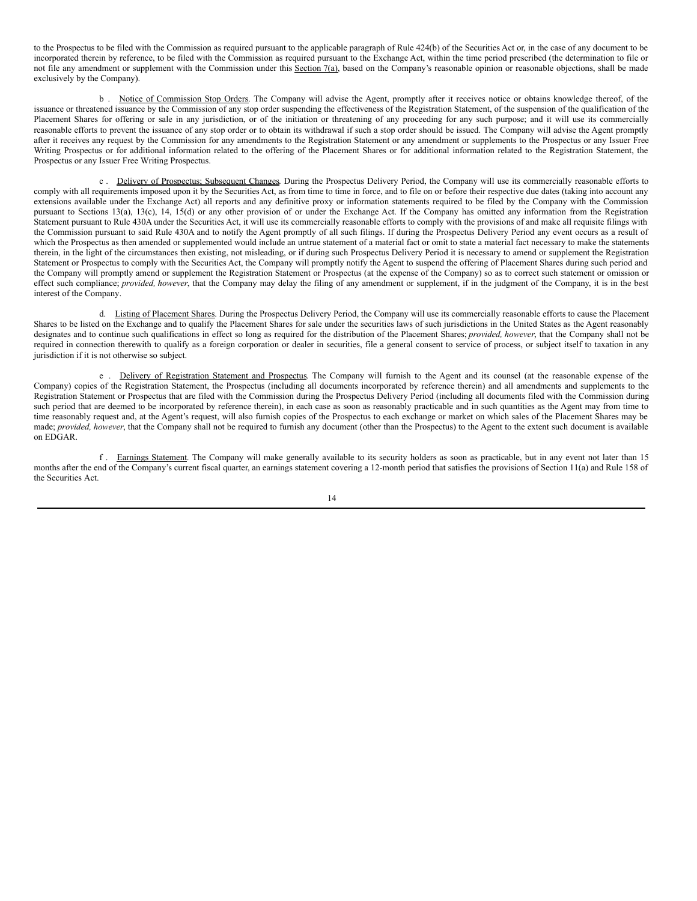to the Prospectus to be filed with the Commission as required pursuant to the applicable paragraph of Rule 424(b) of the Securities Act or, in the case of any document to be incorporated therein by reference, to be filed with the Commission as required pursuant to the Exchange Act, within the time period prescribed (the determination to file or not file any amendment or supplement with the Commission under this Section 7(a), based on the Company's reasonable opinion or reasonable objections, shall be made exclusively by the Company).

b. Notice of Commission Stop Orders. The Company will advise the Agent, promptly after it receives notice or obtains knowledge thereof, of the issuance or threatened issuance by the Commission of any stop order suspending the effectiveness of the Registration Statement, of the suspension of the qualification of the Placement Shares for offering or sale in any jurisdiction, or of the initiation or threatening of any proceeding for any such purpose; and it will use its commercially reasonable efforts to prevent the issuance of any stop order or to obtain its withdrawal if such a stop order should be issued. The Company will advise the Agent promptly after it receives any request by the Commission for any amendments to the Registration Statement or any amendment or supplements to the Prospectus or any Issuer Free Writing Prospectus or for additional information related to the offering of the Placement Shares or for additional information related to the Registration Statement, the Prospectus or any Issuer Free Writing Prospectus.

c. Delivery of Prospectus; Subsequent Changes. During the Prospectus Delivery Period, the Company will use its commercially reasonable efforts to comply with all requirements imposed upon it by the Securities Act, as from time to time in force, and to file on or before their respective due dates (taking into account any extensions available under the Exchange Act) all reports and any definitive proxy or information statements required to be filed by the Company with the Commission pursuant to Sections 13(a), 13(c), 14, 15(d) or any other provision of or under the Exchange Act. If the Company has omitted any information from the Registration Statement pursuant to Rule 430A under the Securities Act, it will use its commercially reasonable efforts to comply with the provisions of and make all requisite filings with the Commission pursuant to said Rule 430A and to notify the Agent promptly of all such filings. If during the Prospectus Delivery Period any event occurs as a result of which the Prospectus as then amended or supplemented would include an untrue statement of a material fact or omit to state a material fact necessary to make the statements therein, in the light of the circumstances then existing, not misleading, or if during such Prospectus Delivery Period it is necessary to amend or supplement the Registration Statement or Prospectus to comply with the Securities Act, the Company will promptly notify the Agent to suspend the offering of Placement Shares during such period and the Company will promptly amend or supplement the Registration Statement or Prospectus (at the expense of the Company) so as to correct such statement or omission or effect such compliance; *provided, however*, that the Company may delay the filing of any amendment or supplement, if in the judgment of the Company, it is in the best interest of the Company.

d. Listing of Placement Shares. During the Prospectus Delivery Period, the Company will use its commercially reasonable efforts to cause the Placement Shares to be listed on the Exchange and to qualify the Placement Shares for sale under the securities laws of such jurisdictions in the United States as the Agent reasonably designates and to continue such qualifications in effect so long as required for the distribution of the Placement Shares; *provided, however*, that the Company shall not be required in connection therewith to qualify as a foreign corporation or dealer in securities, file a general consent to service of process, or subject itself to taxation in any jurisdiction if it is not otherwise so subject.

e. Delivery of Registration Statement and Prospectus. The Company will furnish to the Agent and its counsel (at the reasonable expense of the Company) copies of the Registration Statement, the Prospectus (including all documents incorporated by reference therein) and all amendments and supplements to the Registration Statement or Prospectus that are filed with the Commission during the Prospectus Delivery Period (including all documents filed with the Commission during such period that are deemed to be incorporated by reference therein), in each case as soon as reasonably practicable and in such quantities as the Agent may from time to time reasonably request and, at the Agent's request, will also furnish copies of the Prospectus to each exchange or market on which sales of the Placement Shares may be made; *provided, however*, that the Company shall not be required to furnish any document (other than the Prospectus) to the Agent to the extent such document is available on EDGAR.

f. Earnings Statement. The Company will make generally available to its security holders as soon as practicable, but in any event not later than 15 months after the end of the Company's current fiscal quarter, an earnings statement covering a 12-month period that satisfies the provisions of Section 11(a) and Rule 158 of the Securities Act.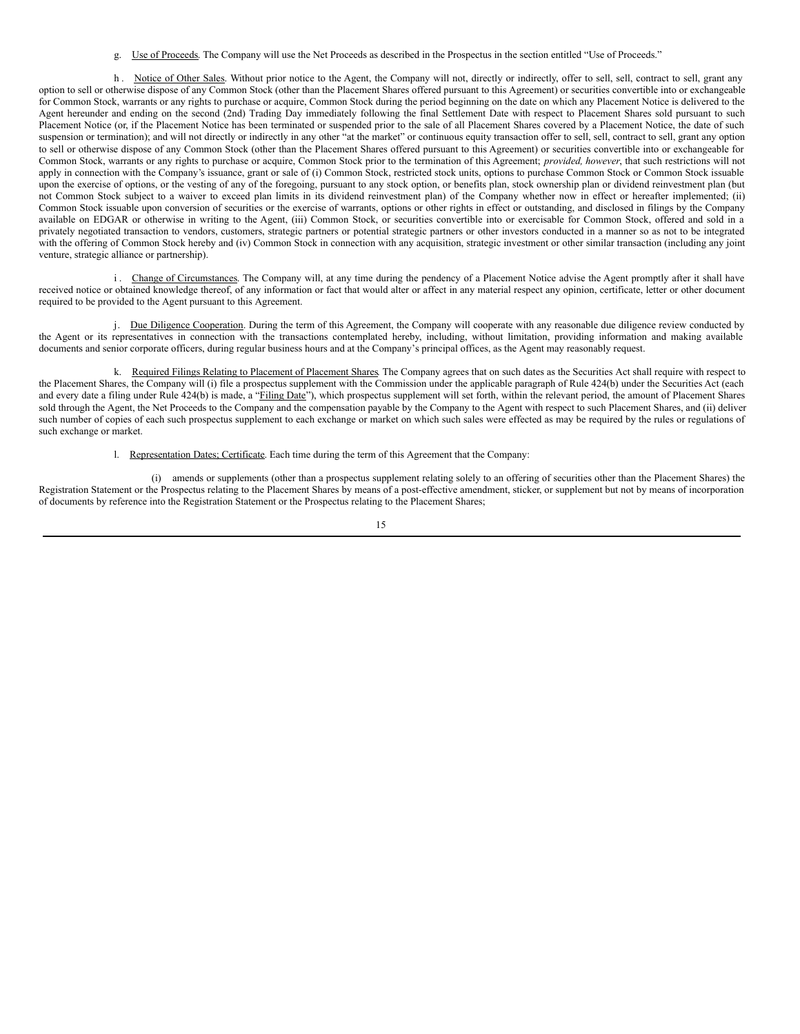g. Use of Proceeds. The Company will use the Net Proceeds as described in the Prospectus in the section entitled "Use of Proceeds."

h. Notice of Other Sales. Without prior notice to the Agent, the Company will not, directly or indirectly, offer to sell, sell, contract to sell, grant any option to sell or otherwise dispose of any Common Stock (other than the Placement Shares offered pursuant to this Agreement) or securities convertible into or exchangeable for Common Stock, warrants or any rights to purchase or acquire, Common Stock during the period beginning on the date on which any Placement Notice is delivered to the Agent hereunder and ending on the second (2nd) Trading Day immediately following the final Settlement Date with respect to Placement Shares sold pursuant to such Placement Notice (or, if the Placement Notice has been terminated or suspended prior to the sale of all Placement Shares covered by a Placement Notice, the date of such suspension or termination); and will not directly or indirectly in any other "at the market" or continuous equity transaction offer to sell, sell, contract to sell, grant any option to sell or otherwise dispose of any Common Stock (other than the Placement Shares offered pursuant to this Agreement) or securities convertible into or exchangeable for Common Stock, warrants or any rights to purchase or acquire, Common Stock prior to the termination of this Agreement; *provided, however*, that such restrictions will not apply in connection with the Company's issuance, grant or sale of (i) Common Stock, restricted stock units, options to purchase Common Stock or Common Stock issuable upon the exercise of options, or the vesting of any of the foregoing, pursuant to any stock option, or benefits plan, stock ownership plan or dividend reinvestment plan (but not Common Stock subject to a waiver to exceed plan limits in its dividend reinvestment plan) of the Company whether now in effect or hereafter implemented; (ii) Common Stock issuable upon conversion of securities or the exercise of warrants, options or other rights in effect or outstanding, and disclosed in filings by the Company available on EDGAR or otherwise in writing to the Agent, (iii) Common Stock, or securities convertible into or exercisable for Common Stock, offered and sold in a privately negotiated transaction to vendors, customers, strategic partners or potential strategic partners or other investors conducted in a manner so as not to be integrated with the offering of Common Stock hereby and (iv) Common Stock in connection with any acquisition, strategic investment or other similar transaction (including any joint venture, strategic alliance or partnership).

i. Change of Circumstances. The Company will, at any time during the pendency of a Placement Notice advise the Agent promptly after it shall have received notice or obtained knowledge thereof, of any information or fact that would alter or affect in any material respect any opinion, certificate, letter or other document required to be provided to the Agent pursuant to this Agreement.

j. Due Diligence Cooperation. During the term of this Agreement, the Company will cooperate with any reasonable due diligence review conducted by the Agent or its representatives in connection with the transactions contemplated hereby, including, without limitation, providing information and making available documents and senior corporate officers, during regular business hours and at the Company's principal offices, as the Agent may reasonably request.

k. Required Filings Relating to Placement of Placement Shares. The Company agrees that on such dates as the Securities Act shall require with respect to the Placement Shares, the Company will (i) file a prospectus supplement with the Commission under the applicable paragraph of Rule 424(b) under the Securities Act (each and every date a filing under Rule 424(b) is made, a "Filing Date"), which prospectus supplement will set forth, within the relevant period, the amount of Placement Shares sold through the Agent, the Net Proceeds to the Company and the compensation payable by the Company to the Agent with respect to such Placement Shares, and (ii) deliver such number of copies of each such prospectus supplement to each exchange or market on which such sales were effected as may be required by the rules or regulations of such exchange or market.

l. Representation Dates; Certificate. Each time during the term of this Agreement that the Company:

(i) amends or supplements (other than a prospectus supplement relating solely to an offering of securities other than the Placement Shares) the Registration Statement or the Prospectus relating to the Placement Shares by means of a post-effective amendment, sticker, or supplement but not by means of incorporation of documents by reference into the Registration Statement or the Prospectus relating to the Placement Shares;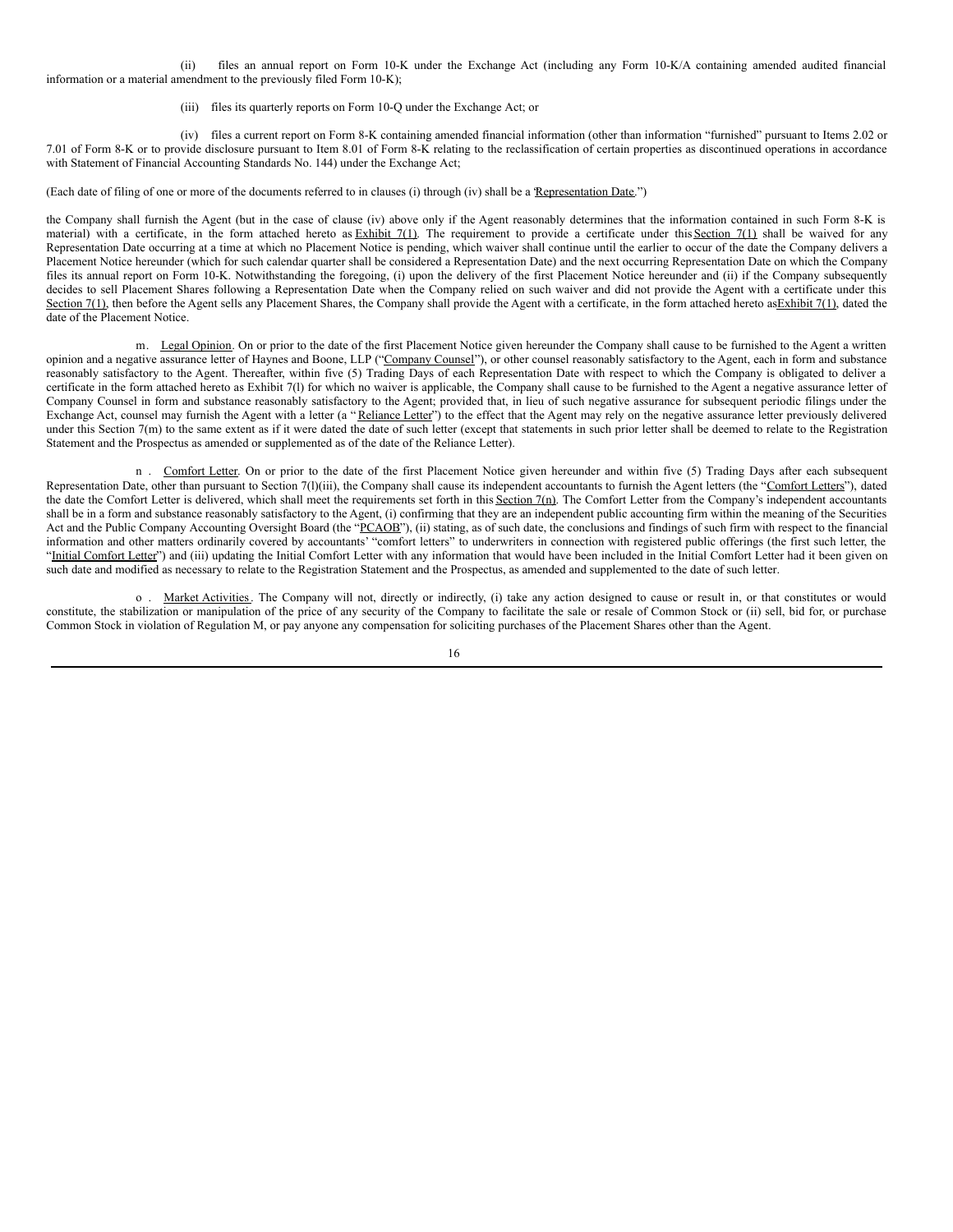(ii) files an annual report on Form 10-K under the Exchange Act (including any Form 10-K/A containing amended audited financial information or a material amendment to the previously filed Form 10-K);

(iii) files its quarterly reports on Form 10-Q under the Exchange Act; or

(iv) files a current report on Form 8-K containing amended financial information (other than information "furnished" pursuant to Items 2.02 or 7.01 of Form 8-K or to provide disclosure pursuant to Item 8.01 of Form 8-K relating to the reclassification of certain properties as discontinued operations in accordance with Statement of Financial Accounting Standards No. 144) under the Exchange Act;

(Each date of filing of one or more of the documents referred to in clauses (i) through (iv) shall be a "Representation Date.")

the Company shall furnish the Agent (but in the case of clause (iv) above only if the Agent reasonably determines that the information contained in such Form 8-K is material) with a certificate, in the form attached hereto as Exhibit 7(1). The requirement to provide a certificate under this Section 7(1) shall be waived for any Representation Date occurring at a time at which no Placement Notice is pending, which waiver shall continue until the earlier to occur of the date the Company delivers a Placement Notice hereunder (which for such calendar quarter shall be considered a Representation Date) and the next occurring Representation Date on which the Company files its annual report on Form 10-K. Notwithstanding the foregoing, (i) upon the delivery of the first Placement Notice hereunder and (ii) if the Company subsequently decides to sell Placement Shares following a Representation Date when the Company relied on such waiver and did not provide the Agent with a certificate under this Section 7(1), then before the Agent sells any Placement Shares, the Company shall provide the Agent with a certificate, in the form attached hereto as Exhibit 7(1), dated the date of the Placement Notice.

m. Legal Opinion. On or prior to the date of the first Placement Notice given hereunder the Company shall cause to be furnished to the Agent a written opinion and a negative assurance letter of Haynes and Boone, LLP ("Company Counsel"), or other counsel reasonably satisfactory to the Agent, each in form and substance reasonably satisfactory to the Agent. Thereafter, within five (5) Trading Days of each Representation Date with respect to which the Company is obligated to deliver a certificate in the form attached hereto as Exhibit 7(l) for which no waiver is applicable, the Company shall cause to be furnished to the Agent a negative assurance letter of Company Counsel in form and substance reasonably satisfactory to the Agent; provided that, in lieu of such negative assurance for subsequent periodic filings under the Exchange Act, counsel may furnish the Agent with a letter (a "Reliance Letter") to the effect that the Agent may rely on the negative assurance letter previously delivered under this Section 7(m) to the same extent as if it were dated the date of such letter (except that statements in such prior letter shall be deemed to relate to the Registration Statement and the Prospectus as amended or supplemented as of the date of the Reliance Letter).

n. Comfort Letter. On or prior to the date of the first Placement Notice given hereunder and within five (5) Trading Days after each subsequent Representation Date, other than pursuant to Section 7(l)(iii), the Company shall cause its independent accountants to furnish the Agent letters (the "Comfort Letters"), dated the date the Comfort Letter is delivered, which shall meet the requirements set forth in this Section 7(n). The Comfort Letter from the Company's independent accountants shall be in a form and substance reasonably satisfactory to the Agent, (i) confirming that they are an independent public accounting firm within the meaning of the Securities Act and the Public Company Accounting Oversight Board (the "PCAOB"), (ii) stating, as of such date, the conclusions and findings of such firm with respect to the financial information and other matters ordinarily covered by accountants' "comfort letters" to underwriters in connection with registered public offerings (the first such letter, the "Initial Comfort Letter") and (iii) updating the Initial Comfort Letter with any information that would have been included in the Initial Comfort Letter had it been given on such date and modified as necessary to relate to the Registration Statement and the Prospectus, as amended and supplemented to the date of such letter.

o. Market Activities. The Company will not, directly or indirectly, (i) take any action designed to cause or result in, or that constitutes or would constitute, the stabilization or manipulation of the price of any security of the Company to facilitate the sale or resale of Common Stock or (ii) sell, bid for, or purchase Common Stock in violation of Regulation M, or pay anyone any compensation for soliciting purchases of the Placement Shares other than the Agent.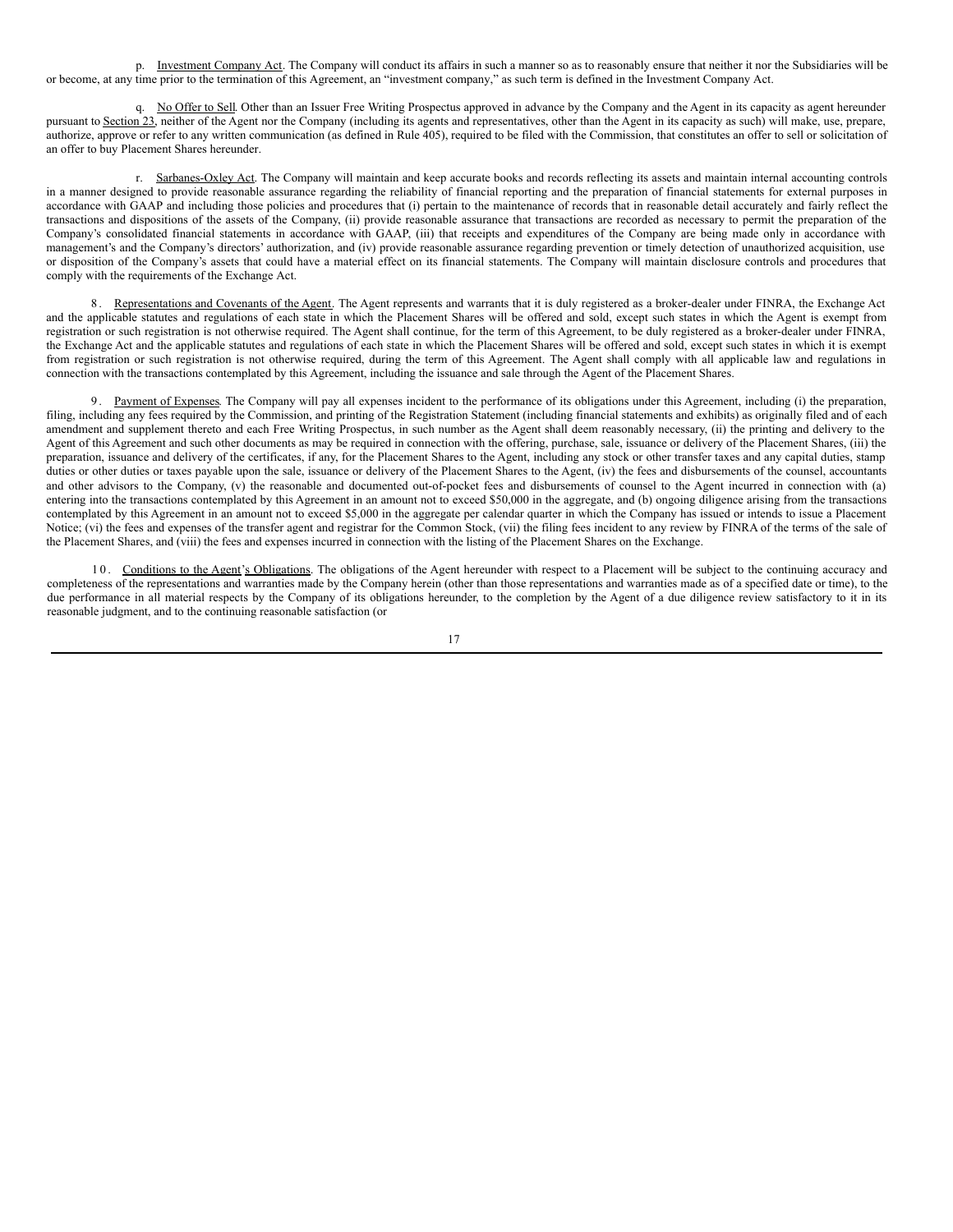p. Investment Company Act. The Company will conduct its affairs in such a manner so as to reasonably ensure that neither it nor the Subsidiaries will be or become, at any time prior to the termination of this Agreement, an "investment company," as such term is defined in the Investment Company Act.

q. No Offer to Sell. Other than an Issuer Free Writing Prospectus approved in advance by the Company and the Agent in its capacity as agent hereunder pursuant to Section 23, neither of the Agent nor the Company (including its agents and representatives, other than the Agent in its capacity as such) will make, use, prepare, authorize, approve or refer to any written communication (as defined in Rule 405), required to be filed with the Commission, that constitutes an offer to sell or solicitation of an offer to buy Placement Shares hereunder.

r. Sarbanes-Oxley Act. The Company will maintain and keep accurate books and records reflecting its assets and maintain internal accounting controls in a manner designed to provide reasonable assurance regarding the reliability of financial reporting and the preparation of financial statements for external purposes in accordance with GAAP and including those policies and procedures that (i) pertain to the maintenance of records that in reasonable detail accurately and fairly reflect the transactions and dispositions of the assets of the Company, (ii) provide reasonable assurance that transactions are recorded as necessary to permit the preparation of the Company's consolidated financial statements in accordance with GAAP, (iii) that receipts and expenditures of the Company are being made only in accordance with management's and the Company's directors' authorization, and (iv) provide reasonable assurance regarding prevention or timely detection of unauthorized acquisition, use or disposition of the Company's assets that could have a material effect on its financial statements. The Company will maintain disclosure controls and procedures that comply with the requirements of the Exchange Act.

8. Representations and Covenants of the Agent. The Agent represents and warrants that it is duly registered as a broker-dealer under FINRA, the Exchange Act and the applicable statutes and regulations of each state in which the Placement Shares will be offered and sold, except such states in which the Agent is exempt from registration or such registration is not otherwise required. The Agent shall continue, for the term of this Agreement, to be duly registered as a broker-dealer under FINRA, the Exchange Act and the applicable statutes and regulations of each state in which the Placement Shares will be offered and sold, except such states in which it is exempt from registration or such registration is not otherwise required, during the term of this Agreement. The Agent shall comply with all applicable law and regulations in connection with the transactions contemplated by this Agreement, including the issuance and sale through the Agent of the Placement Shares.

9. Payment of Expenses. The Company will pay all expenses incident to the performance of its obligations under this Agreement, including (i) the preparation, filing, including any fees required by the Commission, and printing of the Registration Statement (including financial statements and exhibits) as originally filed and of each amendment and supplement thereto and each Free Writing Prospectus, in such number as the Agent shall deem reasonably necessary, (ii) the printing and delivery to the Agent of this Agreement and such other documents as may be required in connection with the offering, purchase, sale, issuance or delivery of the Placement Shares, (iii) the preparation, issuance and delivery of the certificates, if any, for the Placement Shares to the Agent, including any stock or other transfer taxes and any capital duties, stamp duties or other duties or taxes payable upon the sale, issuance or delivery of the Placement Shares to the Agent, (iv) the fees and disbursements of the counsel, accountants and other advisors to the Company, (v) the reasonable and documented out-of-pocket fees and disbursements of counsel to the Agent incurred in connection with (a) entering into the transactions contemplated by this Agreement in an amount not to exceed $50,000 in the aggregate, and (b) ongoing diligence arising from the transactions contemplated by this Agreement in an amount not to exceed $5,000 in the aggregate per calendar quarter in which the Company has issued or intends to issue a Placement Notice; (vi) the fees and expenses of the transfer agent and registrar for the Common Stock, (vii) the filing fees incident to any review by FINRA of the terms of the sale of the Placement Shares, and (viii) the fees and expenses incurred in connection with the listing of the Placement Shares on the Exchange.

10. Conditions to the Agent's Obligations. The obligations of the Agent hereunder with respect to a Placement will be subject to the continuing accuracy and completeness of the representations and warranties made by the Company herein (other than those representations and warranties made as of a specified date or time), to the due performance in all material respects by the Company of its obligations hereunder, to the completion by the Agent of a due diligence review satisfactory to it in its reasonable judgment, and to the continuing reasonable satisfaction (or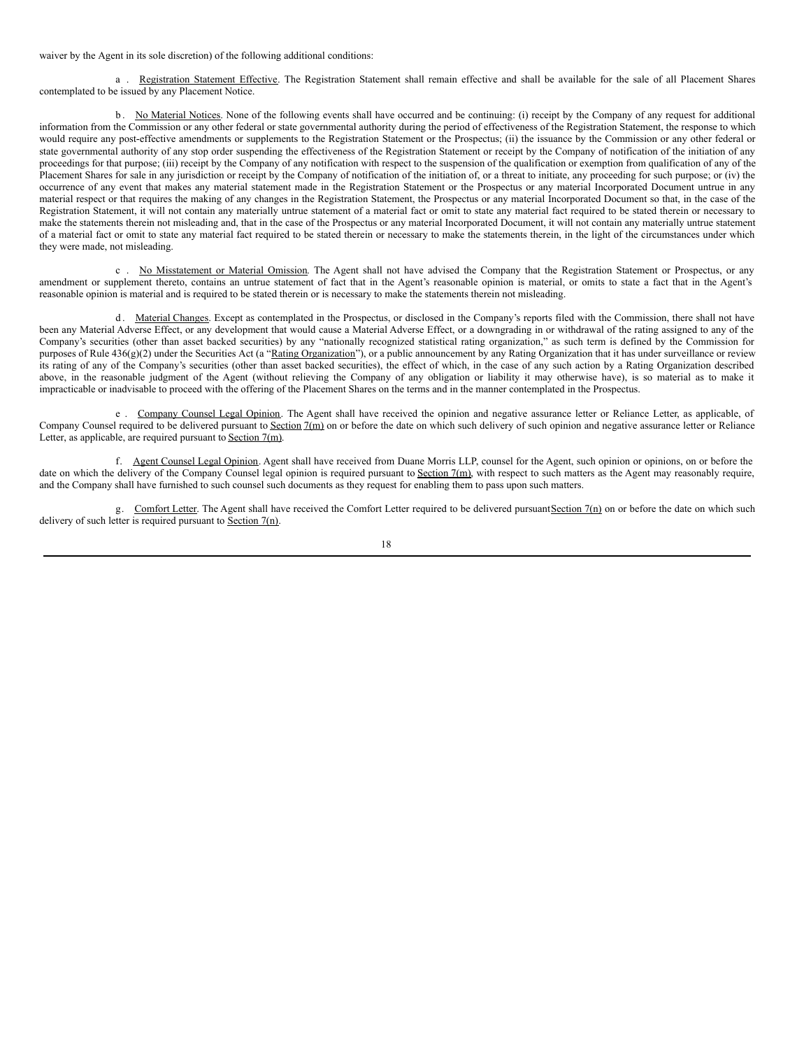waiver by the Agent in its sole discretion) of the following additional conditions:

a. Registration Statement Effective. The Registration Statement shall remain effective and shall be available for the sale of all Placement Shares contemplated to be issued by any Placement Notice.

b. No Material Notices. None of the following events shall have occurred and be continuing: (i) receipt by the Company of any request for additional information from the Commission or any other federal or state governmental authority during the period of effectiveness of the Registration Statement, the response to which would require any post-effective amendments or supplements to the Registration Statement or the Prospectus; (ii) the issuance by the Commission or any other federal or state governmental authority of any stop order suspending the effectiveness of the Registration Statement or receipt by the Company of notification of the initiation of any proceedings for that purpose; (iii) receipt by the Company of any notification with respect to the suspension of the qualification or exemption from qualification of any of the Placement Shares for sale in any jurisdiction or receipt by the Company of notification of the initiation of, or a threat to initiate, any proceeding for such purpose; or (iv) the occurrence of any event that makes any material statement made in the Registration Statement or the Prospectus or any material Incorporated Document untrue in any material respect or that requires the making of any changes in the Registration Statement, the Prospectus or any material Incorporated Document so that, in the case of the Registration Statement, it will not contain any materially untrue statement of a material fact or omit to state any material fact required to be stated therein or necessary to make the statements therein not misleading and, that in the case of the Prospectus or any material Incorporated Document, it will not contain any materially untrue statement of a material fact or omit to state any material fact required to be stated therein or necessary to make the statements therein, in the light of the circumstances under which they were made, not misleading.

c. No Misstatement or Material Omission. The Agent shall not have advised the Company that the Registration Statement or Prospectus, or any amendment or supplement thereto, contains an untrue statement of fact that in the Agent's reasonable opinion is material, or omits to state a fact that in the Agent's reasonable opinion is material and is required to be stated therein or is necessary to make the statements therein not misleading.

d. Material Changes. Except as contemplated in the Prospectus, or disclosed in the Company's reports filed with the Commission, there shall not have been any Material Adverse Effect, or any development that would cause a Material Adverse Effect, or a downgrading in or withdrawal of the rating assigned to any of the Company's securities (other than asset backed securities) by any "nationally recognized statistical rating organization," as such term is defined by the Commission for purposes of Rule 436(g)(2) under the Securities Act (a "Rating Organization"), or a public announcement by any Rating Organization that it has under surveillance or review its rating of any of the Company's securities (other than asset backed securities), the effect of which, in the case of any such action by a Rating Organization described above, in the reasonable judgment of the Agent (without relieving the Company of any obligation or liability it may otherwise have), is so material as to make it impracticable or inadvisable to proceed with the offering of the Placement Shares on the terms and in the manner contemplated in the Prospectus.

e. Company Counsel Legal Opinion. The Agent shall have received the opinion and negative assurance letter or Reliance Letter, as applicable, of Company Counsel required to be delivered pursuant to Section 7(m) on or before the date on which such delivery of such opinion and negative assurance letter or Reliance Letter, as applicable, are required pursuant to Section 7(m).

f. Agent Counsel Legal Opinion. Agent shall have received from Duane Morris LLP, counsel for the Agent, such opinion or opinions, on or before the date on which the delivery of the Company Counsel legal opinion is required pursuant to Section 7(m), with respect to such matters as the Agent may reasonably require, and the Company shall have furnished to such counsel such documents as they request for enabling them to pass upon such matters.

g. Comfort Letter. The Agent shall have received the Comfort Letter required to be delivered pursuantSection 7(n) on or before the date on which such delivery of such letter is required pursuant to Section 7(n).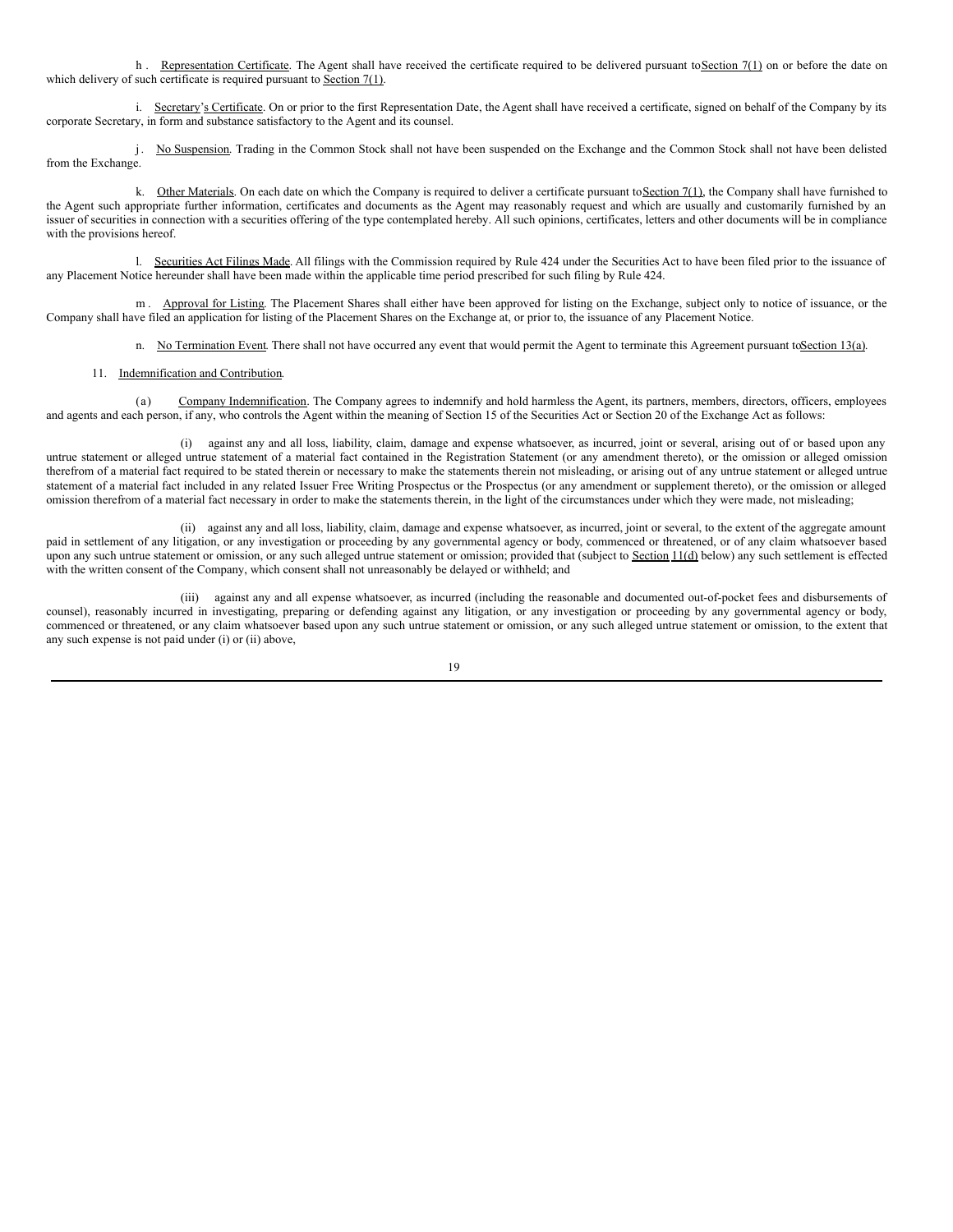h. Representation Certificate. The Agent shall have received the certificate required to be delivered pursuant to Section 7(1) on or before the date on which delivery of such certificate is required pursuant to Section 7(1).

i. Secretary's Certificate. On or prior to the first Representation Date, the Agent shall have received a certificate, signed on behalf of the Company by its corporate Secretary, in form and substance satisfactory to the Agent and its counsel.

j. No Suspension. Trading in the Common Stock shall not have been suspended on the Exchange and the Common Stock shall not have been delisted from the Exchange.

k. Other Materials. On each date on which the Company is required to deliver a certificate pursuant to Section 7(1), the Company shall have furnished to the Agent such appropriate further information, certificates and documents as the Agent may reasonably request and which are usually and customarily furnished by an issuer of securities in connection with a securities offering of the type contemplated hereby. All such opinions, certificates, letters and other documents will be in compliance with the provisions hereof.

l. Securities Act Filings Made. All filings with the Commission required by Rule 424 under the Securities Act to have been filed prior to the issuance of any Placement Notice hereunder shall have been made within the applicable time period prescribed for such filing by Rule 424.

m. Approval for Listing. The Placement Shares shall either have been approved for listing on the Exchange, subject only to notice of issuance, or the Company shall have filed an application for listing of the Placement Shares on the Exchange at, or prior to, the issuance of any Placement Notice.

n. No Termination Event. There shall not have occurred any event that would permit the Agent to terminate this Agreement pursuant to Section 13(a).

11. Indemnification and Contribution.

(a) Company Indemnification. The Company agrees to indemnify and hold harmless the Agent, its partners, members, directors, officers, employees and agents and each person, if any, who controls the Agent within the meaning of Section 15 of the Securities Act or Section 20 of the Exchange Act as follows:

(i) against any and all loss, liability, claim, damage and expense whatsoever, as incurred, joint or several, arising out of or based upon any untrue statement or alleged untrue statement of a material fact contained in the Registration Statement (or any amendment thereto), or the omission or alleged omission therefrom of a material fact required to be stated therein or necessary to make the statements therein not misleading, or arising out of any untrue statement or alleged untrue statement of a material fact included in any related Issuer Free Writing Prospectus or the Prospectus (or any amendment or supplement thereto), or the omission or alleged omission therefrom of a material fact necessary in order to make the statements therein, in the light of the circumstances under which they were made, not misleading;

(ii) against any and all loss, liability, claim, damage and expense whatsoever, as incurred, joint or several, to the extent of the aggregate amount paid in settlement of any litigation, or any investigation or proceeding by any governmental agency or body, commenced or threatened, or of any claim whatsoever based upon any such untrue statement or omission, or any such alleged untrue statement or omission; provided that (subject to Section 11(d) below) any such settlement is effected with the written consent of the Company, which consent shall not unreasonably be delayed or withheld; and

(iii) against any and all expense whatsoever, as incurred (including the reasonable and documented out-of-pocket fees and disbursements of counsel), reasonably incurred in investigating, preparing or defending against any litigation, or any investigation or proceeding by any governmental agency or body, commenced or threatened, or any claim whatsoever based upon any such untrue statement or omission, or any such alleged untrue statement or omission, to the extent that any such expense is not paid under (i) or (ii) above,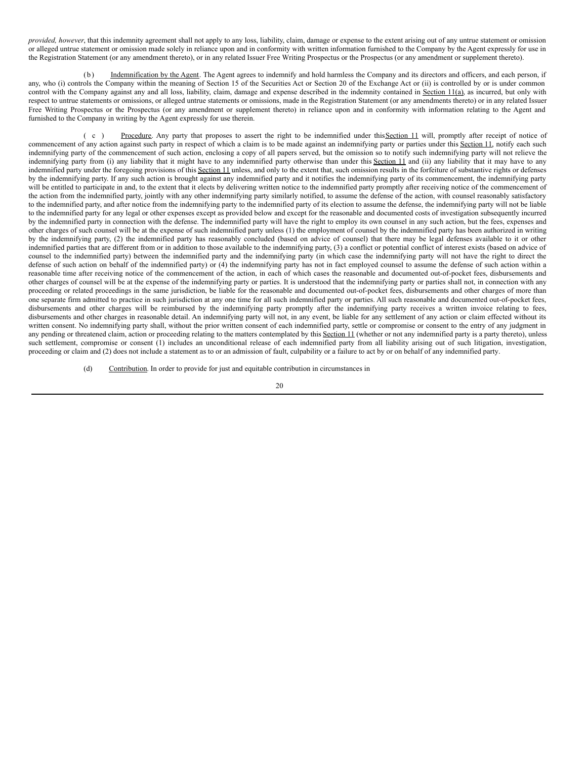*provided, however*, that this indemnity agreement shall not apply to any loss, liability, claim, damage or expense to the extent arising out of any untrue statement or omission or alleged untrue statement or omission made solely in reliance upon and in conformity with written information furnished to the Company by the Agent expressly for use in the Registration Statement (or any amendment thereto), or in any related Issuer Free Writing Prospectus or the Prospectus (or any amendment or supplement thereto).

(b) Indemnification by the Agent. The Agent agrees to indemnify and hold harmless the Company and its directors and officers, and each person, if any, who (i) controls the Company within the meaning of Section 15 of the Securities Act or Section 20 of the Exchange Act or (ii) is controlled by or is under common control with the Company against any and all loss, liability, claim, damage and expense described in the indemnity contained in Section 11(a), as incurred, but only with respect to untrue statements or omissions, or alleged untrue statements or omissions, made in the Registration Statement (or any amendments thereto) or in any related Issuer Free Writing Prospectus or the Prospectus (or any amendment or supplement thereto) in reliance upon and in conformity with information relating to the Agent and furnished to the Company in writing by the Agent expressly for use therein.

(c) Procedure. Any party that proposes to assert the right to be indemnified under this Section 11 will, promptly after receipt of notice of commencement of any action against such party in respect of which a claim is to be made against an indemnifying party or parties under this Section 11, notify each such indemnifying party of the commencement of such action, enclosing a copy of all papers served, but the omission so to notify such indemnifying party will not relieve the indemnifying party from (i) any liability that it might have to any indemnified party otherwise than under this Section 11 and (ii) any liability that it may have to any indemnified party under the foregoing provisions of this Section 11 unless, and only to the extent that, such omission results in the forfeiture of substantive rights or defenses by the indemnifying party. If any such action is brought against any indemnified party and it notifies the indemnifying party of its commencement, the indemnifying party will be entitled to participate in and, to the extent that it elects by delivering written notice to the indemnified party promptly after receiving notice of the commencement of the action from the indemnified party, jointly with any other indemnifying party similarly notified, to assume the defense of the action, with counsel reasonably satisfactory to the indemnified party, and after notice from the indemnifying party to the indemnified party of its election to assume the defense, the indemnifying party will not be liable to the indemnified party for any legal or other expenses except as provided below and except for the reasonable and documented costs of investigation subsequently incurred by the indemnified party in connection with the defense. The indemnified party will have the right to employ its own counsel in any such action, but the fees, expenses and other charges of such counsel will be at the expense of such indemnified party unless (1) the employment of counsel by the indemnified party has been authorized in writing by the indemnifying party, (2) the indemnified party has reasonably concluded (based on advice of counsel) that there may be legal defenses available to it or other indemnified parties that are different from or in addition to those available to the indemnifying party, (3) a conflict or potential conflict of interest exists (based on advice of counsel to the indemnified party) between the indemnified party and the indemnifying party (in which case the indemnifying party will not have the right to direct the defense of such action on behalf of the indemnified party) or (4) the indemnifying party has not in fact employed counsel to assume the defense of such action within a reasonable time after receiving notice of the commencement of the action, in each of which cases the reasonable and documented out-of-pocket fees, disbursements and other charges of counsel will be at the expense of the indemnifying party or parties. It is understood that the indemnifying party or parties shall not, in connection with any proceeding or related proceedings in the same jurisdiction, be liable for the reasonable and documented out-of-pocket fees, disbursements and other charges of more than one separate firm admitted to practice in such jurisdiction at any one time for all such indemnified party or parties. All such reasonable and documented out-of-pocket fees, disbursements and other charges will be reimbursed by the indemnifying party promptly after the indemnifying party receives a written invoice relating to fees, disbursements and other charges in reasonable detail. An indemnifying party will not, in any event, be liable for any settlement of any action or claim effected without its written consent. No indemnifying party shall, without the prior written consent of each indemnified party, settle or compromise or consent to the entry of any judgment in any pending or threatened claim, action or proceeding relating to the matters contemplated by this Section 11 (whether or not any indemnified party is a party thereto), unless such settlement, compromise or consent (1) includes an unconditional release of each indemnified party from all liability arising out of such litigation, investigation, proceeding or claim and (2) does not include a statement as to or an admission of fault, culpability or a failure to act by or on behalf of any indemnified party.

(d) Contribution. In order to provide for just and equitable contribution in circumstances in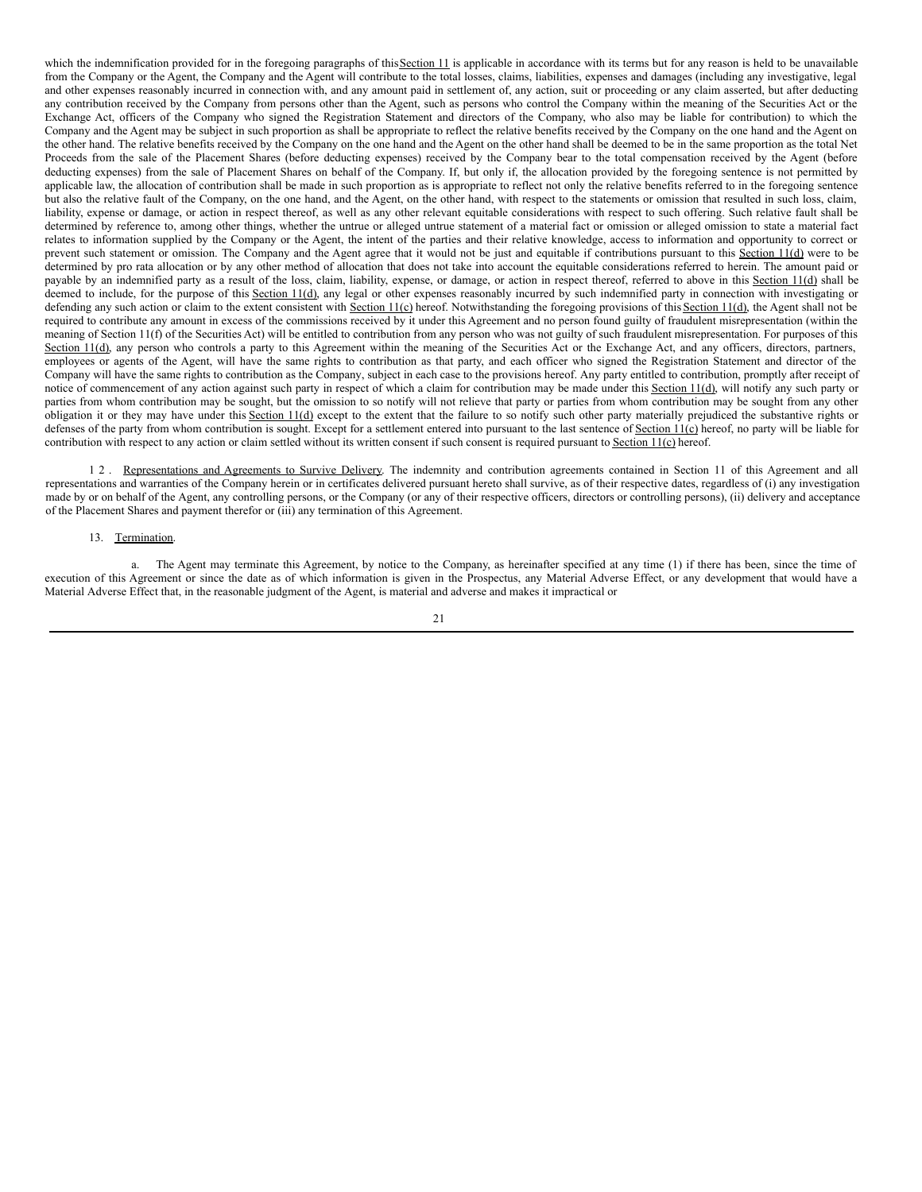which the indemnification provided for in the foregoing paragraphs of this Section 11 is applicable in accordance with its terms but for any reason is held to be unavailable from the Company or the Agent, the Company and the Agent will contribute to the total losses, claims, liabilities, expenses and damages (including any investigative, legal and other expenses reasonably incurred in connection with, and any amount paid in settlement of, any action, suit or proceeding or any claim asserted, but after deducting any contribution received by the Company from persons other than the Agent, such as persons who control the Company within the meaning of the Securities Act or the Exchange Act, officers of the Company who signed the Registration Statement and directors of the Company, who also may be liable for contribution) to which the Company and the Agent may be subject in such proportion as shall be appropriate to reflect the relative benefits received by the Company on the one hand and the Agent on the other hand. The relative benefits received by the Company on the one hand and the Agent on the other hand shall be deemed to be in the same proportion as the total Net Proceeds from the sale of the Placement Shares (before deducting expenses) received by the Company bear to the total compensation received by the Agent (before deducting expenses) from the sale of Placement Shares on behalf of the Company. If, but only if, the allocation provided by the foregoing sentence is not permitted by applicable law, the allocation of contribution shall be made in such proportion as is appropriate to reflect not only the relative benefits referred to in the foregoing sentence but also the relative fault of the Company, on the one hand, and the Agent, on the other hand, with respect to the statements or omission that resulted in such loss, claim, liability, expense or damage, or action in respect thereof, as well as any other relevant equitable considerations with respect to such offering. Such relative fault shall be determined by reference to, among other things, whether the untrue or alleged untrue statement of a material fact or omission or alleged omission to state a material fact relates to information supplied by the Company or the Agent, the intent of the parties and their relative knowledge, access to information and opportunity to correct or prevent such statement or omission. The Company and the Agent agree that it would not be just and equitable if contributions pursuant to this Section 11(d) were to be determined by pro rata allocation or by any other method of allocation that does not take into account the equitable considerations referred to herein. The amount paid or payable by an indemnified party as a result of the loss, claim, liability, expense, or damage, or action in respect thereof, referred to above in this Section 11(d) shall be deemed to include, for the purpose of this Section 11(d), any legal or other expenses reasonably incurred by such indemnified party in connection with investigating or defending any such action or claim to the extent consistent with Section 11(c) hereof. Notwithstanding the foregoing provisions of this Section 11(d), the Agent shall not be required to contribute any amount in excess of the commissions received by it under this Agreement and no person found guilty of fraudulent misrepresentation (within the meaning of Section 11(f) of the Securities Act) will be entitled to contribution from any person who was not guilty of such fraudulent misrepresentation. For purposes of this Section 11(d), any person who controls a party to this Agreement within the meaning of the Securities Act or the Exchange Act, and any officers, directors, partners, employees or agents of the Agent, will have the same rights to contribution as that party, and each officer who signed the Registration Statement and director of the Company will have the same rights to contribution as the Company, subject in each case to the provisions hereof. Any party entitled to contribution, promptly after receipt of notice of commencement of any action against such party in respect of which a claim for contribution may be made under this Section 11(d), will notify any such party or parties from whom contribution may be sought, but the omission to so notify will not relieve that party or parties from whom contribution may be sought from any other obligation it or they may have under this Section 11(d) except to the extent that the failure to so notify such other party materially prejudiced the substantive rights or defenses of the party from whom contribution is sought. Except for a settlement entered into pursuant to the last sentence of Section 11(c) hereof, no party will be liable for contribution with respect to any action or claim settled without its written consent if such consent is required pursuant to Section 11(c) hereof.

12. Representations and Agreements to Survive Delivery. The indemnity and contribution agreements contained in Section 11 of this Agreement and all representations and warranties of the Company herein or in certificates delivered pursuant hereto shall survive, as of their respective dates, regardless of (i) any investigation made by or on behalf of the Agent, any controlling persons, or the Company (or any of their respective officers, directors or controlling persons), (ii) delivery and acceptance of the Placement Shares and payment therefor or (iii) any termination of this Agreement.

13. Termination.

a. The Agent may terminate this Agreement, by notice to the Company, as hereinafter specified at any time (1) if there has been, since the time of execution of this Agreement or since the date as of which information is given in the Prospectus, any Material Adverse Effect, or any development that would have a Material Adverse Effect that, in the reasonable judgment of the Agent, is material and adverse and makes it impractical or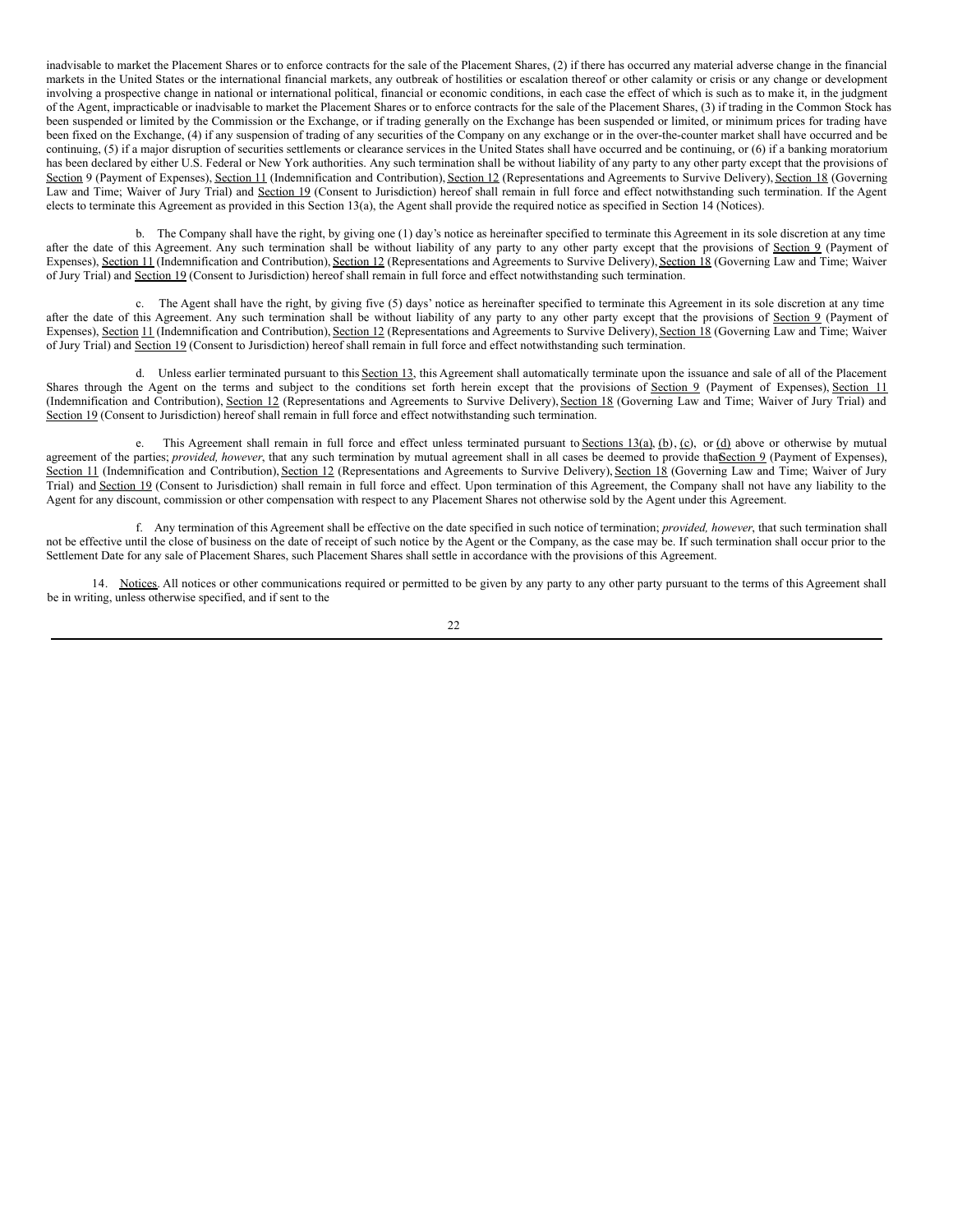inadvisable to market the Placement Shares or to enforce contracts for the sale of the Placement Shares, (2) if there has occurred any material adverse change in the financial markets in the United States or the international financial markets, any outbreak of hostilities or escalation thereof or other calamity or crisis or any change or development involving a prospective change in national or international political, financial or economic conditions, in each case the effect of which is such as to make it, in the judgment of the Agent, impracticable or inadvisable to market the Placement Shares or to enforce contracts for the sale of the Placement Shares, (3) if trading in the Common Stock has been suspended or limited by the Commission or the Exchange, or if trading generally on the Exchange has been suspended or limited, or minimum prices for trading have been fixed on the Exchange, (4) if any suspension of trading of any securities of the Company on any exchange or in the over-the-counter market shall have occurred and be continuing, (5) if a major disruption of securities settlements or clearance services in the United States shall have occurred and be continuing, or (6) if a banking moratorium has been declared by either U.S. Federal or New York authorities. Any such termination shall be without liability of any party to any other party except that the provisions of Section 9 (Payment of Expenses), Section 11 (Indemnification and Contribution), Section 12 (Representations and Agreements to Survive Delivery), Section 18 (Governing Law and Time; Waiver of Jury Trial) and Section 19 (Consent to Jurisdiction) hereof shall remain in full force and effect notwithstanding such termination. If the Agent elects to terminate this Agreement as provided in this Section 13(a), the Agent shall provide the required notice as specified in Section 14 (Notices).

b. The Company shall have the right, by giving one (1) day's notice as hereinafter specified to terminate this Agreement in its sole discretion at any time after the date of this Agreement. Any such termination shall be without liability of any party to any other party except that the provisions of Section 9 (Payment of Expenses), Section 11 (Indemnification and Contribution), Section 12 (Representations and Agreements to Survive Delivery), Section 18 (Governing Law and Time; Waiver of Jury Trial) and Section 19 (Consent to Jurisdiction) hereof shall remain in full force and effect notwithstanding such termination.

c. The Agent shall have the right, by giving five (5) days' notice as hereinafter specified to terminate this Agreement in its sole discretion at any time after the date of this Agreement. Any such termination shall be without liability of any party to any other party except that the provisions of Section 9 (Payment of Expenses), Section 11 (Indemnification and Contribution), Section 12 (Representations and Agreements to Survive Delivery), Section 18 (Governing Law and Time; Waiver of Jury Trial) and Section 19 (Consent to Jurisdiction) hereof shall remain in full force and effect notwithstanding such termination.

d. Unless earlier terminated pursuant to this Section 13, this Agreement shall automatically terminate upon the issuance and sale of all of the Placement Shares through the Agent on the terms and subject to the conditions set forth herein except that the provisions of Section 9 (Payment of Expenses), Section 11 (Indemnification and Contribution), Section 12 (Representations and Agreements to Survive Delivery), Section 18 (Governing Law and Time; Waiver of Jury Trial) and Section 19 (Consent to Jurisdiction) hereof shall remain in full force and effect notwithstanding such termination.

e. This Agreement shall remain in full force and effect unless terminated pursuant to Sections 13(a), (b), (c), or (d) above or otherwise by mutual agreement of the parties; *provided, however*, that any such termination by mutual agreement shall in all cases be deemed to provide that Section 9 (Payment of Expenses), Section 11 (Indemnification and Contribution), Section 12 (Representations and Agreements to Survive Delivery), Section 18 (Governing Law and Time; Waiver of Jury Trial) and Section 19 (Consent to Jurisdiction) shall remain in full force and effect. Upon termination of this Agreement, the Company shall not have any liability to the Agent for any discount, commission or other compensation with respect to any Placement Shares not otherwise sold by the Agent under this Agreement.

f. Any termination of this Agreement shall be effective on the date specified in such notice of termination; *provided, however*, that such termination shall not be effective until the close of business on the date of receipt of such notice by the Agent or the Company, as the case may be. If such termination shall occur prior to the Settlement Date for any sale of Placement Shares, such Placement Shares shall settle in accordance with the provisions of this Agreement.

14. Notices. All notices or other communications required or permitted to be given by any party to any other party pursuant to the terms of this Agreement shall be in writing, unless otherwise specified, and if sent to the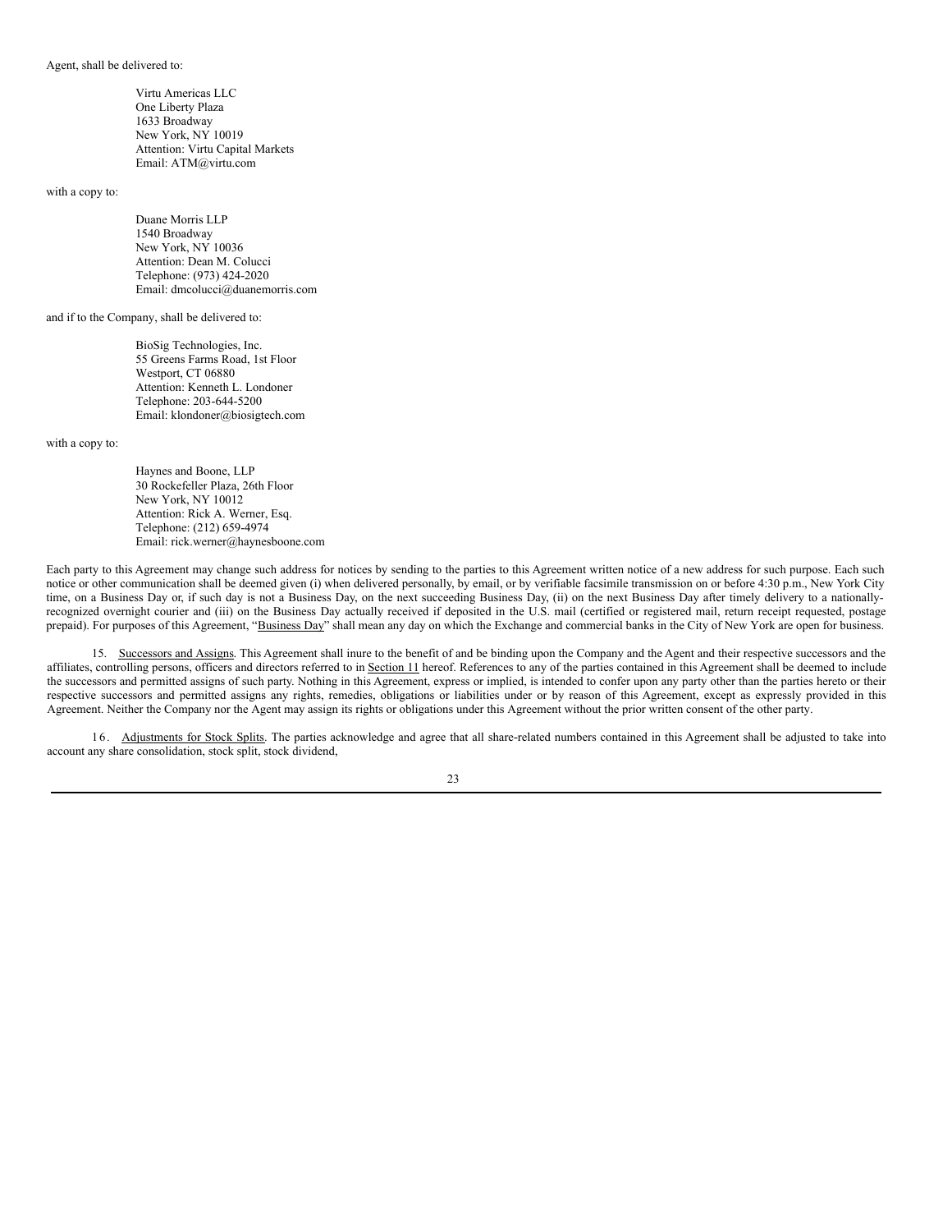Agent, shall be delivered to:

Virtu Americas LLC
One Liberty Plaza
1633 Broadway
New York, NY 10019
Attention: Virtu Capital Markets
Email: ATM@virtu.com

with a copy to:

Duane Morris LLP
1540 Broadway
New York, NY 10036
Attention: Dean M. Colucci
Telephone: (973) 424-2020
Email: dmcolucci@duanemorris.com

and if to the Company, shall be delivered to:

BioSig Technologies, Inc.
55 Greens Farms Road, 1st Floor
Westport, CT 06880
Attention: Kenneth L. Londoner
Telephone: 203-644-5200
Email: klondoner@biosigtech.com

with a copy to:

Haynes and Boone, LLP
30 Rockefeller Plaza, 26th Floor
New York, NY 10012
Attention: Rick A. Werner, Esq.
Telephone: (212) 659-4974
Email: rick.werner@haynesboone.com

Each party to this Agreement may change such address for notices by sending to the parties to this Agreement written notice of a new address for such purpose. Each such notice or other communication shall be deemed given (i) when delivered personally, by email, or by verifiable facsimile transmission on or before 4:30 p.m., New York City time, on a Business Day or, if such day is not a Business Day, on the next succeeding Business Day, (ii) on the next Business Day after timely delivery to a nationally-recognized overnight courier and (iii) on the Business Day actually received if deposited in the U.S. mail (certified or registered mail, return receipt requested, postage prepaid). For purposes of this Agreement, "Business Day" shall mean any day on which the Exchange and commercial banks in the City of New York are open for business.

15. Successors and Assigns. This Agreement shall inure to the benefit of and be binding upon the Company and the Agent and their respective successors and the affiliates, controlling persons, officers and directors referred to in Section 11 hereof. References to any of the parties contained in this Agreement shall be deemed to include the successors and permitted assigns of such party. Nothing in this Agreement, express or implied, is intended to confer upon any party other than the parties hereto or their respective successors and permitted assigns any rights, remedies, obligations or liabilities under or by reason of this Agreement, except as expressly provided in this Agreement. Neither the Company nor the Agent may assign its rights or obligations under this Agreement without the prior written consent of the other party.

16. Adjustments for Stock Splits. The parties acknowledge and agree that all share-related numbers contained in this Agreement shall be adjusted to take into account any share consolidation, stock split, stock dividend,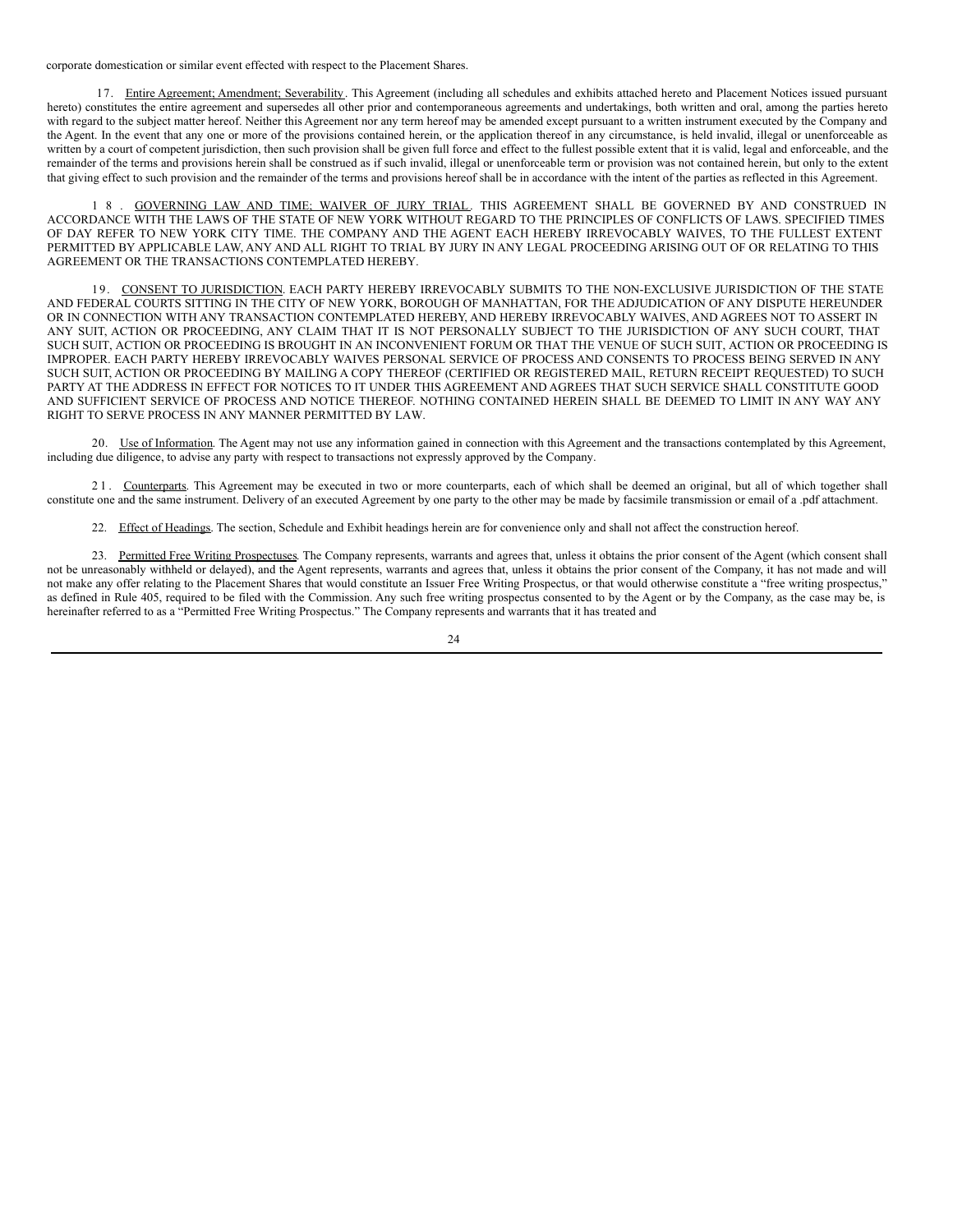corporate domestication or similar event effected with respect to the Placement Shares.

17. Entire Agreement; Amendment; Severability. This Agreement (including all schedules and exhibits attached hereto and Placement Notices issued pursuant hereto) constitutes the entire agreement and supersedes all other prior and contemporaneous agreements and undertakings, both written and oral, among the parties hereto with regard to the subject matter hereof. Neither this Agreement nor any term hereof may be amended except pursuant to a written instrument executed by the Company and the Agent. In the event that any one or more of the provisions contained herein, or the application thereof in any circumstance, is held invalid, illegal or unenforceable as written by a court of competent jurisdiction, then such provision shall be given full force and effect to the fullest possible extent that it is valid, legal and enforceable, and the remainder of the terms and provisions herein shall be construed as if such invalid, illegal or unenforceable term or provision was not contained herein, but only to the extent that giving effect to such provision and the remainder of the terms and provisions hereof shall be in accordance with the intent of the parties as reflected in this Agreement.

18. GOVERNING LAW AND TIME; WAIVER OF JURY TRIAL. THIS AGREEMENT SHALL BE GOVERNED BY AND CONSTRUED IN ACCORDANCE WITH THE LAWS OF THE STATE OF NEW YORK WITHOUT REGARD TO THE PRINCIPLES OF CONFLICTS OF LAWS. SPECIFIED TIMES OF DAY REFER TO NEW YORK CITY TIME. THE COMPANY AND THE AGENT EACH HEREBY IRREVOCABLY WAIVES, TO THE FULLEST EXTENT PERMITTED BY APPLICABLE LAW, ANY AND ALL RIGHT TO TRIAL BY JURY IN ANY LEGAL PROCEEDING ARISING OUT OF OR RELATING TO THIS AGREEMENT OR THE TRANSACTIONS CONTEMPLATED HEREBY.

19. CONSENT TO JURISDICTION. EACH PARTY HEREBY IRREVOCABLY SUBMITS TO THE NON-EXCLUSIVE JURISDICTION OF THE STATE AND FEDERAL COURTS SITTING IN THE CITY OF NEW YORK, BOROUGH OF MANHATTAN, FOR THE ADJUDICATION OF ANY DISPUTE HEREUNDER OR IN CONNECTION WITH ANY TRANSACTION CONTEMPLATED HEREBY, AND HEREBY IRREVOCABLY WAIVES, AND AGREES NOT TO ASSERT IN ANY SUIT, ACTION OR PROCEEDING, ANY CLAIM THAT IT IS NOT PERSONALLY SUBJECT TO THE JURISDICTION OF ANY SUCH COURT, THAT SUCH SUIT, ACTION OR PROCEEDING IS BROUGHT IN AN INCONVENIENT FORUM OR THAT THE VENUE OF SUCH SUIT, ACTION OR PROCEEDING IS IMPROPER. EACH PARTY HEREBY IRREVOCABLY WAIVES PERSONAL SERVICE OF PROCESS AND CONSENTS TO PROCESS BEING SERVED IN ANY SUCH SUIT, ACTION OR PROCEEDING BY MAILING A COPY THEREOF (CERTIFIED OR REGISTERED MAIL, RETURN RECEIPT REQUESTED) TO SUCH PARTY AT THE ADDRESS IN EFFECT FOR NOTICES TO IT UNDER THIS AGREEMENT AND AGREES THAT SUCH SERVICE SHALL CONSTITUTE GOOD AND SUFFICIENT SERVICE OF PROCESS AND NOTICE THEREOF. NOTHING CONTAINED HEREIN SHALL BE DEEMED TO LIMIT IN ANY WAY ANY RIGHT TO SERVE PROCESS IN ANY MANNER PERMITTED BY LAW.

20. Use of Information. The Agent may not use any information gained in connection with this Agreement and the transactions contemplated by this Agreement, including due diligence, to advise any party with respect to transactions not expressly approved by the Company.

21. Counterparts. This Agreement may be executed in two or more counterparts, each of which shall be deemed an original, but all of which together shall constitute one and the same instrument. Delivery of an executed Agreement by one party to the other may be made by facsimile transmission or email of a .pdf attachment.

22. Effect of Headings. The section, Schedule and Exhibit headings herein are for convenience only and shall not affect the construction hereof.

23. Permitted Free Writing Prospectuses. The Company represents, warrants and agrees that, unless it obtains the prior consent of the Agent (which consent shall not be unreasonably withheld or delayed), and the Agent represents, warrants and agrees that, unless it obtains the prior consent of the Company, it has not made and will not make any offer relating to the Placement Shares that would constitute an Issuer Free Writing Prospectus, or that would otherwise constitute a "free writing prospectus," as defined in Rule 405, required to be filed with the Commission. Any such free writing prospectus consented to by the Agent or by the Company, as the case may be, is hereinafter referred to as a "Permitted Free Writing Prospectus." The Company represents and warrants that it has treated and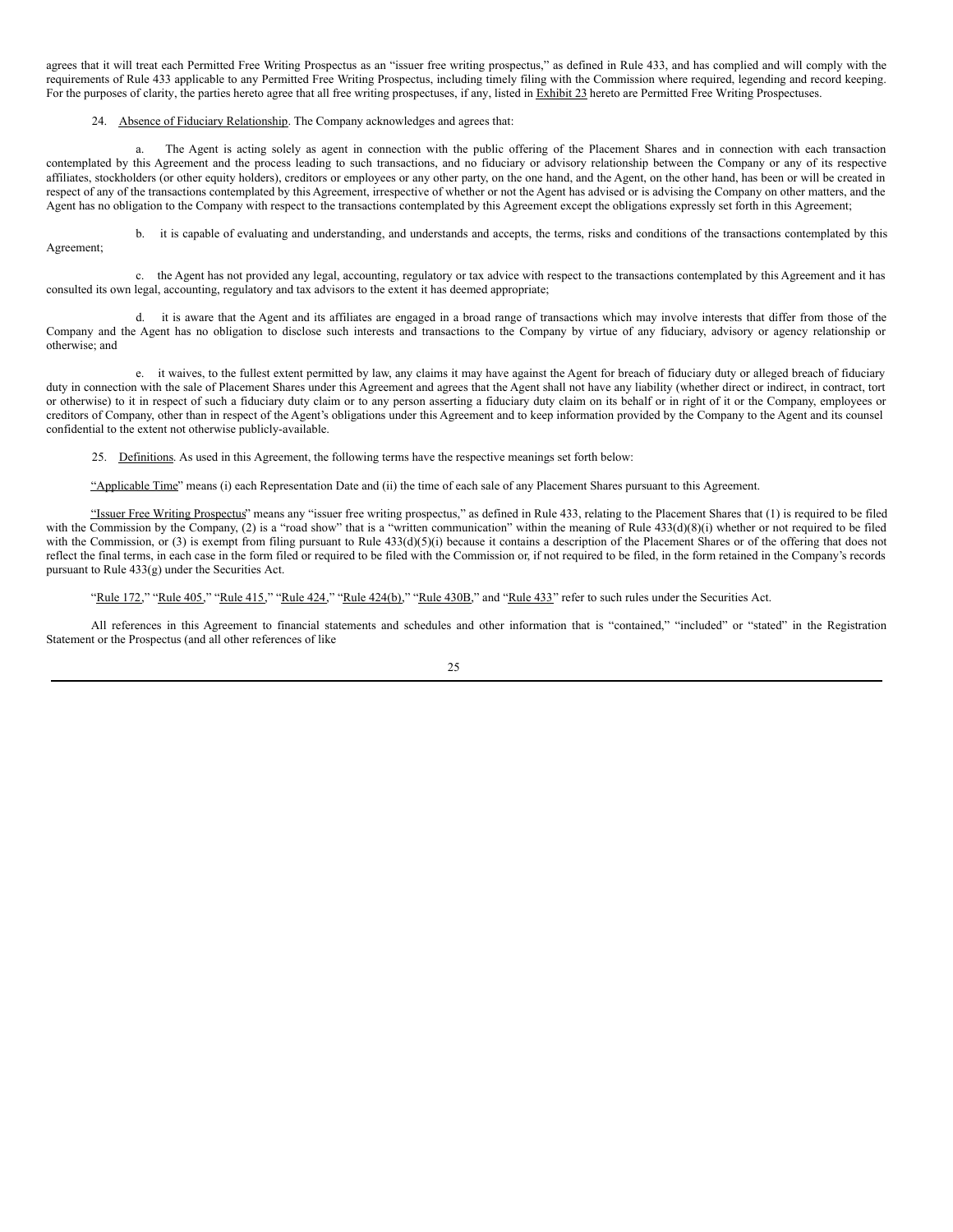agrees that it will treat each Permitted Free Writing Prospectus as an "issuer free writing prospectus," as defined in Rule 433, and has complied and will comply with the requirements of Rule 433 applicable to any Permitted Free Writing Prospectus, including timely filing with the Commission where required, legending and record keeping. For the purposes of clarity, the parties hereto agree that all free writing prospectuses, if any, listed in Exhibit 23 hereto are Permitted Free Writing Prospectuses.

24. Absence of Fiduciary Relationship. The Company acknowledges and agrees that:

a. The Agent is acting solely as agent in connection with the public offering of the Placement Shares and in connection with each transaction contemplated by this Agreement and the process leading to such transactions, and no fiduciary or advisory relationship between the Company or any of its respective affiliates, stockholders (or other equity holders), creditors or employees or any other party, on the one hand, and the Agent, on the other hand, has been or will be created in respect of any of the transactions contemplated by this Agreement, irrespective of whether or not the Agent has advised or is advising the Company on other matters, and the Agent has no obligation to the Company with respect to the transactions contemplated by this Agreement except the obligations expressly set forth in this Agreement;

b. it is capable of evaluating and understanding, and understands and accepts, the terms, risks and conditions of the transactions contemplated by this Agreement;

c. the Agent has not provided any legal, accounting, regulatory or tax advice with respect to the transactions contemplated by this Agreement and it has consulted its own legal, accounting, regulatory and tax advisors to the extent it has deemed appropriate;

d. it is aware that the Agent and its affiliates are engaged in a broad range of transactions which may involve interests that differ from those of the Company and the Agent has no obligation to disclose such interests and transactions to the Company by virtue of any fiduciary, advisory or agency relationship or otherwise; and

e. it waives, to the fullest extent permitted by law, any claims it may have against the Agent for breach of fiduciary duty or alleged breach of fiduciary duty in connection with the sale of Placement Shares under this Agreement and agrees that the Agent shall not have any liability (whether direct or indirect, in contract, tort or otherwise) to it in respect of such a fiduciary duty claim or to any person asserting a fiduciary duty claim on its behalf or in right of it or the Company, employees or creditors of Company, other than in respect of the Agent's obligations under this Agreement and to keep information provided by the Company to the Agent and its counsel confidential to the extent not otherwise publicly-available.

25. Definitions. As used in this Agreement, the following terms have the respective meanings set forth below:

"Applicable Time" means (i) each Representation Date and (ii) the time of each sale of any Placement Shares pursuant to this Agreement.

"Issuer Free Writing Prospectus" means any "issuer free writing prospectus," as defined in Rule 433, relating to the Placement Shares that (1) is required to be filed with the Commission by the Company, (2) is a "road show" that is a "written communication" within the meaning of Rule 433(d)(8)(i) whether or not required to be filed with the Commission, or (3) is exempt from filing pursuant to Rule 433(d)(5)(i) because it contains a description of the Placement Shares or of the offering that does not reflect the final terms, in each case in the form filed or required to be filed with the Commission or, if not required to be filed, in the form retained in the Company's records pursuant to Rule 433(g) under the Securities Act.

"Rule 172," "Rule 405," "Rule 415," "Rule 424," "Rule 424(b)," "Rule 430B," and "Rule 433" refer to such rules under the Securities Act.

All references in this Agreement to financial statements and schedules and other information that is "contained," "included" or "stated" in the Registration Statement or the Prospectus (and all other references of like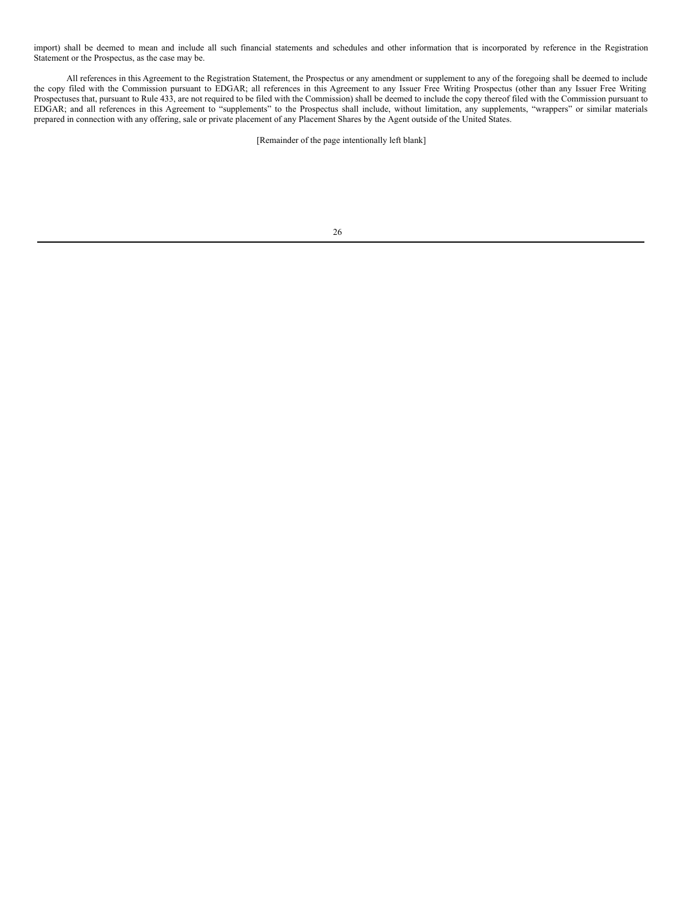import) shall be deemed to mean and include all such financial statements and schedules and other information that is incorporated by reference in the Registration Statement or the Prospectus, as the case may be.

All references in this Agreement to the Registration Statement, the Prospectus or any amendment or supplement to any of the foregoing shall be deemed to include the copy filed with the Commission pursuant to EDGAR; all references in this Agreement to any Issuer Free Writing Prospectus (other than any Issuer Free Writing Prospectuses that, pursuant to Rule 433, are not required to be filed with the Commission) shall be deemed to include the copy thereof filed with the Commission pursuant to EDGAR; and all references in this Agreement to "supplements" to the Prospectus shall include, without limitation, any supplements, "wrappers" or similar materials prepared in connection with any offering, sale or private placement of any Placement Shares by the Agent outside of the United States.

[Remainder of the page intentionally left blank]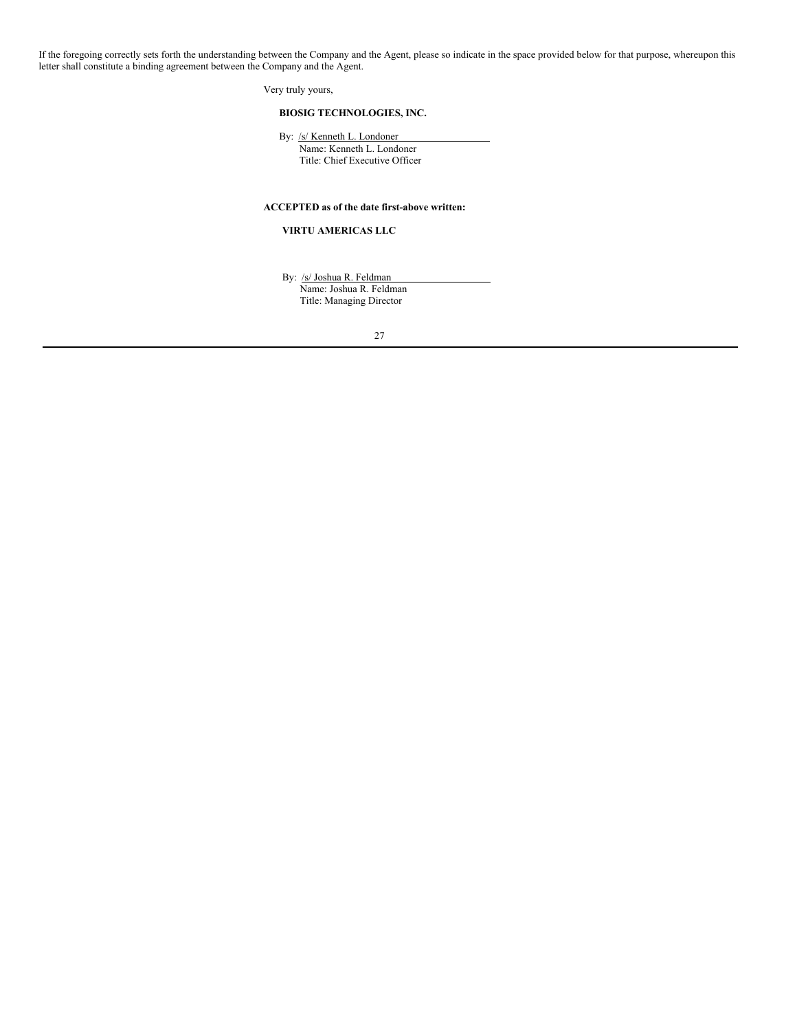If the foregoing correctly sets forth the understanding between the Company and the Agent, please so indicate in the space provided below for that purpose, whereupon this letter shall constitute a binding agreement between the Company and the Agent.

Very truly yours,

**BIOSIG TECHNOLOGIES, INC.**

By: /s/ Kenneth L. Londoner
Name: Kenneth L. Londoner
Title: Chief Executive Officer

**ACCEPTED as of the date first-above written:**

**VIRTU AMERICAS LLC**

By: /s/ Joshua R. Feldman
Name: Joshua R. Feldman
Title: Managing Director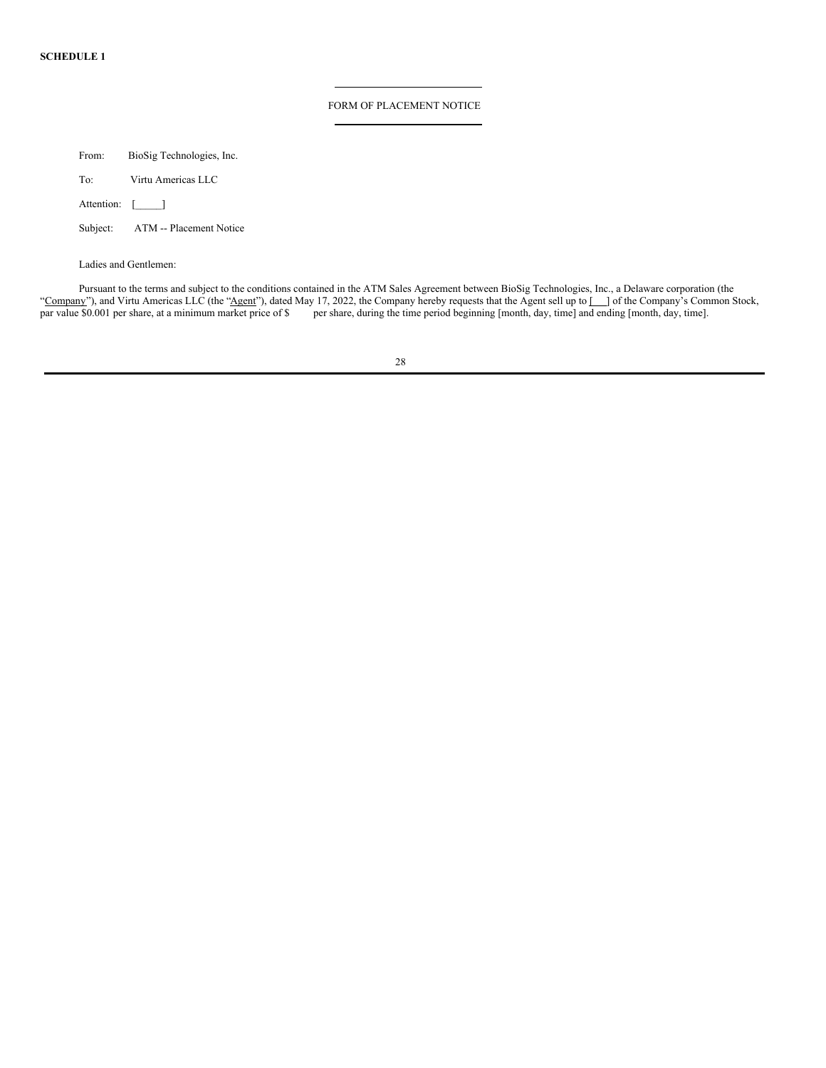**SCHEDULE 1**

FORM OF PLACEMENT NOTICE

From: BioSig Technologies, Inc.

To: Virtu Americas LLC

Attention: [\_\_\_\_\_]

Subject: ATM -- Placement Notice

Ladies and Gentlemen:

Pursuant to the terms and subject to the conditions contained in the ATM Sales Agreement between BioSig Technologies, Inc., a Delaware corporation (the "Company"), and Virtu Americas LLC (the "Agent"), dated May 17, 2022, the Company hereby requests that the Agent sell up to [\_\_\_] of the Company's Common Stock, par value $0.001 per share, at a minimum market price of $ per share, during the time period beginning [month, day, time] and ending [month, day, time].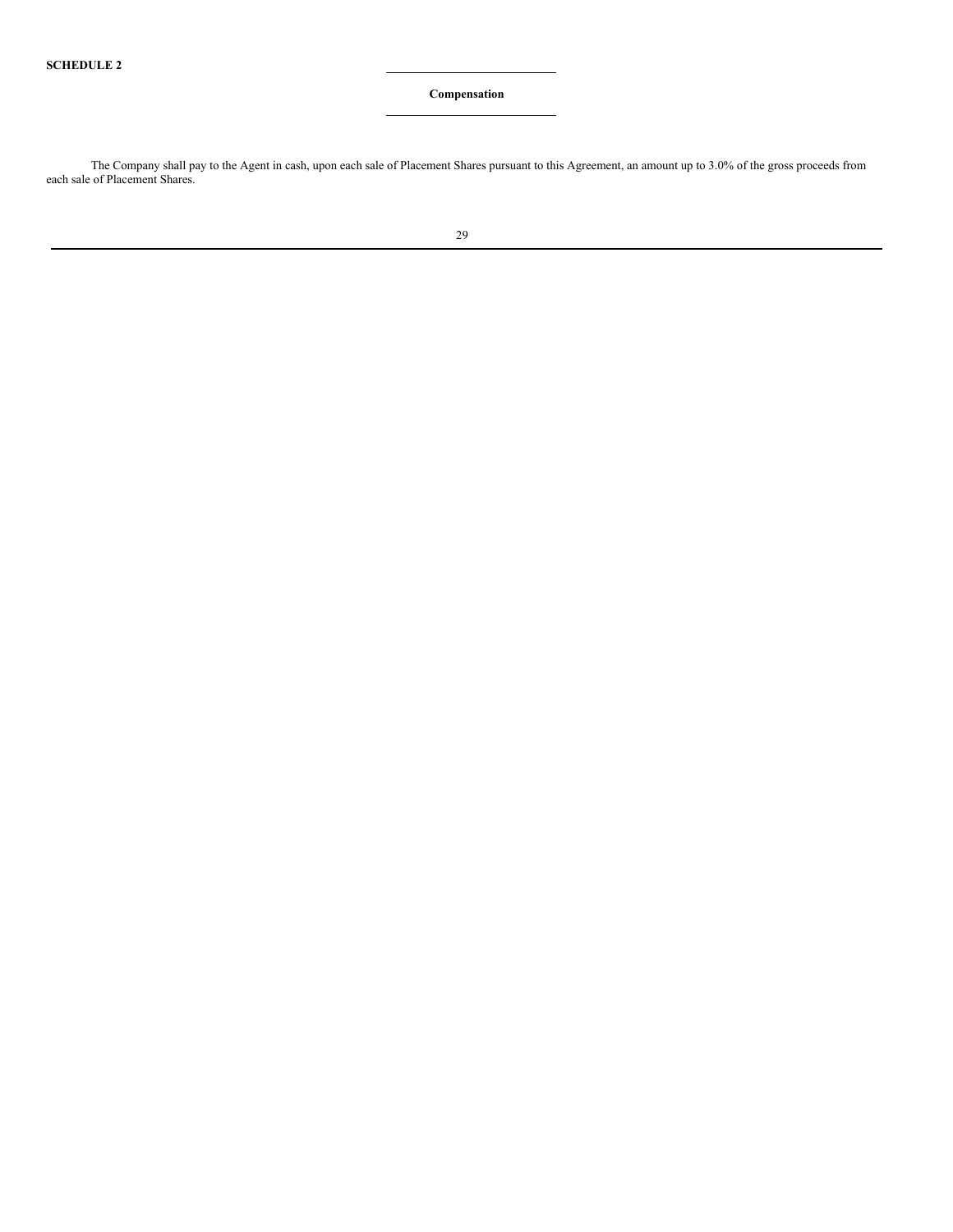**SCHEDULE 2**

## Compensation

The Company shall pay to the Agent in cash, upon each sale of Placement Shares pursuant to this Agreement, an amount up to 3.0% of the gross proceeds from each sale of Placement Shares.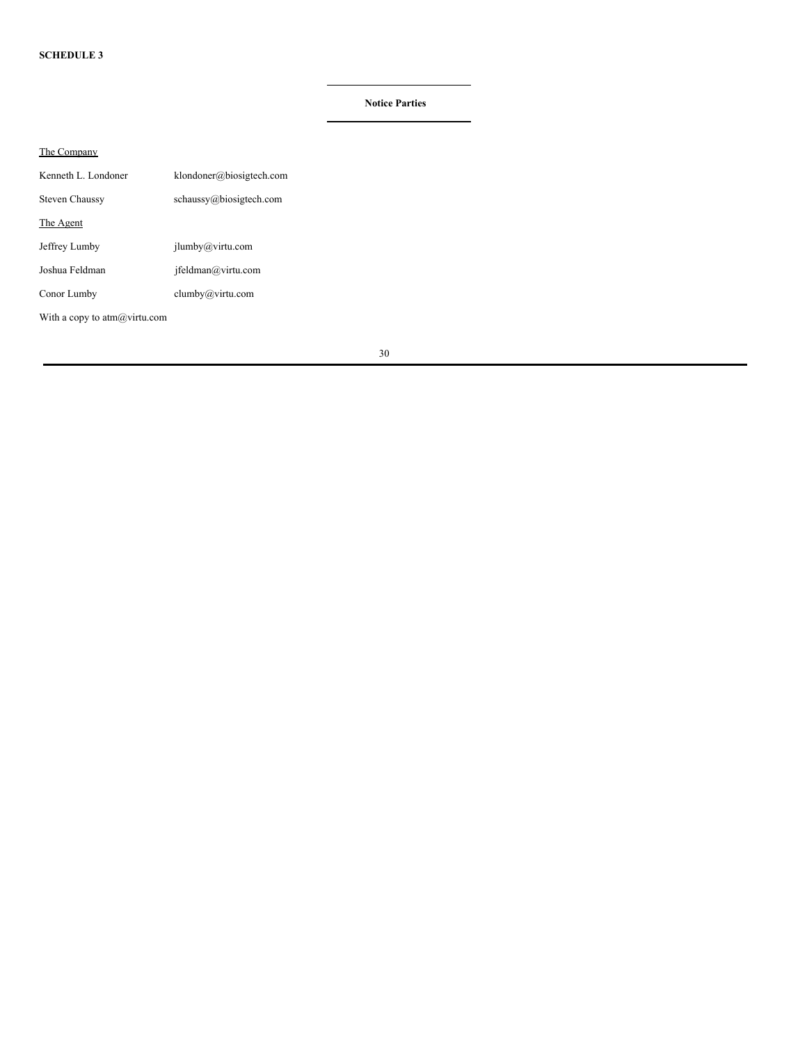**SCHEDULE 3**

**Notice Parties**

<u>The Company</u>

| | |
|---|---|
| Kenneth L. Londoner | klondoner@biosigtech.com |
| Steven Chaussy | schaussy@biosigtech.com |

<u>The Agent</u>

| | |
|---|---|
| Jeffrey Lumby | jlumby@virtu.com |
| Joshua Feldman | jfeldman@virtu.com |
| Conor Lumby | clumby@virtu.com |

With a copy to atm@virtu.com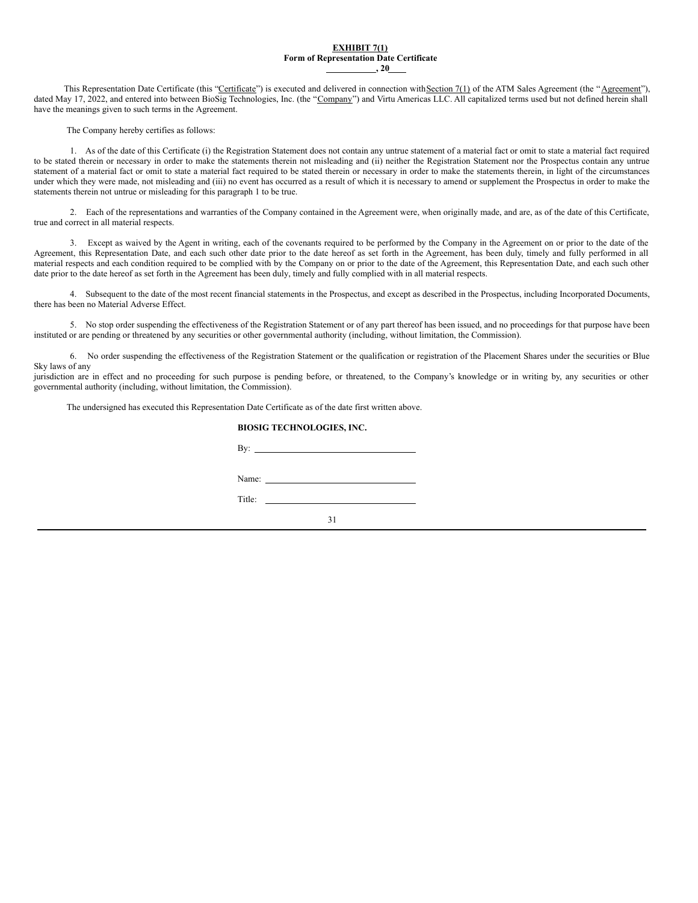**EXHIBIT 7(1)**

**Form of Representation Date Certificate**

**\_\_\_\_\_\_\_\_\_\_\_, 20\_\_\_\_**

This Representation Date Certificate (this "Certificate") is executed and delivered in connection with Section 7(1) of the ATM Sales Agreement (the "Agreement"), dated May 17, 2022, and entered into between BioSig Technologies, Inc. (the "Company") and Virtu Americas LLC. All capitalized terms used but not defined herein shall have the meanings given to such terms in the Agreement.

The Company hereby certifies as follows:

1. As of the date of this Certificate (i) the Registration Statement does not contain any untrue statement of a material fact or omit to state a material fact required to be stated therein or necessary in order to make the statements therein not misleading and (ii) neither the Registration Statement nor the Prospectus contain any untrue statement of a material fact or omit to state a material fact required to be stated therein or necessary in order to make the statements therein, in light of the circumstances under which they were made, not misleading and (iii) no event has occurred as a result of which it is necessary to amend or supplement the Prospectus in order to make the statements therein not untrue or misleading for this paragraph 1 to be true.

2. Each of the representations and warranties of the Company contained in the Agreement were, when originally made, and are, as of the date of this Certificate, true and correct in all material respects.

3. Except as waived by the Agent in writing, each of the covenants required to be performed by the Company in the Agreement on or prior to the date of the Agreement, this Representation Date, and each such other date prior to the date hereof as set forth in the Agreement, has been duly, timely and fully performed in all material respects and each condition required to be complied with by the Company on or prior to the date of the Agreement, this Representation Date, and each such other date prior to the date hereof as set forth in the Agreement has been duly, timely and fully complied with in all material respects.

4. Subsequent to the date of the most recent financial statements in the Prospectus, and except as described in the Prospectus, including Incorporated Documents, there has been no Material Adverse Effect.

5. No stop order suspending the effectiveness of the Registration Statement or of any part thereof has been issued, and no proceedings for that purpose have been instituted or are pending or threatened by any securities or other governmental authority (including, without limitation, the Commission).

6. No order suspending the effectiveness of the Registration Statement or the qualification or registration of the Placement Shares under the securities or Blue Sky laws of any jurisdiction are in effect and no proceeding for such purpose is pending before, or threatened, to the Company's knowledge or in writing by, any securities or other governmental authority (including, without limitation, the Commission).

The undersigned has executed this Representation Date Certificate as of the date first written above.

**BIOSIG TECHNOLOGIES, INC.**

By: \_\_\_\_\_\_\_\_\_\_\_\_\_\_\_\_\_\_\_\_\_\_\_\_\_\_\_\_\_\_\_\_

Name: \_\_\_\_\_\_\_\_\_\_\_\_\_\_\_\_\_\_\_\_\_\_\_\_\_\_\_\_\_\_

Title: \_\_\_\_\_\_\_\_\_\_\_\_\_\_\_\_\_\_\_\_\_\_\_\_\_\_\_\_\_\_\_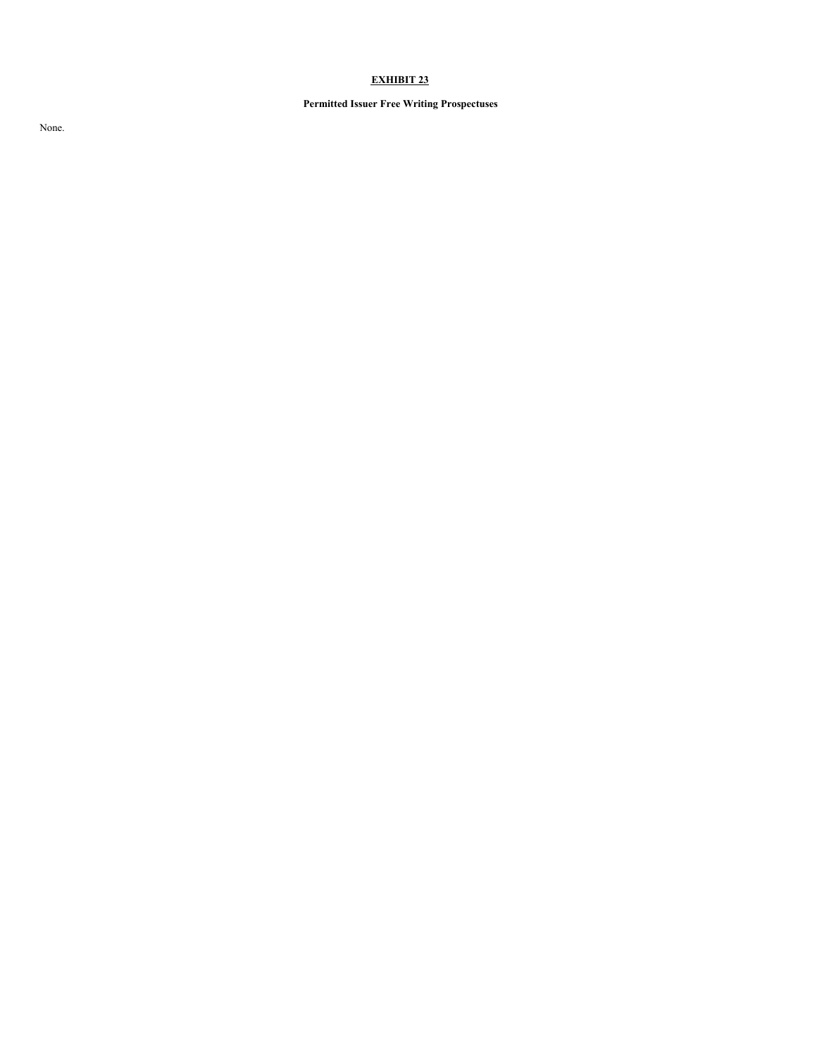**EXHIBIT 23**

**Permitted Issuer Free Writing Prospectuses**

None.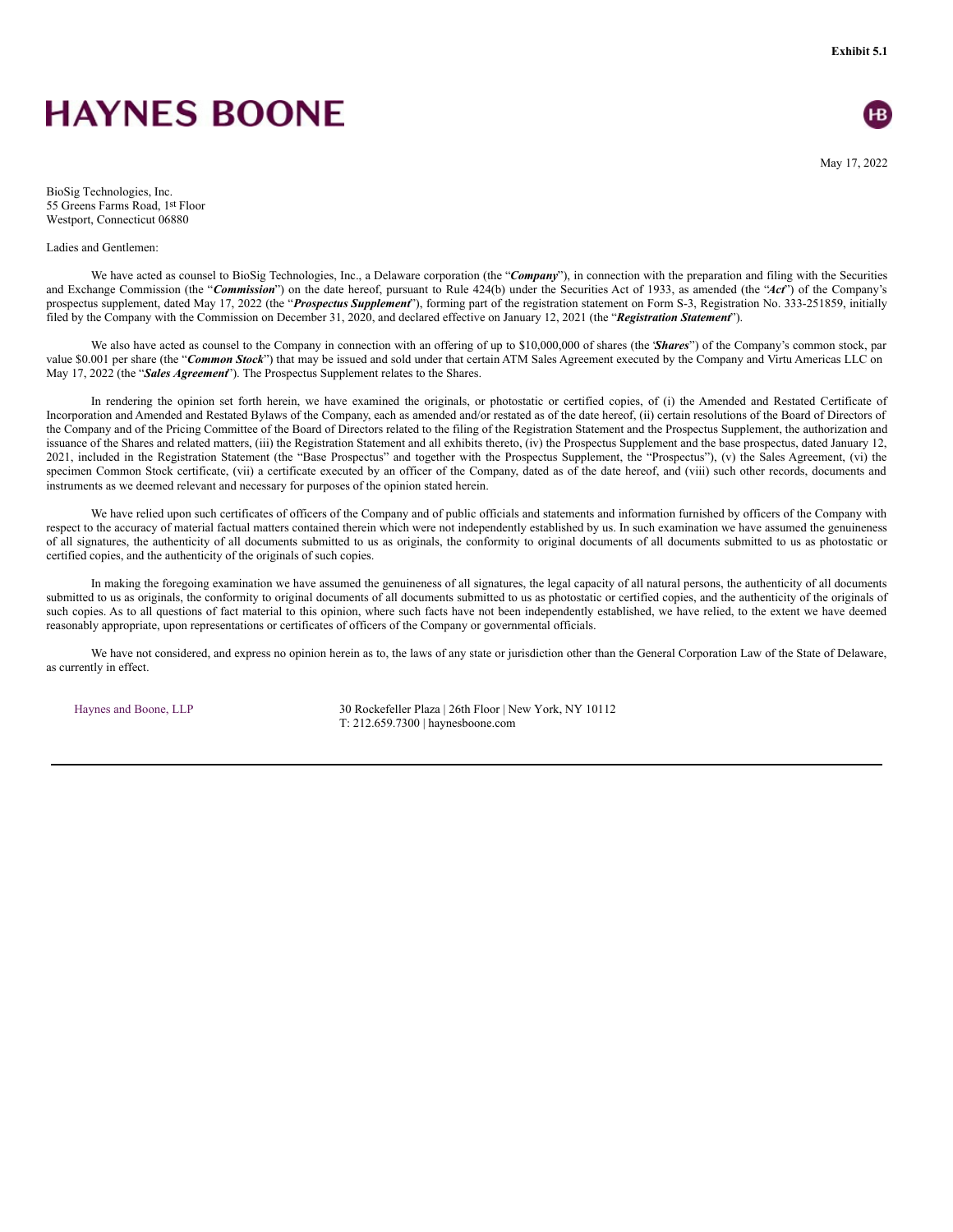Exhibit 5.1

# HAYNES BOONE

May 17, 2022

BioSig Technologies, Inc.
55 Greens Farms Road, 1st Floor
Westport, Connecticut 06880

Ladies and Gentlemen:

We have acted as counsel to BioSig Technologies, Inc., a Delaware corporation (the "***Company***"), in connection with the preparation and filing with the Securities and Exchange Commission (the "***Commission***") on the date hereof, pursuant to Rule 424(b) under the Securities Act of 1933, as amended (the "***Act***") of the Company's prospectus supplement, dated May 17, 2022 (the "***Prospectus Supplement***"), forming part of the registration statement on Form S-3, Registration No. 333-251859, initially filed by the Company with the Commission on December 31, 2020, and declared effective on January 12, 2021 (the "***Registration Statement***").

We also have acted as counsel to the Company in connection with an offering of up to $10,000,000 of shares (the "***Shares***") of the Company's common stock, par value $0.001 per share (the "***Common Stock***") that may be issued and sold under that certain ATM Sales Agreement executed by the Company and Virtu Americas LLC on May 17, 2022 (the "***Sales Agreement***"). The Prospectus Supplement relates to the Shares.

In rendering the opinion set forth herein, we have examined the originals, or photostatic or certified copies, of (i) the Amended and Restated Certificate of Incorporation and Amended and Restated Bylaws of the Company, each as amended and/or restated as of the date hereof, (ii) certain resolutions of the Board of Directors of the Company and of the Pricing Committee of the Board of Directors related to the filing of the Registration Statement and the Prospectus Supplement, the authorization and issuance of the Shares and related matters, (iii) the Registration Statement and all exhibits thereto, (iv) the Prospectus Supplement and the base prospectus, dated January 12, 2021, included in the Registration Statement (the "Base Prospectus" and together with the Prospectus Supplement, the "Prospectus"), (v) the Sales Agreement, (vi) the specimen Common Stock certificate, (vii) a certificate executed by an officer of the Company, dated as of the date hereof, and (viii) such other records, documents and instruments as we deemed relevant and necessary for purposes of the opinion stated herein.

We have relied upon such certificates of officers of the Company and of public officials and statements and information furnished by officers of the Company with respect to the accuracy of material factual matters contained therein which were not independently established by us. In such examination we have assumed the genuineness of all signatures, the authenticity of all documents submitted to us as originals, the conformity to original documents of all documents submitted to us as photostatic or certified copies, and the authenticity of the originals of such copies.

In making the foregoing examination we have assumed the genuineness of all signatures, the legal capacity of all natural persons, the authenticity of all documents submitted to us as originals, the conformity to original documents of all documents submitted to us as photostatic or certified copies, and the authenticity of the originals of such copies. As to all questions of fact material to this opinion, where such facts have not been independently established, we have relied, to the extent we have deemed reasonably appropriate, upon representations or certificates of officers of the Company or governmental officials.

We have not considered, and express no opinion herein as to, the laws of any state or jurisdiction other than the General Corporation Law of the State of Delaware, as currently in effect.

Haynes and Boone, LLP | 30 Rockefeller Plaza | 26th Floor | New York, NY 10112
T: 212.659.7300 | haynesboone.com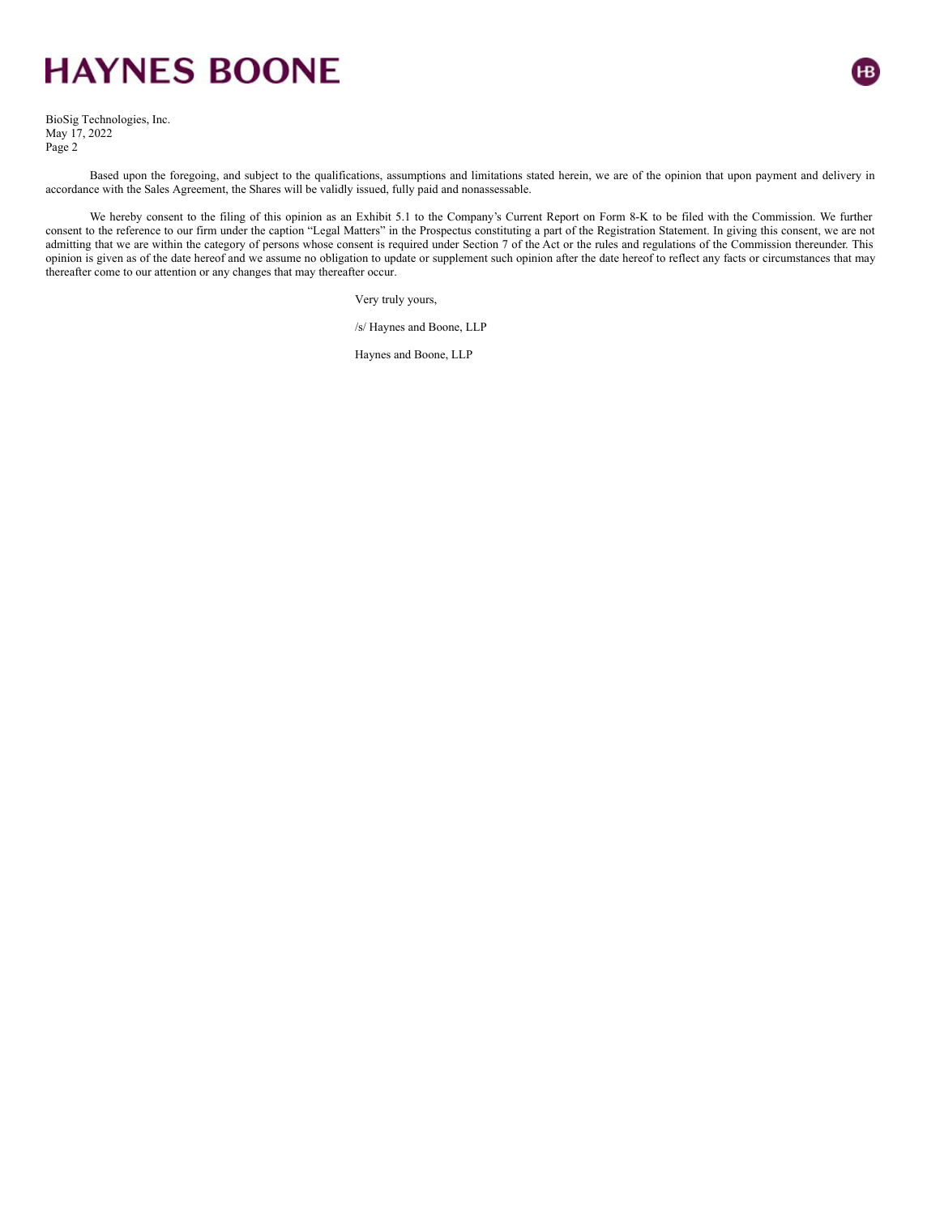BioSig Technologies, Inc.
May 17, 2022
Page 2

Based upon the foregoing, and subject to the qualifications, assumptions and limitations stated herein, we are of the opinion that upon payment and delivery in accordance with the Sales Agreement, the Shares will be validly issued, fully paid and nonassessable.

We hereby consent to the filing of this opinion as an Exhibit 5.1 to the Company's Current Report on Form 8-K to be filed with the Commission. We further consent to the reference to our firm under the caption "Legal Matters" in the Prospectus constituting a part of the Registration Statement. In giving this consent, we are not admitting that we are within the category of persons whose consent is required under Section 7 of the Act or the rules and regulations of the Commission thereunder. This opinion is given as of the date hereof and we assume no obligation to update or supplement such opinion after the date hereof to reflect any facts or circumstances that may thereafter come to our attention or any changes that may thereafter occur.

Very truly yours,

/s/ Haynes and Boone, LLP

Haynes and Boone, LLP